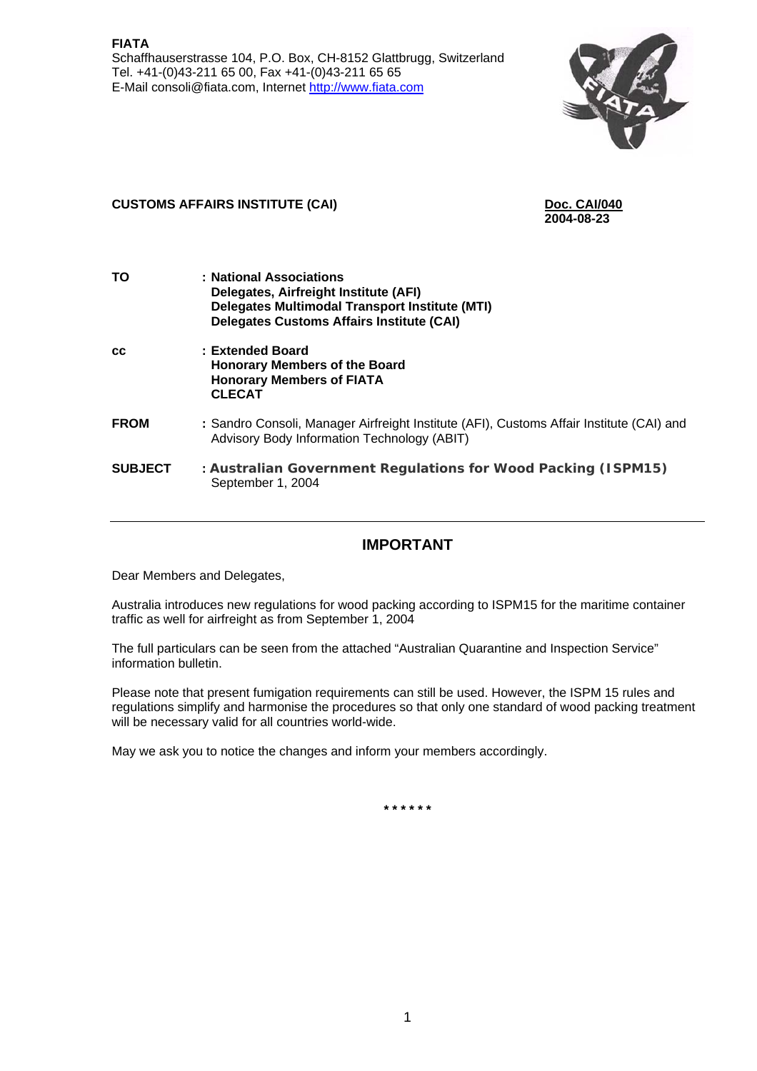**FIATA**
Schaffhauserstrasse 104, P.O. Box, CH-8152 Glattbrugg, Switzerland
Tel. +41-(0)43-211 65 00, Fax +41-(0)43-211 65 65
E-Mail consoli@fiata.com, Internet http://www.fiata.com

**CUSTOMS AFFAIRS INSTITUTE (CAI)**

**Doc. CAI/040**
**2004-08-23**

| | |
|---|---|
| **TO** | **: National Associations**<br>**Delegates, Airfreight Institute (AFI)**<br>**Delegates Multimodal Transport Institute (MTI)**<br>**Delegates Customs Affairs Institute (CAI)** |
| **cc** | **: Extended Board**<br>**Honorary Members of the Board**<br>**Honorary Members of FIATA**<br>**CLECAT** |
| **FROM** | **:** Sandro Consoli, Manager Airfreight Institute (AFI), Customs Affair Institute (CAI) and Advisory Body Information Technology (ABIT) |
| **SUBJECT** | **: Australian Government Regulations for Wood Packing (ISPM15)**<br>September 1, 2004 |

---

## IMPORTANT

Dear Members and Delegates,

Australia introduces new regulations for wood packing according to ISPM15 for the maritime container traffic as well for airfreight as from September 1, 2004

The full particulars can be seen from the attached "Australian Quarantine and Inspection Service" information bulletin.

Please note that present fumigation requirements can still be used. However, the ISPM 15 rules and regulations simplify and harmonise the procedures so that only one standard of wood packing treatment will be necessary valid for all countries world-wide.

May we ask you to notice the changes and inform your members accordingly.

******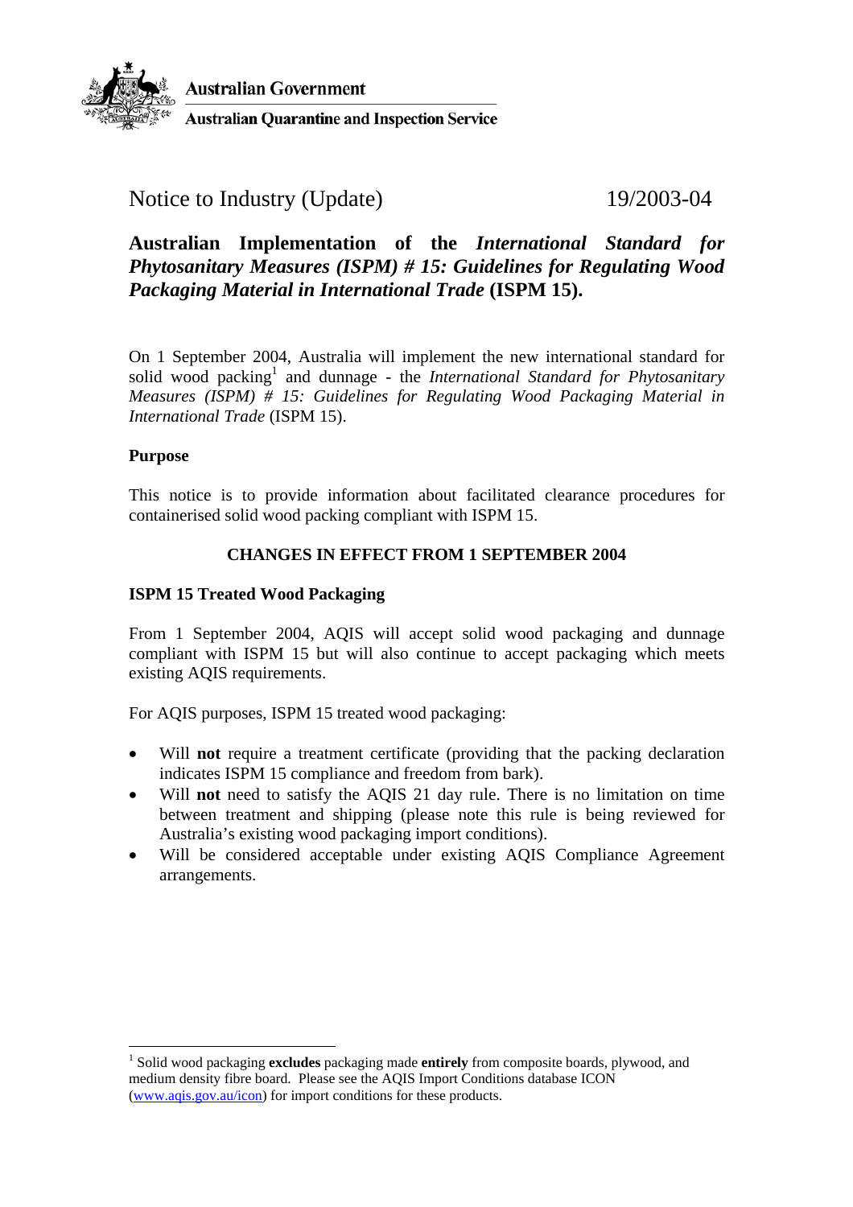Australian Government

Australian Quarantine and Inspection Service

# Notice to Industry (Update) 19/2003-04

## Australian Implementation of the *International Standard for Phytosanitary Measures (ISPM) # 15: Guidelines for Regulating Wood Packaging Material in International Trade* (ISPM 15).

On 1 September 2004, Australia will implement the new international standard for solid wood packing[1] and dunnage - the *International Standard for Phytosanitary Measures (ISPM) # 15: Guidelines for Regulating Wood Packaging Material in International Trade* (ISPM 15).

### Purpose

This notice is to provide information about facilitated clearance procedures for containerised solid wood packing compliant with ISPM 15.

### CHANGES IN EFFECT FROM 1 SEPTEMBER 2004

### ISPM 15 Treated Wood Packaging

From 1 September 2004, AQIS will accept solid wood packaging and dunnage compliant with ISPM 15 but will also continue to accept packaging which meets existing AQIS requirements.

For AQIS purposes, ISPM 15 treated wood packaging:

- Will **not** require a treatment certificate (providing that the packing declaration indicates ISPM 15 compliance and freedom from bark).
- Will **not** need to satisfy the AQIS 21 day rule. There is no limitation on time between treatment and shipping (please note this rule is being reviewed for Australia's existing wood packaging import conditions).
- Will be considered acceptable under existing AQIS Compliance Agreement arrangements.

---

[1] Solid wood packaging **excludes** packaging made **entirely** from composite boards, plywood, and medium density fibre board. Please see the AQIS Import Conditions database ICON (www.aqis.gov.au/icon) for import conditions for these products.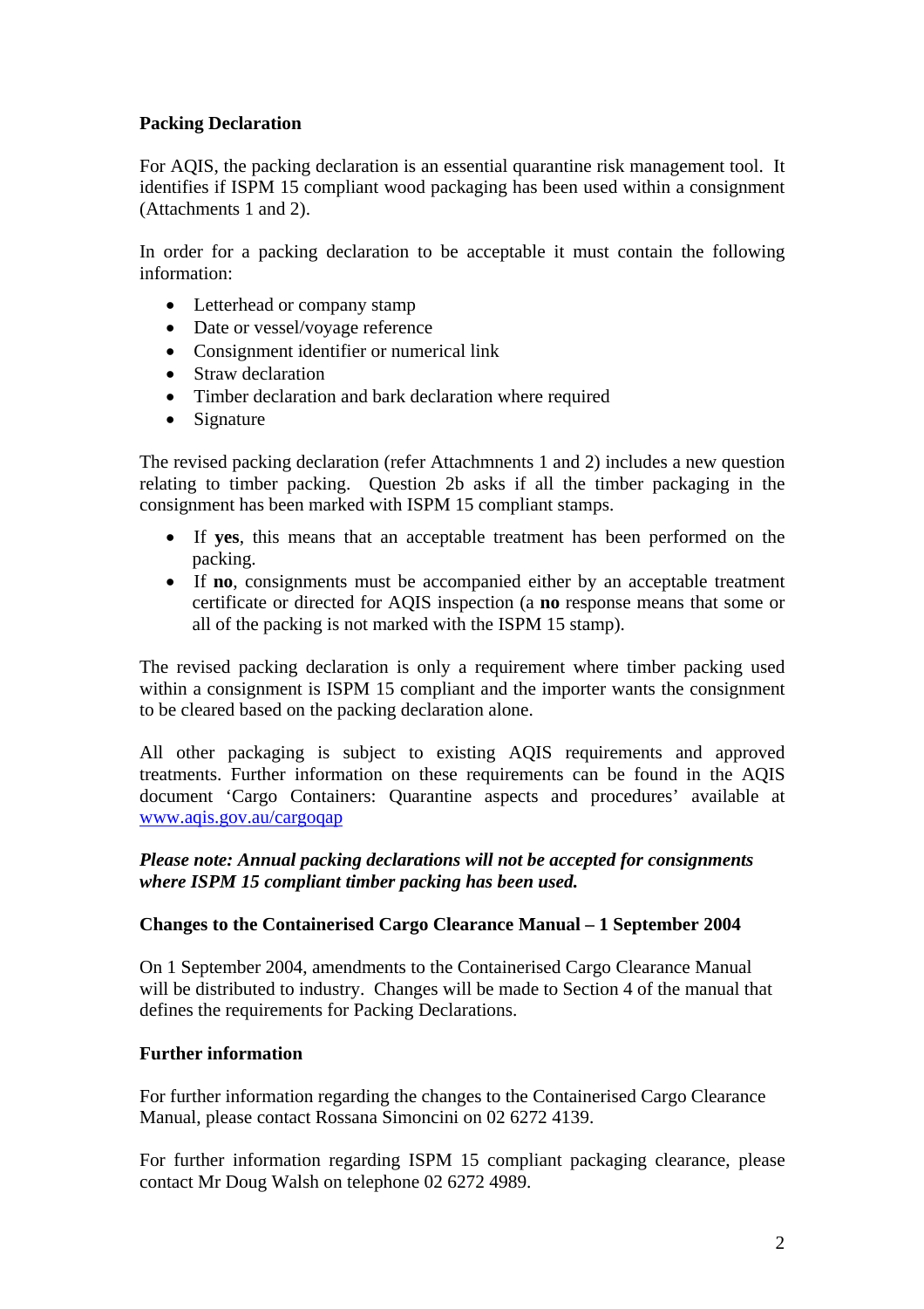**Packing Declaration**

For AQIS, the packing declaration is an essential quarantine risk management tool. It identifies if ISPM 15 compliant wood packaging has been used within a consignment (Attachments 1 and 2).

In order for a packing declaration to be acceptable it must contain the following information:

- Letterhead or company stamp
- Date or vessel/voyage reference
- Consignment identifier or numerical link
- Straw declaration
- Timber declaration and bark declaration where required
- Signature

The revised packing declaration (refer Attachmnents 1 and 2) includes a new question relating to timber packing. Question 2b asks if all the timber packaging in the consignment has been marked with ISPM 15 compliant stamps.

- If **yes**, this means that an acceptable treatment has been performed on the packing.
- If **no**, consignments must be accompanied either by an acceptable treatment certificate or directed for AQIS inspection (a **no** response means that some or all of the packing is not marked with the ISPM 15 stamp).

The revised packing declaration is only a requirement where timber packing used within a consignment is ISPM 15 compliant and the importer wants the consignment to be cleared based on the packing declaration alone.

All other packaging is subject to existing AQIS requirements and approved treatments. Further information on these requirements can be found in the AQIS document 'Cargo Containers: Quarantine aspects and procedures' available at www.aqis.gov.au/cargoqap

***Please note: Annual packing declarations will not be accepted for consignments where ISPM 15 compliant timber packing has been used.***

**Changes to the Containerised Cargo Clearance Manual – 1 September 2004**

On 1 September 2004, amendments to the Containerised Cargo Clearance Manual will be distributed to industry. Changes will be made to Section 4 of the manual that defines the requirements for Packing Declarations.

**Further information**

For further information regarding the changes to the Containerised Cargo Clearance Manual, please contact Rossana Simoncini on 02 6272 4139.

For further information regarding ISPM 15 compliant packaging clearance, please contact Mr Doug Walsh on telephone 02 6272 4989.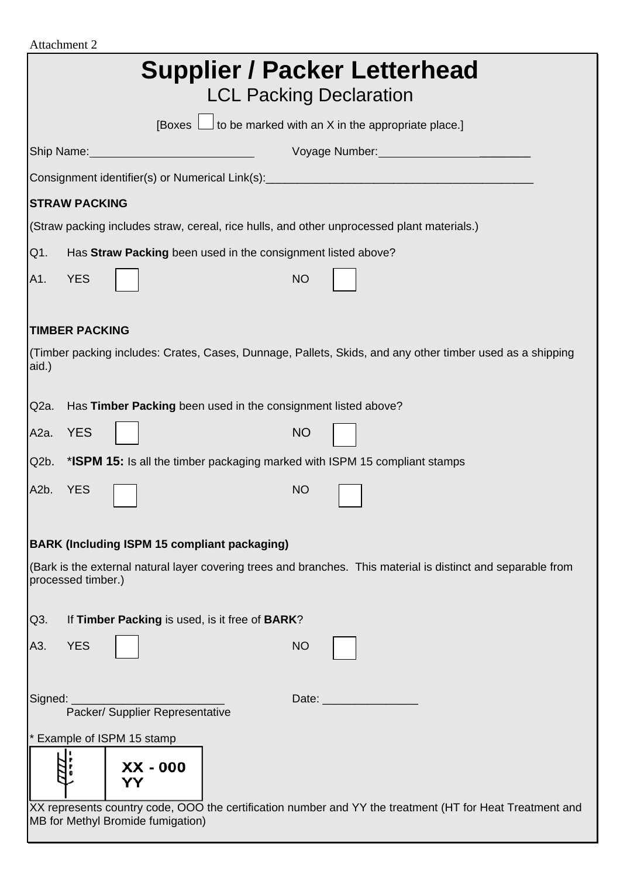Attachment 2

# Supplier / Packer Letterhead

## LCL Packing Declaration

[Boxes ☐ to be marked with an X in the appropriate place.]

Ship Name:_________________________ Voyage Number:________________________

Consignment identifier(s) or Numerical Link(s):__________________________________________

**STRAW PACKING**

(Straw packing includes straw, cereal, rice hulls, and other unprocessed plant materials.)

Q1. Has **Straw Packing** been used in the consignment listed above?

A1. YES ☐ NO ☐

**TIMBER PACKING**

(Timber packing includes: Crates, Cases, Dunnage, Pallets, Skids, and any other timber used as a shipping aid.)

Q2a. Has **Timber Packing** been used in the consignment listed above?

A2a. YES ☐ NO ☐

Q2b. ***ISPM 15:** Is all the timber packaging marked with ISPM 15 compliant stamps

A2b. YES ☐ NO ☐

**BARK (Including ISPM 15 compliant packaging)**

(Bark is the external natural layer covering trees and branches. This material is distinct and separable from processed timber.)

Q3. If **Timber Packing** is used, is it free of **BARK**?

A3. YES ☐ NO ☐

Signed: _______________________ Date: _______________
Packer/ Supplier Representative

* Example of ISPM 15 stamp

| IPPC | XX - 000 YY |
|---|---|

XX represents country code, OOO the certification number and YY the treatment (HT for Heat Treatment and MB for Methyl Bromide fumigation)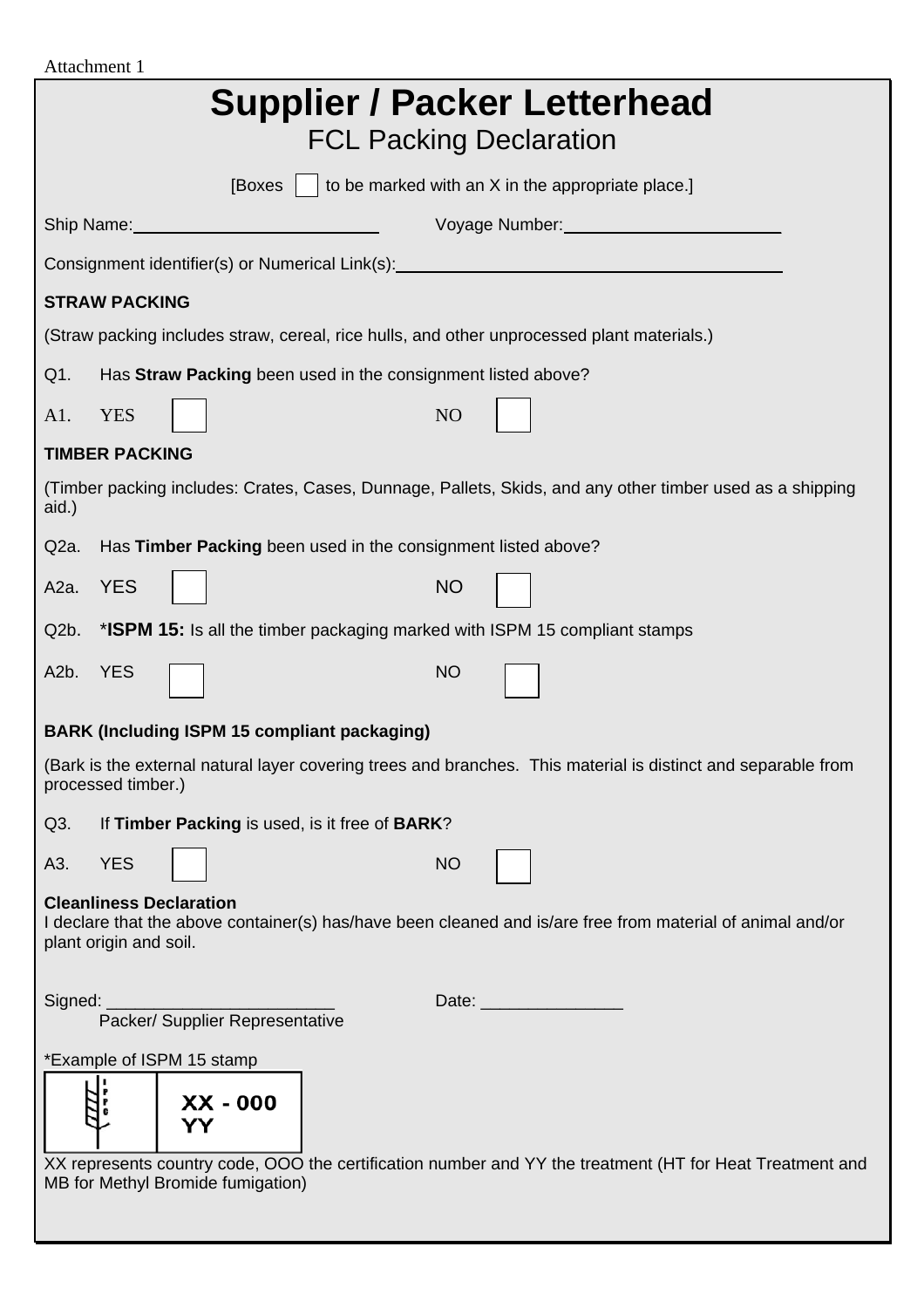Attachment 1

# Supplier / Packer Letterhead

## FCL Packing Declaration

[Boxes ☐ to be marked with an X in the appropriate place.]

Ship Name:________________________ Voyage Number:______________________

Consignment identifier(s) or Numerical Link(s):________________________________________

**STRAW PACKING**

(Straw packing includes straw, cereal, rice hulls, and other unprocessed plant materials.)

Q1. Has **Straw Packing** been used in the consignment listed above?

A1. YES ☐ NO ☐

**TIMBER PACKING**

(Timber packing includes: Crates, Cases, Dunnage, Pallets, Skids, and any other timber used as a shipping aid.)

Q2a. Has **Timber Packing** been used in the consignment listed above?

A2a. YES ☐ NO ☐

Q2b. ***ISPM 15:** Is all the timber packaging marked with ISPM 15 compliant stamps

A2b. YES ☐ NO ☐

**BARK (Including ISPM 15 compliant packaging)**

(Bark is the external natural layer covering trees and branches. This material is distinct and separable from processed timber.)

Q3. If **Timber Packing** is used, is it free of **BARK**?

A3. YES ☐ NO ☐

**Cleanliness Declaration**
I declare that the above container(s) has/have been cleaned and is/are free from material of animal and/or plant origin and soil.

Signed: ________________________ Date: _______________
Packer/ Supplier Representative

*Example of ISPM 15 stamp

| IPPC | XX - 000 YY |
|---|---|

XX represents country code, OOO the certification number and YY the treatment (HT for Heat Treatment and MB for Methyl Bromide fumigation)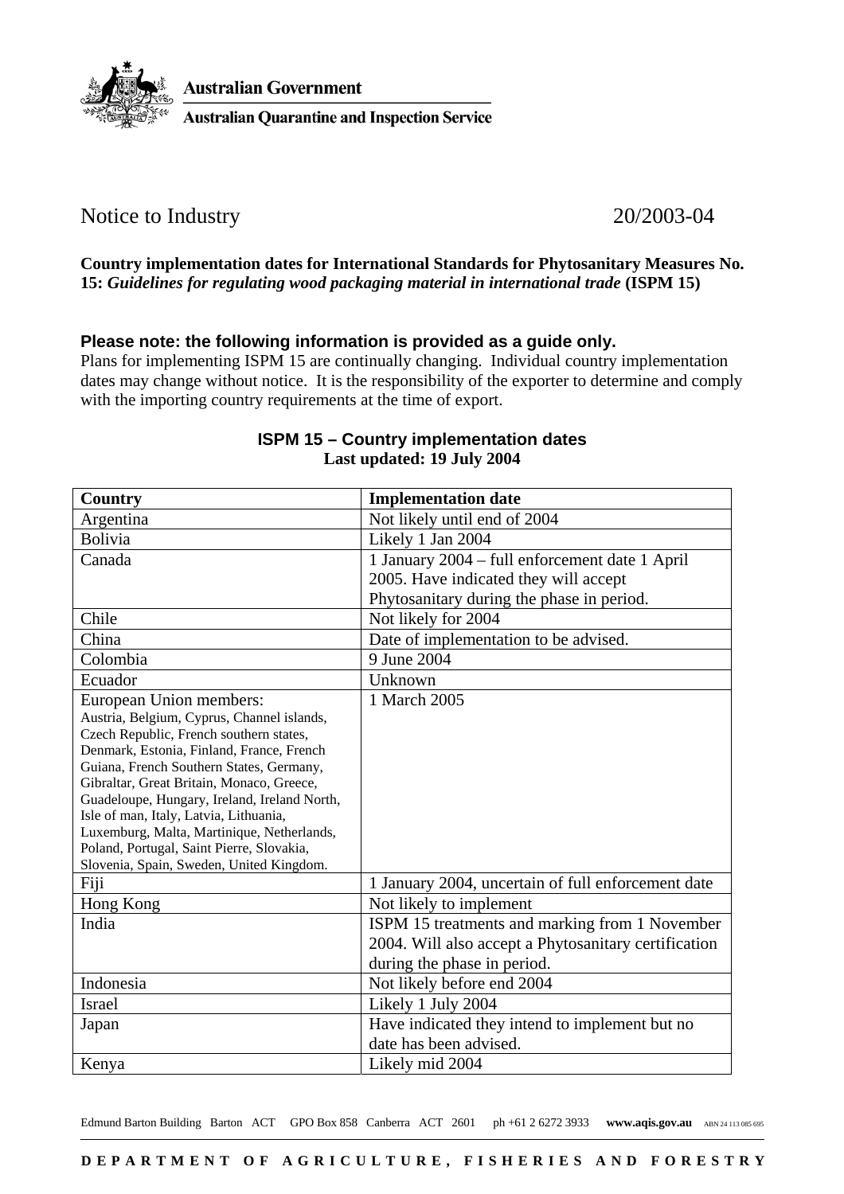Australian Government

Australian Quarantine and Inspection Service

Notice to Industry 20/2003-04

**Country implementation dates for International Standards for Phytosanitary Measures No. 15: *Guidelines for regulating wood packaging material in international trade* (ISPM 15)**

**Please note: the following information is provided as a guide only.**

Plans for implementing ISPM 15 are continually changing. Individual country implementation dates may change without notice. It is the responsibility of the exporter to determine and comply with the importing country requirements at the time of export.

**ISPM 15 – Country implementation dates**

**Last updated: 19 July 2004**

| **Country** | **Implementation date** |
|---|---|
| Argentina | Not likely until end of 2004 |
| Bolivia | Likely 1 Jan 2004 |
| Canada | 1 January 2004 – full enforcement date 1 April 2005. Have indicated they will accept Phytosanitary during the phase in period. |
| Chile | Not likely for 2004 |
| China | Date of implementation to be advised. |
| Colombia | 9 June 2004 |
| Ecuador | Unknown |
| European Union members: Austria, Belgium, Cyprus, Channel islands, Czech Republic, French southern states, Denmark, Estonia, Finland, France, French Guiana, French Southern States, Germany, Gibraltar, Great Britain, Monaco, Greece, Guadeloupe, Hungary, Ireland, Ireland North, Isle of man, Italy, Latvia, Lithuania, Luxemburg, Malta, Martinique, Netherlands, Poland, Portugal, Saint Pierre, Slovakia, Slovenia, Spain, Sweden, United Kingdom. | 1 March 2005 |
| Fiji | 1 January 2004, uncertain of full enforcement date |
| Hong Kong | Not likely to implement |
| India | ISPM 15 treatments and marking from 1 November 2004. Will also accept a Phytosanitary certification during the phase in period. |
| Indonesia | Not likely before end 2004 |
| Israel | Likely 1 July 2004 |
| Japan | Have indicated they intend to implement but no date has been advised. |
| Kenya | Likely mid 2004 |

Edmund Barton Building Barton ACT GPO Box 858 Canberra ACT 2601 ph +61 2 6272 3933 **www.aqis.gov.au** ABN 24 113 085 695

**DEPARTMENT OF AGRICULTURE, FISHERIES AND FORESTRY**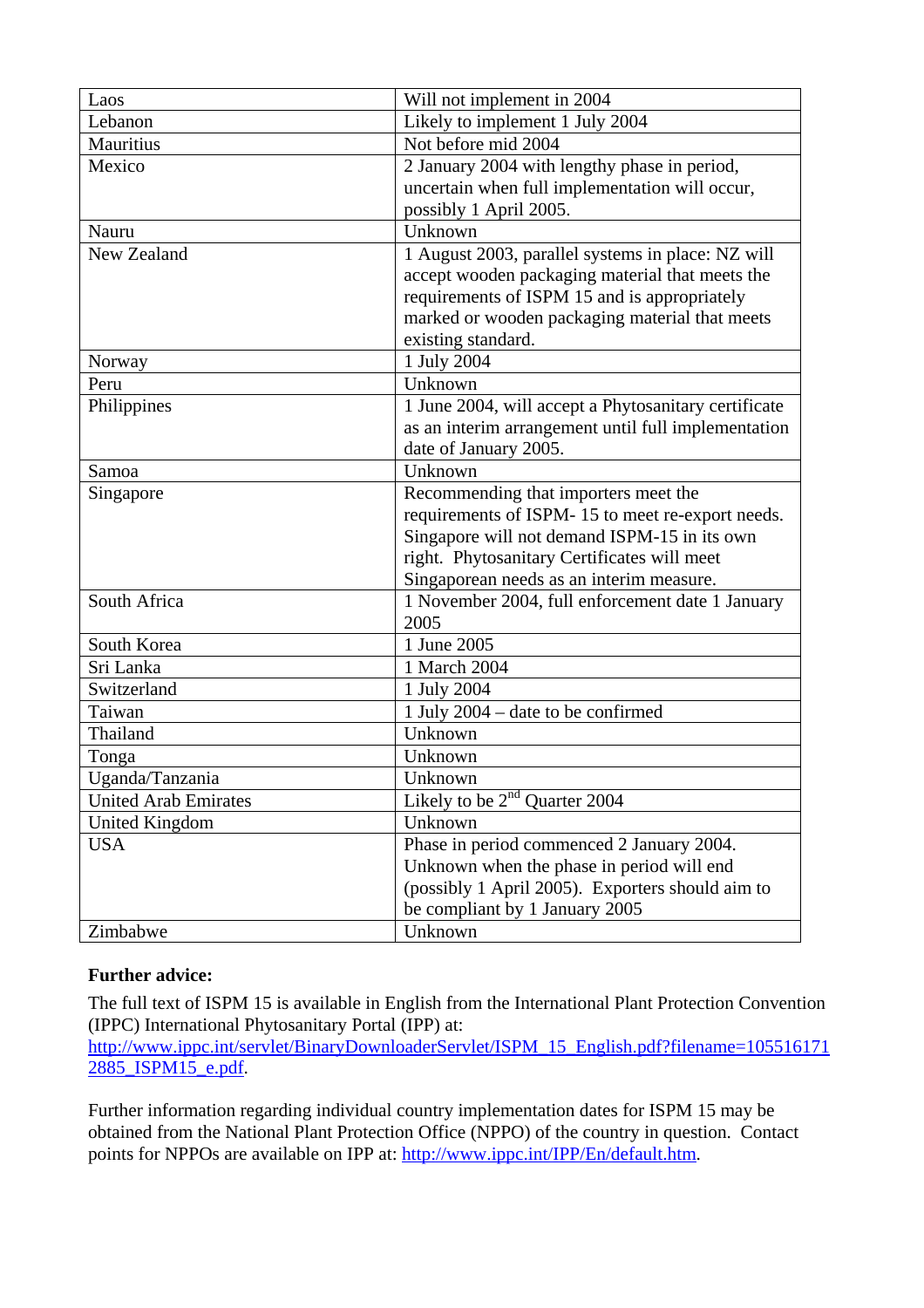| Laos | Will not implement in 2004 |
|---|---|
| Lebanon | Likely to implement 1 July 2004 |
| Mauritius | Not before mid 2004 |
| Mexico | 2 January 2004 with lengthy phase in period, uncertain when full implementation will occur, possibly 1 April 2005. |
| Nauru | Unknown |
| New Zealand | 1 August 2003, parallel systems in place: NZ will accept wooden packaging material that meets the requirements of ISPM 15 and is appropriately marked or wooden packaging material that meets existing standard. |
| Norway | 1 July 2004 |
| Peru | Unknown |
| Philippines | 1 June 2004, will accept a Phytosanitary certificate as an interim arrangement until full implementation date of January 2005. |
| Samoa | Unknown |
| Singapore | Recommending that importers meet the requirements of ISPM- 15 to meet re-export needs. Singapore will not demand ISPM-15 in its own right. Phytosanitary Certificates will meet Singaporean needs as an interim measure. |
| South Africa | 1 November 2004, full enforcement date 1 January 2005 |
| South Korea | 1 June 2005 |
| Sri Lanka | 1 March 2004 |
| Switzerland | 1 July 2004 |
| Taiwan | 1 July 2004 – date to be confirmed |
| Thailand | Unknown |
| Tonga | Unknown |
| Uganda/Tanzania | Unknown |
| United Arab Emirates | Likely to be 2nd Quarter 2004 |
| United Kingdom | Unknown |
| USA | Phase in period commenced 2 January 2004. Unknown when the phase in period will end (possibly 1 April 2005). Exporters should aim to be compliant by 1 January 2005 |
| Zimbabwe | Unknown |

**Further advice:**

The full text of ISPM 15 is available in English from the International Plant Protection Convention (IPPC) International Phytosanitary Portal (IPP) at: http://www.ippc.int/servlet/BinaryDownloaderServlet/ISPM_15_English.pdf?filename=1055161712885_ISPM15_e.pdf.

Further information regarding individual country implementation dates for ISPM 15 may be obtained from the National Plant Protection Office (NPPO) of the country in question. Contact points for NPPOs are available on IPP at: http://www.ippc.int/IPP/En/default.htm.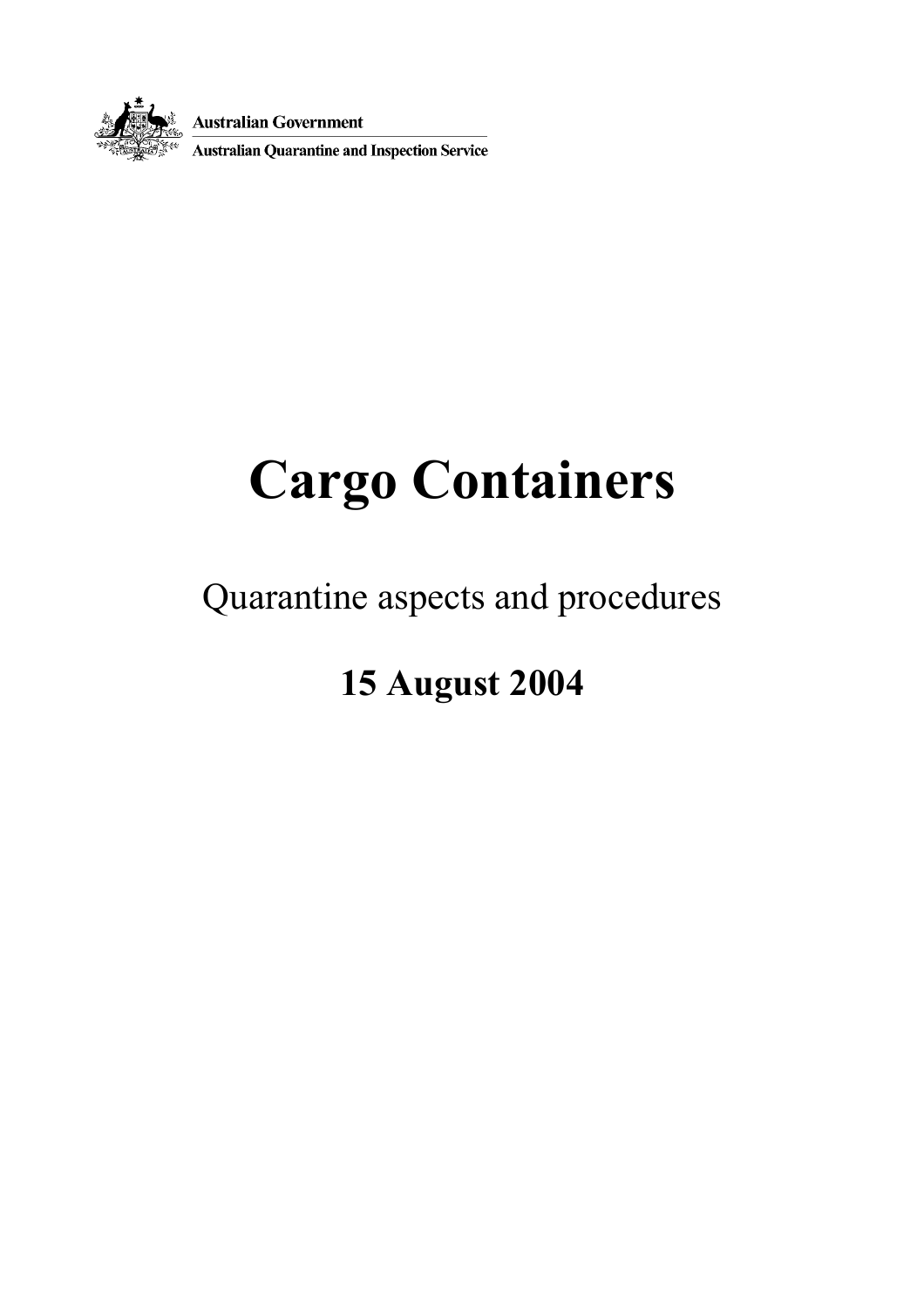Australian Government

Australian Quarantine and Inspection Service

# Cargo Containers

Quarantine aspects and procedures

**15 August 2004**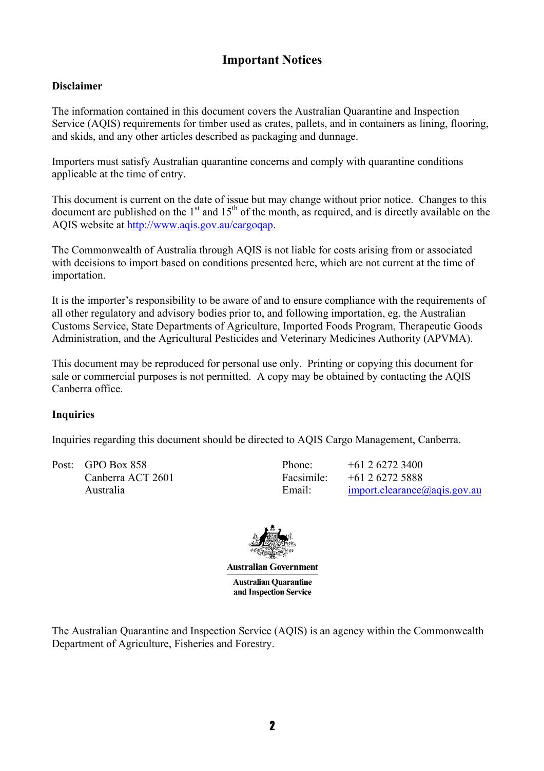# Important Notices

**Disclaimer**

The information contained in this document covers the Australian Quarantine and Inspection Service (AQIS) requirements for timber used as crates, pallets, and in containers as lining, flooring, and skids, and any other articles described as packaging and dunnage.

Importers must satisfy Australian quarantine concerns and comply with quarantine conditions applicable at the time of entry.

This document is current on the date of issue but may change without prior notice. Changes to this document are published on the 1st and 15th of the month, as required, and is directly available on the AQIS website at http://www.aqis.gov.au/cargoqap.

The Commonwealth of Australia through AQIS is not liable for costs arising from or associated with decisions to import based on conditions presented here, which are not current at the time of importation.

It is the importer's responsibility to be aware of and to ensure compliance with the requirements of all other regulatory and advisory bodies prior to, and following importation, eg. the Australian Customs Service, State Departments of Agriculture, Imported Foods Program, Therapeutic Goods Administration, and the Agricultural Pesticides and Veterinary Medicines Authority (APVMA).

This document may be reproduced for personal use only. Printing or copying this document for sale or commercial purposes is not permitted. A copy may be obtained by contacting the AQIS Canberra office.

**Inquiries**

Inquiries regarding this document should be directed to AQIS Cargo Management, Canberra.

Post: GPO Box 858
Canberra ACT 2601
Australia

Phone: +61 2 6272 3400
Facsimile: +61 2 6272 5888
Email: import.clearance@aqis.gov.au

Australian Government

Australian Quarantine and Inspection Service

The Australian Quarantine and Inspection Service (AQIS) is an agency within the Commonwealth Department of Agriculture, Fisheries and Forestry.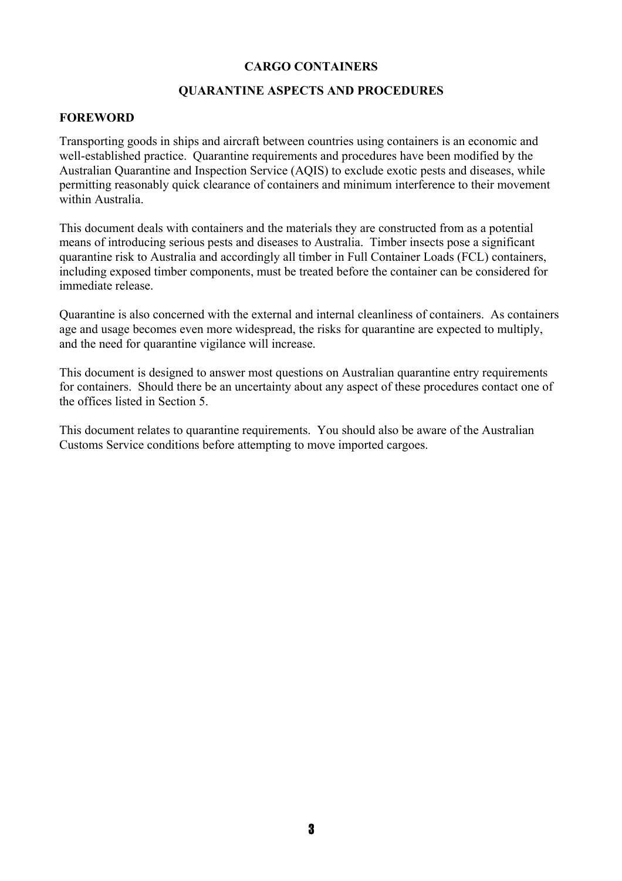# CARGO CONTAINERS

## QUARANTINE ASPECTS AND PROCEDURES

### FOREWORD

Transporting goods in ships and aircraft between countries using containers is an economic and well-established practice. Quarantine requirements and procedures have been modified by the Australian Quarantine and Inspection Service (AQIS) to exclude exotic pests and diseases, while permitting reasonably quick clearance of containers and minimum interference to their movement within Australia.

This document deals with containers and the materials they are constructed from as a potential means of introducing serious pests and diseases to Australia. Timber insects pose a significant quarantine risk to Australia and accordingly all timber in Full Container Loads (FCL) containers, including exposed timber components, must be treated before the container can be considered for immediate release.

Quarantine is also concerned with the external and internal cleanliness of containers. As containers age and usage becomes even more widespread, the risks for quarantine are expected to multiply, and the need for quarantine vigilance will increase.

This document is designed to answer most questions on Australian quarantine entry requirements for containers. Should there be an uncertainty about any aspect of these procedures contact one of the offices listed in Section 5.

This document relates to quarantine requirements. You should also be aware of the Australian Customs Service conditions before attempting to move imported cargoes.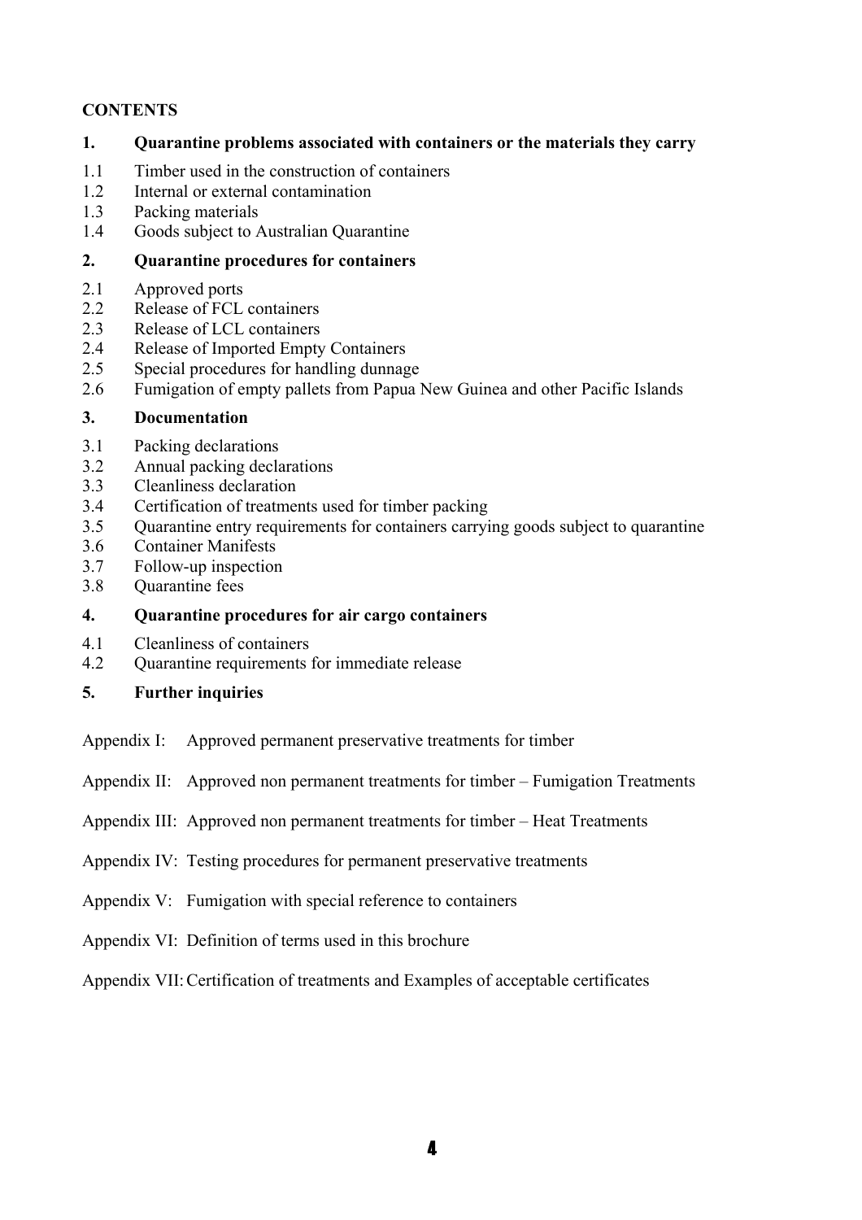## CONTENTS

**1. Quarantine problems associated with containers or the materials they carry**

1.1 Timber used in the construction of containers
1.2 Internal or external contamination
1.3 Packing materials
1.4 Goods subject to Australian Quarantine

**2. Quarantine procedures for containers**

2.1 Approved ports
2.2 Release of FCL containers
2.3 Release of LCL containers
2.4 Release of Imported Empty Containers
2.5 Special procedures for handling dunnage
2.6 Fumigation of empty pallets from Papua New Guinea and other Pacific Islands

**3. Documentation**

3.1 Packing declarations
3.2 Annual packing declarations
3.3 Cleanliness declaration
3.4 Certification of treatments used for timber packing
3.5 Quarantine entry requirements for containers carrying goods subject to quarantine
3.6 Container Manifests
3.7 Follow-up inspection
3.8 Quarantine fees

**4. Quarantine procedures for air cargo containers**

4.1 Cleanliness of containers
4.2 Quarantine requirements for immediate release

**5. Further inquiries**

Appendix I: Approved permanent preservative treatments for timber

Appendix II: Approved non permanent treatments for timber – Fumigation Treatments

Appendix III: Approved non permanent treatments for timber – Heat Treatments

Appendix IV: Testing procedures for permanent preservative treatments

Appendix V: Fumigation with special reference to containers

Appendix VI: Definition of terms used in this brochure

Appendix VII: Certification of treatments and Examples of acceptable certificates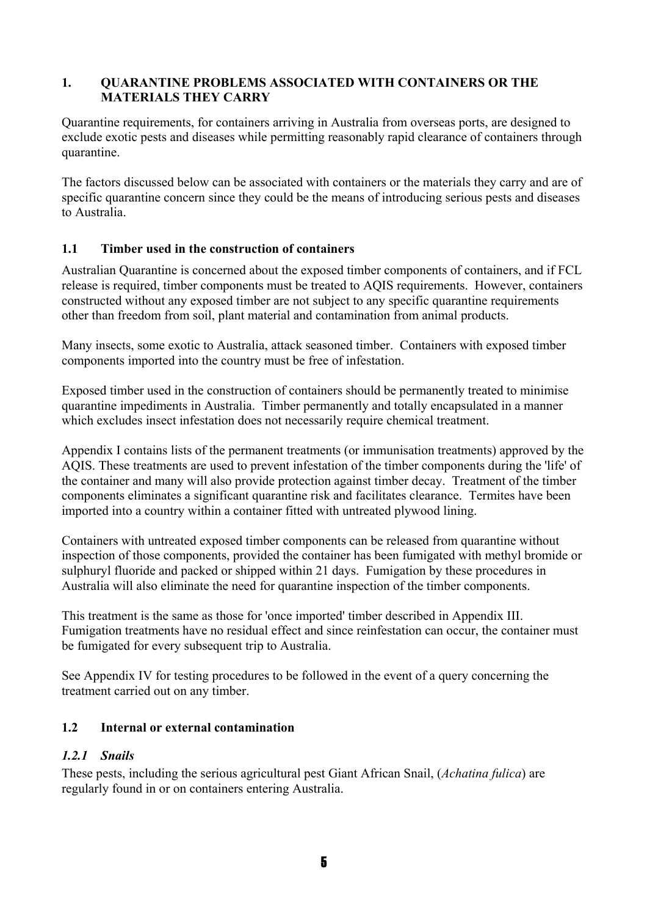## 1. QUARANTINE PROBLEMS ASSOCIATED WITH CONTAINERS OR THE MATERIALS THEY CARRY

Quarantine requirements, for containers arriving in Australia from overseas ports, are designed to exclude exotic pests and diseases while permitting reasonably rapid clearance of containers through quarantine.

The factors discussed below can be associated with containers or the materials they carry and are of specific quarantine concern since they could be the means of introducing serious pests and diseases to Australia.

### 1.1 Timber used in the construction of containers

Australian Quarantine is concerned about the exposed timber components of containers, and if FCL release is required, timber components must be treated to AQIS requirements. However, containers constructed without any exposed timber are not subject to any specific quarantine requirements other than freedom from soil, plant material and contamination from animal products.

Many insects, some exotic to Australia, attack seasoned timber. Containers with exposed timber components imported into the country must be free of infestation.

Exposed timber used in the construction of containers should be permanently treated to minimise quarantine impediments in Australia. Timber permanently and totally encapsulated in a manner which excludes insect infestation does not necessarily require chemical treatment.

Appendix I contains lists of the permanent treatments (or immunisation treatments) approved by the AQIS. These treatments are used to prevent infestation of the timber components during the 'life' of the container and many will also provide protection against timber decay. Treatment of the timber components eliminates a significant quarantine risk and facilitates clearance. Termites have been imported into a country within a container fitted with untreated plywood lining.

Containers with untreated exposed timber components can be released from quarantine without inspection of those components, provided the container has been fumigated with methyl bromide or sulphuryl fluoride and packed or shipped within 21 days. Fumigation by these procedures in Australia will also eliminate the need for quarantine inspection of the timber components.

This treatment is the same as those for 'once imported' timber described in Appendix III. Fumigation treatments have no residual effect and since reinfestation can occur, the container must be fumigated for every subsequent trip to Australia.

See Appendix IV for testing procedures to be followed in the event of a query concerning the treatment carried out on any timber.

### 1.2 Internal or external contamination

#### *1.2.1 Snails*

These pests, including the serious agricultural pest Giant African Snail, (*Achatina fulica*) are regularly found in or on containers entering Australia.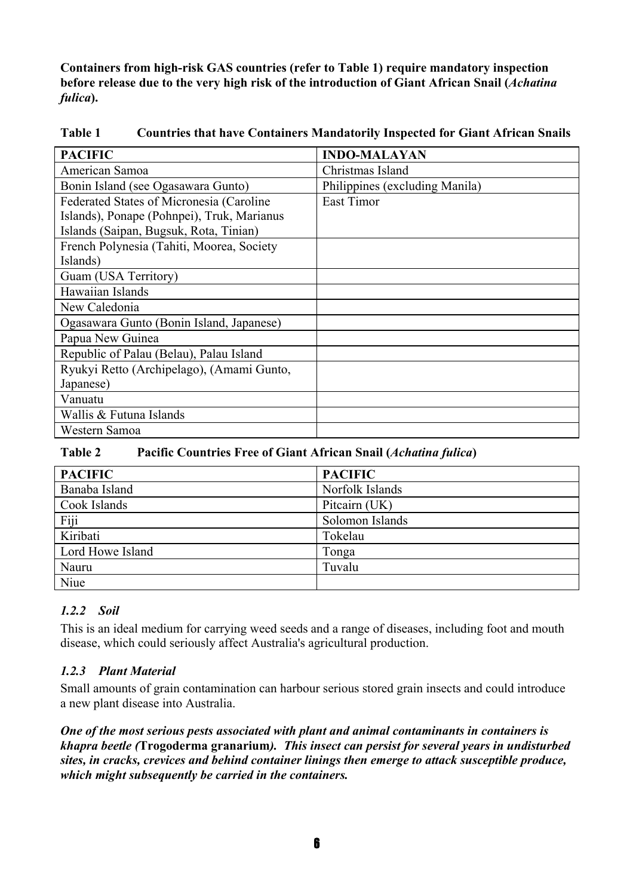**Containers from high-risk GAS countries (refer to Table 1) require mandatory inspection before release due to the very high risk of the introduction of Giant African Snail (*Achatina fulica*).**

**Table 1 Countries that have Containers Mandatorily Inspected for Giant African Snails**

| PACIFIC | INDO-MALAYAN |
|---|---|
| American Samoa | Christmas Island |
| Bonin Island (see Ogasawara Gunto) | Philippines (excluding Manila) |
| Federated States of Micronesia (Caroline Islands), Ponape (Pohnpei), Truk, Marianus Islands (Saipan, Bugsuk, Rota, Tinian) | East Timor |
| French Polynesia (Tahiti, Moorea, Society Islands) | |
| Guam (USA Territory) | |
| Hawaiian Islands | |
| New Caledonia | |
| Ogasawara Gunto (Bonin Island, Japanese) | |
| Papua New Guinea | |
| Republic of Palau (Belau), Palau Island | |
| Ryukyi Retto (Archipelago), (Amami Gunto, Japanese) | |
| Vanuatu | |
| Wallis & Futuna Islands | |
| Western Samoa | |

**Table 2 Pacific Countries Free of Giant African Snail (*Achatina fulica*)**

| PACIFIC | PACIFIC |
|---|---|
| Banaba Island | Norfolk Islands |
| Cook Islands | Pitcairn (UK) |
| Fiji | Solomon Islands |
| Kiribati | Tokelau |
| Lord Howe Island | Tonga |
| Nauru | Tuvalu |
| Niue | |

### *1.2.2 Soil*

This is an ideal medium for carrying weed seeds and a range of diseases, including foot and mouth disease, which could seriously affect Australia's agricultural production.

### *1.2.3 Plant Material*

Small amounts of grain contamination can harbour serious stored grain insects and could introduce a new plant disease into Australia.

***One of the most serious pests associated with plant and animal contaminants in containers is khapra beetle (Trogoderma granarium). This insect can persist for several years in undisturbed sites, in cracks, crevices and behind container linings then emerge to attack susceptible produce, which might subsequently be carried in the containers.***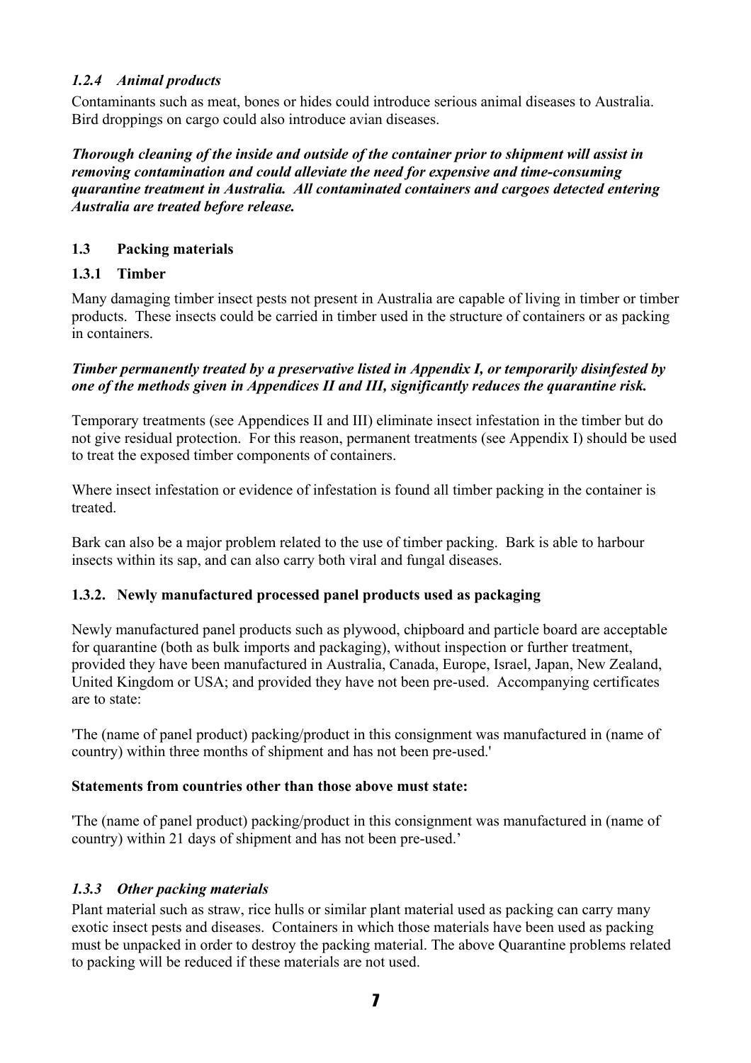### *1.2.4 Animal products*

Contaminants such as meat, bones or hides could introduce serious animal diseases to Australia. Bird droppings on cargo could also introduce avian diseases.

***Thorough cleaning of the inside and outside of the container prior to shipment will assist in removing contamination and could alleviate the need for expensive and time-consuming quarantine treatment in Australia. All contaminated containers and cargoes detected entering Australia are treated before release.***

## 1.3 Packing materials

### 1.3.1 Timber

Many damaging timber insect pests not present in Australia are capable of living in timber or timber products. These insects could be carried in timber used in the structure of containers or as packing in containers.

***Timber permanently treated by a preservative listed in Appendix I, or temporarily disinfested by one of the methods given in Appendices II and III, significantly reduces the quarantine risk.***

Temporary treatments (see Appendices II and III) eliminate insect infestation in the timber but do not give residual protection. For this reason, permanent treatments (see Appendix I) should be used to treat the exposed timber components of containers.

Where insect infestation or evidence of infestation is found all timber packing in the container is treated.

Bark can also be a major problem related to the use of timber packing. Bark is able to harbour insects within its sap, and can also carry both viral and fungal diseases.

### 1.3.2. Newly manufactured processed panel products used as packaging

Newly manufactured panel products such as plywood, chipboard and particle board are acceptable for quarantine (both as bulk imports and packaging), without inspection or further treatment, provided they have been manufactured in Australia, Canada, Europe, Israel, Japan, New Zealand, United Kingdom or USA; and provided they have not been pre-used. Accompanying certificates are to state:

'The (name of panel product) packing/product in this consignment was manufactured in (name of country) within three months of shipment and has not been pre-used.'

**Statements from countries other than those above must state:**

'The (name of panel product) packing/product in this consignment was manufactured in (name of country) within 21 days of shipment and has not been pre-used.'

### *1.3.3 Other packing materials*

Plant material such as straw, rice hulls or similar plant material used as packing can carry many exotic insect pests and diseases. Containers in which those materials have been used as packing must be unpacked in order to destroy the packing material. The above Quarantine problems related to packing will be reduced if these materials are not used.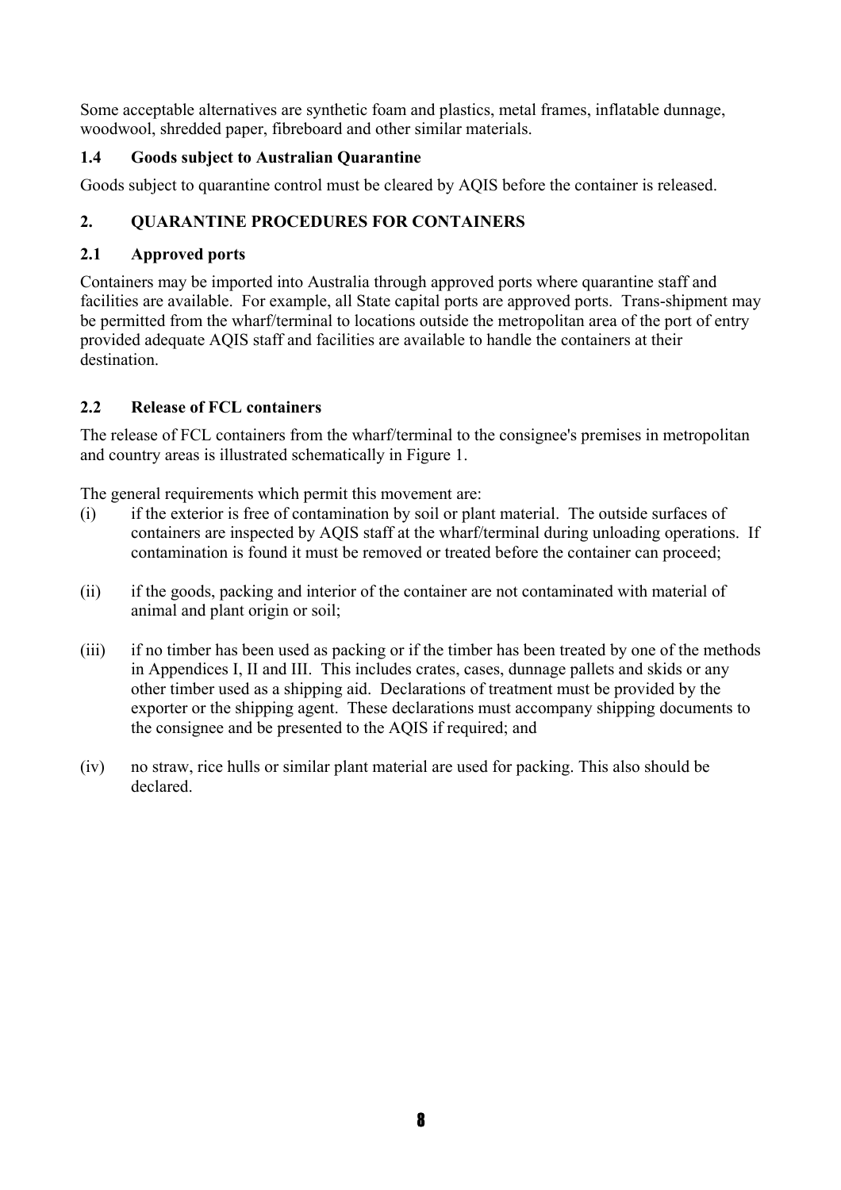Some acceptable alternatives are synthetic foam and plastics, metal frames, inflatable dunnage, woodwool, shredded paper, fibreboard and other similar materials.

### 1.4 Goods subject to Australian Quarantine

Goods subject to quarantine control must be cleared by AQIS before the container is released.

## 2. QUARANTINE PROCEDURES FOR CONTAINERS

### 2.1 Approved ports

Containers may be imported into Australia through approved ports where quarantine staff and facilities are available. For example, all State capital ports are approved ports. Trans-shipment may be permitted from the wharf/terminal to locations outside the metropolitan area of the port of entry provided adequate AQIS staff and facilities are available to handle the containers at their destination.

### 2.2 Release of FCL containers

The release of FCL containers from the wharf/terminal to the consignee's premises in metropolitan and country areas is illustrated schematically in Figure 1.

The general requirements which permit this movement are:

(i) if the exterior is free of contamination by soil or plant material. The outside surfaces of containers are inspected by AQIS staff at the wharf/terminal during unloading operations. If contamination is found it must be removed or treated before the container can proceed;

(ii) if the goods, packing and interior of the container are not contaminated with material of animal and plant origin or soil;

(iii) if no timber has been used as packing or if the timber has been treated by one of the methods in Appendices I, II and III. This includes crates, cases, dunnage pallets and skids or any other timber used as a shipping aid. Declarations of treatment must be provided by the exporter or the shipping agent. These declarations must accompany shipping documents to the consignee and be presented to the AQIS if required; and

(iv) no straw, rice hulls or similar plant material are used for packing. This also should be declared.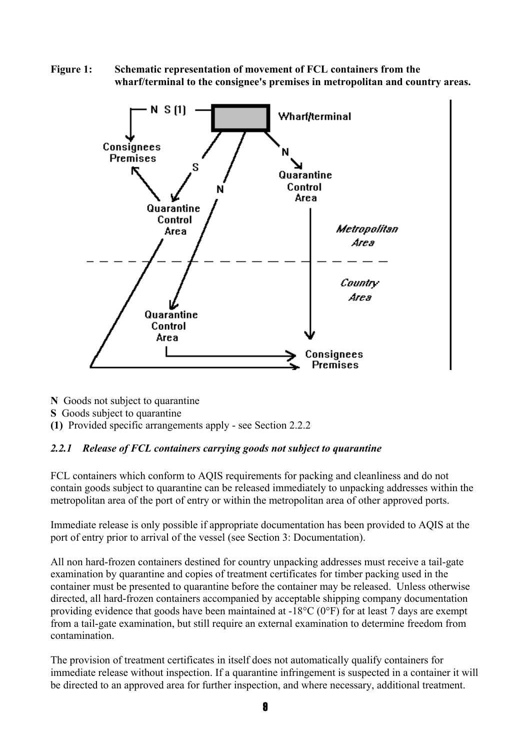**Figure 1: Schematic representation of movement of FCL containers from the wharf/terminal to the consignee's premises in metropolitan and country areas.**

**N** Goods not subject to quarantine
**S** Goods subject to quarantine
**(1)** Provided specific arrangements apply - see Section 2.2.2

### *2.2.1 Release of FCL containers carrying goods not subject to quarantine*

FCL containers which conform to AQIS requirements for packing and cleanliness and do not contain goods subject to quarantine can be released immediately to unpacking addresses within the metropolitan area of the port of entry or within the metropolitan area of other approved ports.

Immediate release is only possible if appropriate documentation has been provided to AQIS at the port of entry prior to arrival of the vessel (see Section 3: Documentation).

All non hard-frozen containers destined for country unpacking addresses must receive a tail-gate examination by quarantine and copies of treatment certificates for timber packing used in the container must be presented to quarantine before the container may be released. Unless otherwise directed, all hard-frozen containers accompanied by acceptable shipping company documentation providing evidence that goods have been maintained at -18°C (0°F) for at least 7 days are exempt from a tail-gate examination, but still require an external examination to determine freedom from contamination.

The provision of treatment certificates in itself does not automatically qualify containers for immediate release without inspection. If a quarantine infringement is suspected in a container it will be directed to an approved area for further inspection, and where necessary, additional treatment.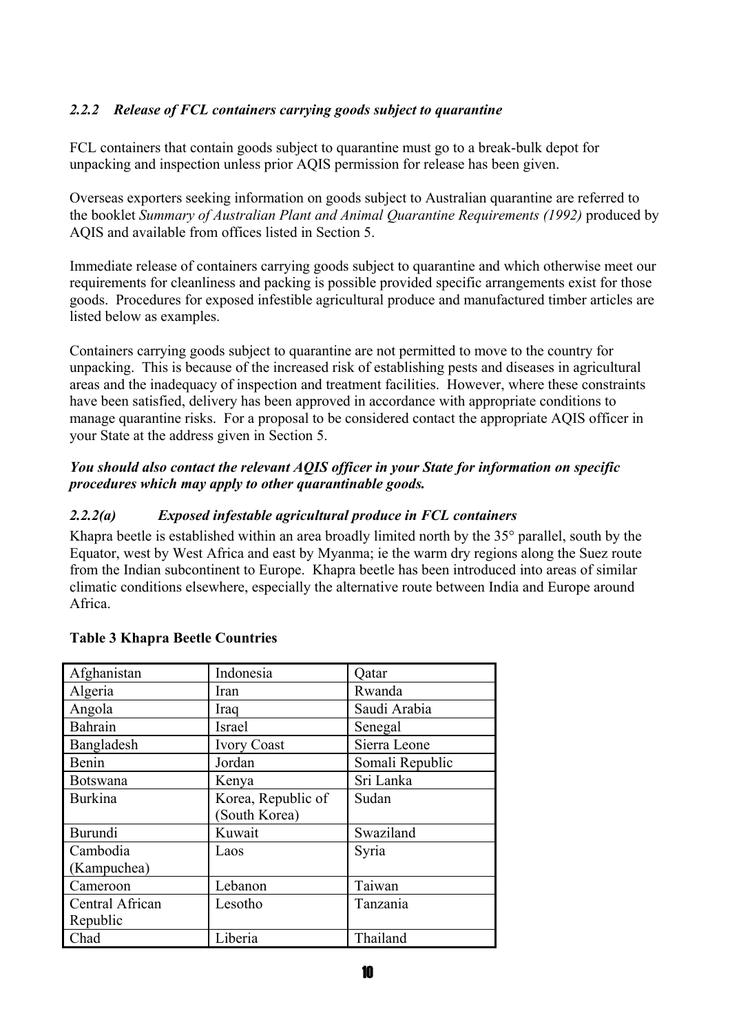### *2.2.2 Release of FCL containers carrying goods subject to quarantine*

FCL containers that contain goods subject to quarantine must go to a break-bulk depot for unpacking and inspection unless prior AQIS permission for release has been given.

Overseas exporters seeking information on goods subject to Australian quarantine are referred to the booklet *Summary of Australian Plant and Animal Quarantine Requirements (1992)* produced by AQIS and available from offices listed in Section 5.

Immediate release of containers carrying goods subject to quarantine and which otherwise meet our requirements for cleanliness and packing is possible provided specific arrangements exist for those goods. Procedures for exposed infestible agricultural produce and manufactured timber articles are listed below as examples.

Containers carrying goods subject to quarantine are not permitted to move to the country for unpacking. This is because of the increased risk of establishing pests and diseases in agricultural areas and the inadequacy of inspection and treatment facilities. However, where these constraints have been satisfied, delivery has been approved in accordance with appropriate conditions to manage quarantine risks. For a proposal to be considered contact the appropriate AQIS officer in your State at the address given in Section 5.

***You should also contact the relevant AQIS officer in your State for information on specific procedures which may apply to other quarantinable goods.***

#### *2.2.2(a) Exposed infestable agricultural produce in FCL containers*

Khapra beetle is established within an area broadly limited north by the 35° parallel, south by the Equator, west by West Africa and east by Myanma; ie the warm dry regions along the Suez route from the Indian subcontinent to Europe. Khapra beetle has been introduced into areas of similar climatic conditions elsewhere, especially the alternative route between India and Europe around Africa.

**Table 3 Khapra Beetle Countries**

| | | |
|---|---|---|
| Afghanistan | Indonesia | Qatar |
| Algeria | Iran | Rwanda |
| Angola | Iraq | Saudi Arabia |
| Bahrain | Israel | Senegal |
| Bangladesh | Ivory Coast | Sierra Leone |
| Benin | Jordan | Somali Republic |
| Botswana | Kenya | Sri Lanka |
| Burkina | Korea, Republic of (South Korea) | Sudan |
| Burundi | Kuwait | Swaziland |
| Cambodia (Kampuchea) | Laos | Syria |
| Cameroon | Lebanon | Taiwan |
| Central African Republic | Lesotho | Tanzania |
| Chad | Liberia | Thailand |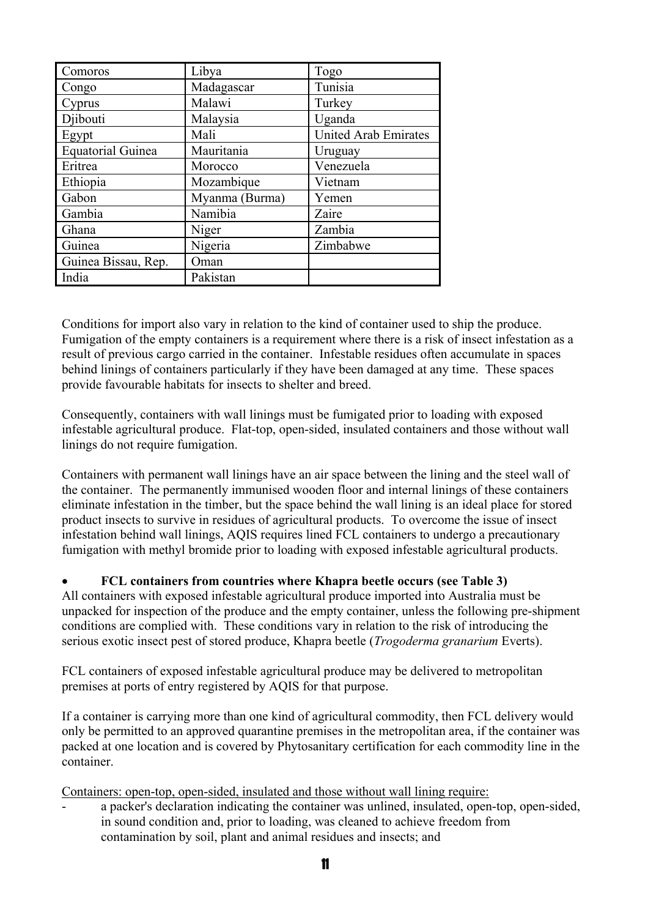| Comoros | Libya | Togo |
| --- | --- | --- |
| Congo | Madagascar | Tunisia |
| Cyprus | Malawi | Turkey |
| Djibouti | Malaysia | Uganda |
| Egypt | Mali | United Arab Emirates |
| Equatorial Guinea | Mauritania | Uruguay |
| Eritrea | Morocco | Venezuela |
| Ethiopia | Mozambique | Vietnam |
| Gabon | Myanma (Burma) | Yemen |
| Gambia | Namibia | Zaire |
| Ghana | Niger | Zambia |
| Guinea | Nigeria | Zimbabwe |
| Guinea Bissau, Rep. | Oman | |
| India | Pakistan | |

Conditions for import also vary in relation to the kind of container used to ship the produce. Fumigation of the empty containers is a requirement where there is a risk of insect infestation as a result of previous cargo carried in the container. Infestable residues often accumulate in spaces behind linings of containers particularly if they have been damaged at any time. These spaces provide favourable habitats for insects to shelter and breed.

Consequently, containers with wall linings must be fumigated prior to loading with exposed infestable agricultural produce. Flat-top, open-sided, insulated containers and those without wall linings do not require fumigation.

Containers with permanent wall linings have an air space between the lining and the steel wall of the container. The permanently immunised wooden floor and internal linings of these containers eliminate infestation in the timber, but the space behind the wall lining is an ideal place for stored product insects to survive in residues of agricultural products. To overcome the issue of insect infestation behind wall linings, AQIS requires lined FCL containers to undergo a precautionary fumigation with methyl bromide prior to loading with exposed infestable agricultural products.

- **FCL containers from countries where Khapra beetle occurs (see Table 3)**

All containers with exposed infestable agricultural produce imported into Australia must be unpacked for inspection of the produce and the empty container, unless the following pre-shipment conditions are complied with. These conditions vary in relation to the risk of introducing the serious exotic insect pest of stored produce, Khapra beetle (*Trogoderma granarium* Everts).

FCL containers of exposed infestable agricultural produce may be delivered to metropolitan premises at ports of entry registered by AQIS for that purpose.

If a container is carrying more than one kind of agricultural commodity, then FCL delivery would only be permitted to an approved quarantine premises in the metropolitan area, if the container was packed at one location and is covered by Phytosanitary certification for each commodity line in the container.

<u>Containers: open-top, open-sided, insulated and those without wall lining require:</u>

- a packer's declaration indicating the container was unlined, insulated, open-top, open-sided, in sound condition and, prior to loading, was cleaned to achieve freedom from contamination by soil, plant and animal residues and insects; and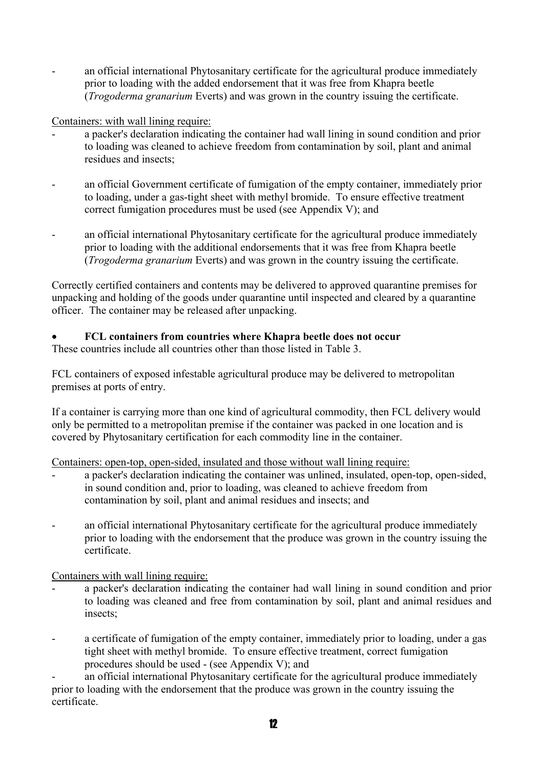- an official international Phytosanitary certificate for the agricultural produce immediately prior to loading with the added endorsement that it was free from Khapra beetle (*Trogoderma granarium* Everts) and was grown in the country issuing the certificate.

<u>Containers: with wall lining require:</u>

- a packer's declaration indicating the container had wall lining in sound condition and prior to loading was cleaned to achieve freedom from contamination by soil, plant and animal residues and insects;

- an official Government certificate of fumigation of the empty container, immediately prior to loading, under a gas-tight sheet with methyl bromide. To ensure effective treatment correct fumigation procedures must be used (see Appendix V); and

- an official international Phytosanitary certificate for the agricultural produce immediately prior to loading with the additional endorsements that it was free from Khapra beetle (*Trogoderma granarium* Everts) and was grown in the country issuing the certificate.

Correctly certified containers and contents may be delivered to approved quarantine premises for unpacking and holding of the goods under quarantine until inspected and cleared by a quarantine officer. The container may be released after unpacking.

- **FCL containers from countries where Khapra beetle does not occur**

These countries include all countries other than those listed in Table 3.

FCL containers of exposed infestable agricultural produce may be delivered to metropolitan premises at ports of entry.

If a container is carrying more than one kind of agricultural commodity, then FCL delivery would only be permitted to a metropolitan premise if the container was packed in one location and is covered by Phytosanitary certification for each commodity line in the container.

<u>Containers: open-top, open-sided, insulated and those without wall lining require:</u>

- a packer's declaration indicating the container was unlined, insulated, open-top, open-sided, in sound condition and, prior to loading, was cleaned to achieve freedom from contamination by soil, plant and animal residues and insects; and

- an official international Phytosanitary certificate for the agricultural produce immediately prior to loading with the endorsement that the produce was grown in the country issuing the certificate.

<u>Containers with wall lining require:</u>

- a packer's declaration indicating the container had wall lining in sound condition and prior to loading was cleaned and free from contamination by soil, plant and animal residues and insects;

- a certificate of fumigation of the empty container, immediately prior to loading, under a gas tight sheet with methyl bromide. To ensure effective treatment, correct fumigation procedures should be used - (see Appendix V); and

- an official international Phytosanitary certificate for the agricultural produce immediately prior to loading with the endorsement that the produce was grown in the country issuing the certificate.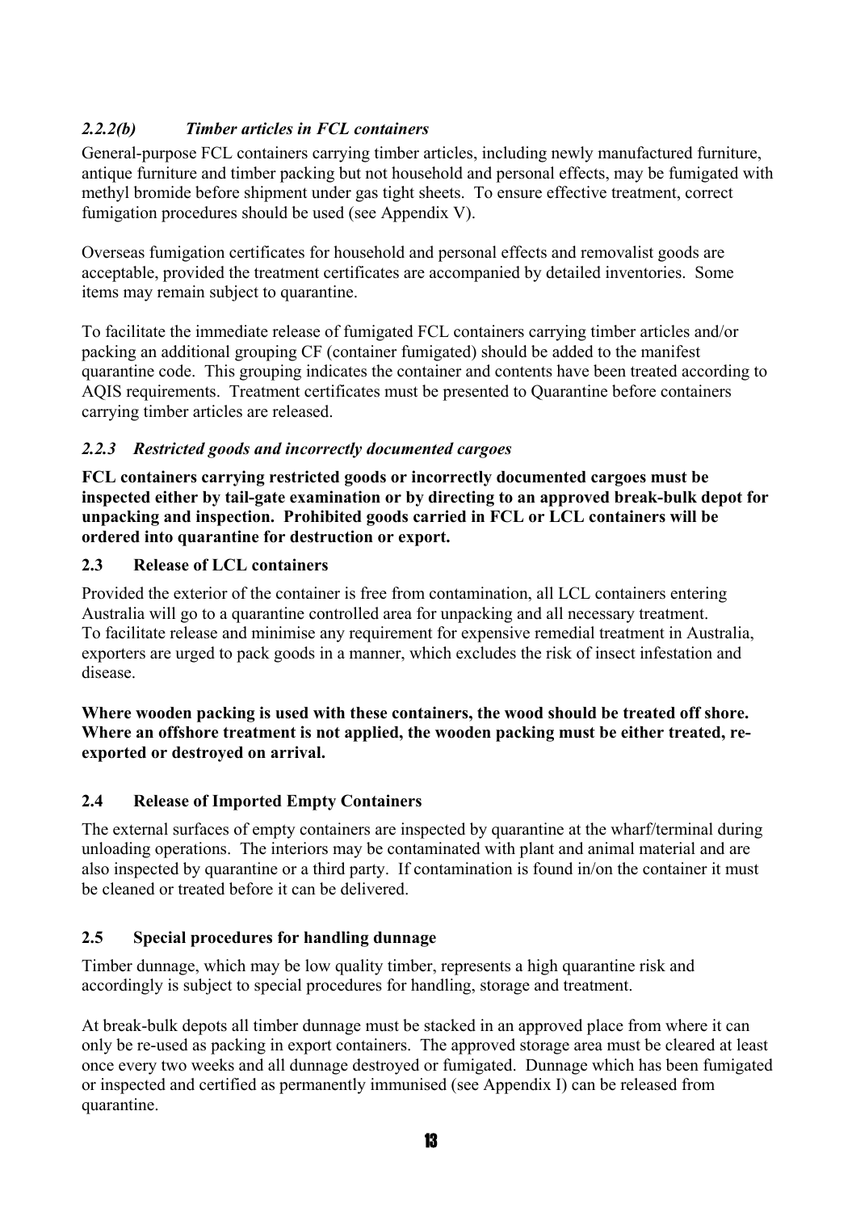#### *2.2.2(b) Timber articles in FCL containers*

General-purpose FCL containers carrying timber articles, including newly manufactured furniture, antique furniture and timber packing but not household and personal effects, may be fumigated with methyl bromide before shipment under gas tight sheets. To ensure effective treatment, correct fumigation procedures should be used (see Appendix V).

Overseas fumigation certificates for household and personal effects and removalist goods are acceptable, provided the treatment certificates are accompanied by detailed inventories. Some items may remain subject to quarantine.

To facilitate the immediate release of fumigated FCL containers carrying timber articles and/or packing an additional grouping CF (container fumigated) should be added to the manifest quarantine code. This grouping indicates the container and contents have been treated according to AQIS requirements. Treatment certificates must be presented to Quarantine before containers carrying timber articles are released.

### *2.2.3 Restricted goods and incorrectly documented cargoes*

**FCL containers carrying restricted goods or incorrectly documented cargoes must be inspected either by tail-gate examination or by directing to an approved break-bulk depot for unpacking and inspection. Prohibited goods carried in FCL or LCL containers will be ordered into quarantine for destruction or export.**

## 2.3 Release of LCL containers

Provided the exterior of the container is free from contamination, all LCL containers entering Australia will go to a quarantine controlled area for unpacking and all necessary treatment. To facilitate release and minimise any requirement for expensive remedial treatment in Australia, exporters are urged to pack goods in a manner, which excludes the risk of insect infestation and disease.

**Where wooden packing is used with these containers, the wood should be treated off shore. Where an offshore treatment is not applied, the wooden packing must be either treated, re-exported or destroyed on arrival.**

## 2.4 Release of Imported Empty Containers

The external surfaces of empty containers are inspected by quarantine at the wharf/terminal during unloading operations. The interiors may be contaminated with plant and animal material and are also inspected by quarantine or a third party. If contamination is found in/on the container it must be cleaned or treated before it can be delivered.

## 2.5 Special procedures for handling dunnage

Timber dunnage, which may be low quality timber, represents a high quarantine risk and accordingly is subject to special procedures for handling, storage and treatment.

At break-bulk depots all timber dunnage must be stacked in an approved place from where it can only be re-used as packing in export containers. The approved storage area must be cleared at least once every two weeks and all dunnage destroyed or fumigated. Dunnage which has been fumigated or inspected and certified as permanently immunised (see Appendix I) can be released from quarantine.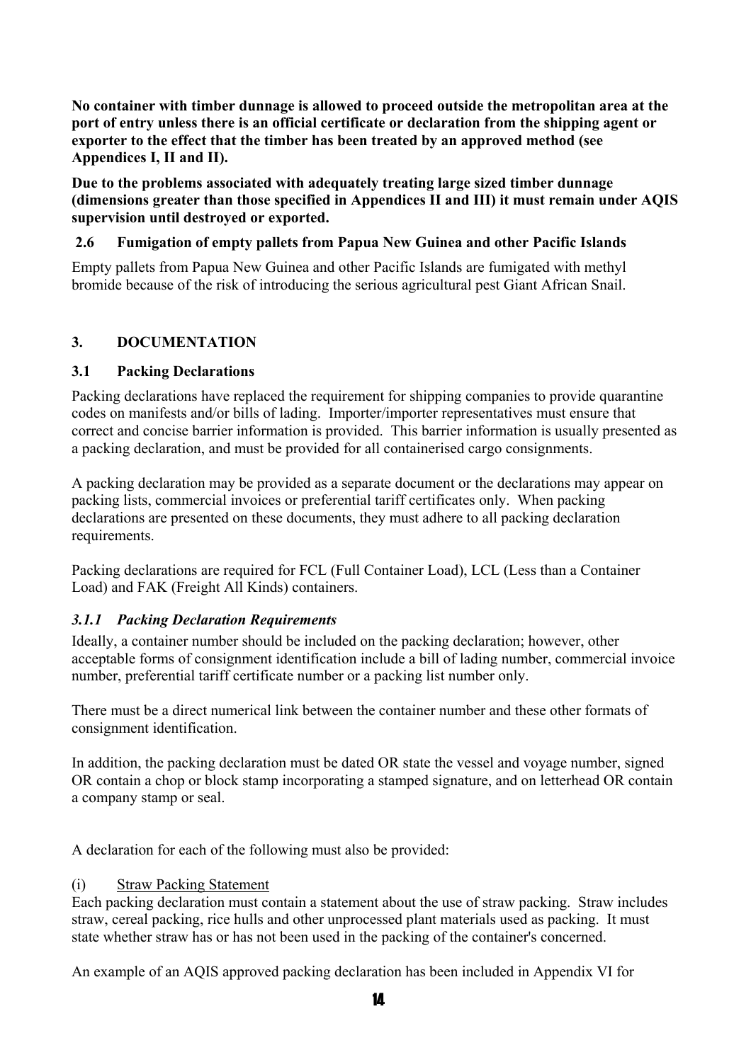**No container with timber dunnage is allowed to proceed outside the metropolitan area at the port of entry unless there is an official certificate or declaration from the shipping agent or exporter to the effect that the timber has been treated by an approved method (see Appendices I, II and II).**

**Due to the problems associated with adequately treating large sized timber dunnage (dimensions greater than those specified in Appendices II and III) it must remain under AQIS supervision until destroyed or exported.**

### 2.6 Fumigation of empty pallets from Papua New Guinea and other Pacific Islands

Empty pallets from Papua New Guinea and other Pacific Islands are fumigated with methyl bromide because of the risk of introducing the serious agricultural pest Giant African Snail.

## 3. DOCUMENTATION

### 3.1 Packing Declarations

Packing declarations have replaced the requirement for shipping companies to provide quarantine codes on manifests and/or bills of lading. Importer/importer representatives must ensure that correct and concise barrier information is provided. This barrier information is usually presented as a packing declaration, and must be provided for all containerised cargo consignments.

A packing declaration may be provided as a separate document or the declarations may appear on packing lists, commercial invoices or preferential tariff certificates only. When packing declarations are presented on these documents, they must adhere to all packing declaration requirements.

Packing declarations are required for FCL (Full Container Load), LCL (Less than a Container Load) and FAK (Freight All Kinds) containers.

#### *3.1.1 Packing Declaration Requirements*

Ideally, a container number should be included on the packing declaration; however, other acceptable forms of consignment identification include a bill of lading number, commercial invoice number, preferential tariff certificate number or a packing list number only.

There must be a direct numerical link between the container number and these other formats of consignment identification.

In addition, the packing declaration must be dated OR state the vessel and voyage number, signed OR contain a chop or block stamp incorporating a stamped signature, and on letterhead OR contain a company stamp or seal.

A declaration for each of the following must also be provided:

(i) Straw Packing Statement

Each packing declaration must contain a statement about the use of straw packing. Straw includes straw, cereal packing, rice hulls and other unprocessed plant materials used as packing. It must state whether straw has or has not been used in the packing of the container's concerned.

An example of an AQIS approved packing declaration has been included in Appendix VI for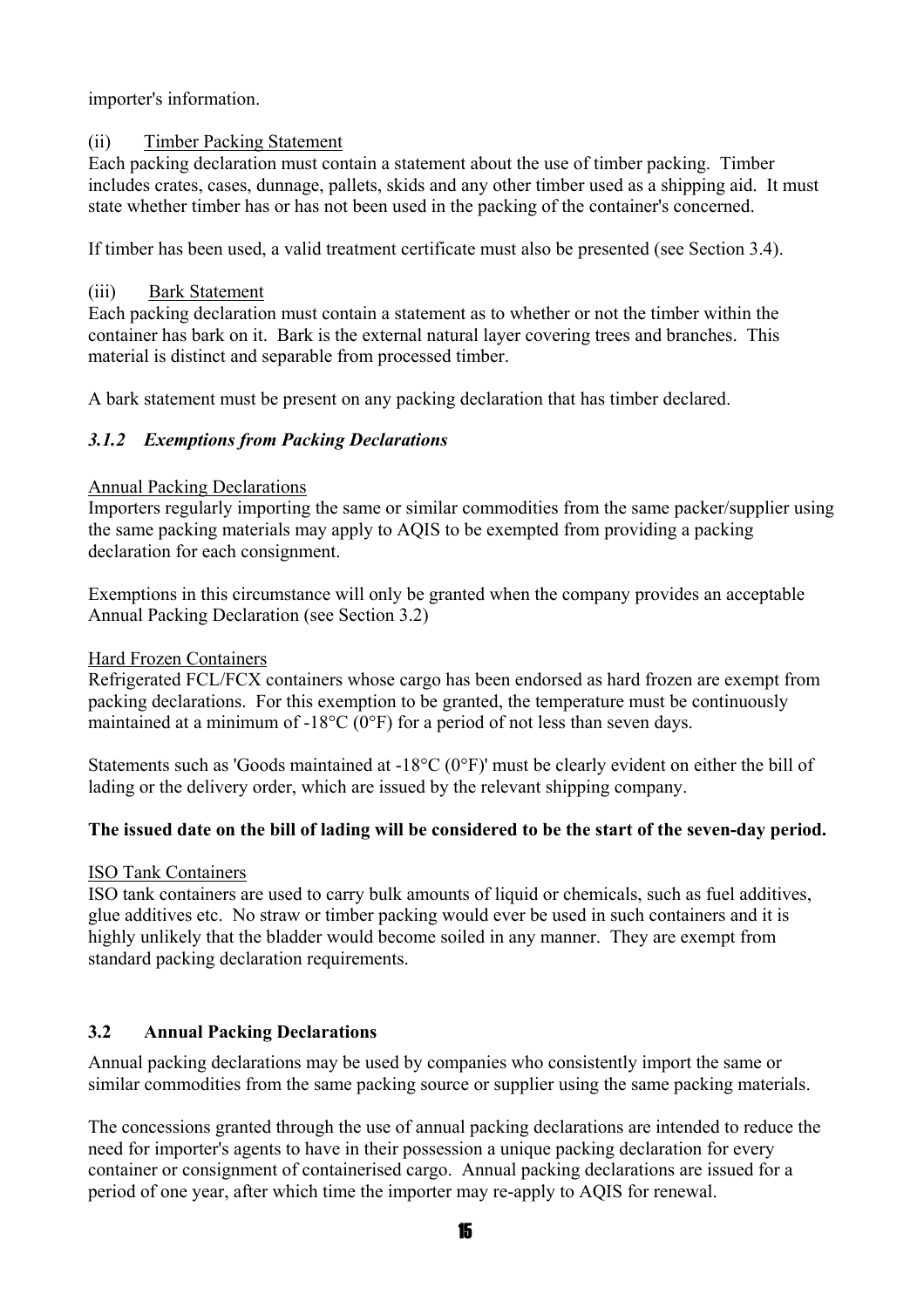importer's information.

(ii) Timber Packing Statement

Each packing declaration must contain a statement about the use of timber packing. Timber includes crates, cases, dunnage, pallets, skids and any other timber used as a shipping aid. It must state whether timber has or has not been used in the packing of the container's concerned.

If timber has been used, a valid treatment certificate must also be presented (see Section 3.4).

(iii) Bark Statement

Each packing declaration must contain a statement as to whether or not the timber within the container has bark on it. Bark is the external natural layer covering trees and branches. This material is distinct and separable from processed timber.

A bark statement must be present on any packing declaration that has timber declared.

### *3.1.2 Exemptions from Packing Declarations*

Annual Packing Declarations

Importers regularly importing the same or similar commodities from the same packer/supplier using the same packing materials may apply to AQIS to be exempted from providing a packing declaration for each consignment.

Exemptions in this circumstance will only be granted when the company provides an acceptable Annual Packing Declaration (see Section 3.2)

Hard Frozen Containers

Refrigerated FCL/FCX containers whose cargo has been endorsed as hard frozen are exempt from packing declarations. For this exemption to be granted, the temperature must be continuously maintained at a minimum of -18°C (0°F) for a period of not less than seven days.

Statements such as 'Goods maintained at -18°C (0°F)' must be clearly evident on either the bill of lading or the delivery order, which are issued by the relevant shipping company.

**The issued date on the bill of lading will be considered to be the start of the seven-day period.**

ISO Tank Containers

ISO tank containers are used to carry bulk amounts of liquid or chemicals, such as fuel additives, glue additives etc. No straw or timber packing would ever be used in such containers and it is highly unlikely that the bladder would become soiled in any manner. They are exempt from standard packing declaration requirements.

## 3.2 Annual Packing Declarations

Annual packing declarations may be used by companies who consistently import the same or similar commodities from the same packing source or supplier using the same packing materials.

The concessions granted through the use of annual packing declarations are intended to reduce the need for importer's agents to have in their possession a unique packing declaration for every container or consignment of containerised cargo. Annual packing declarations are issued for a period of one year, after which time the importer may re-apply to AQIS for renewal.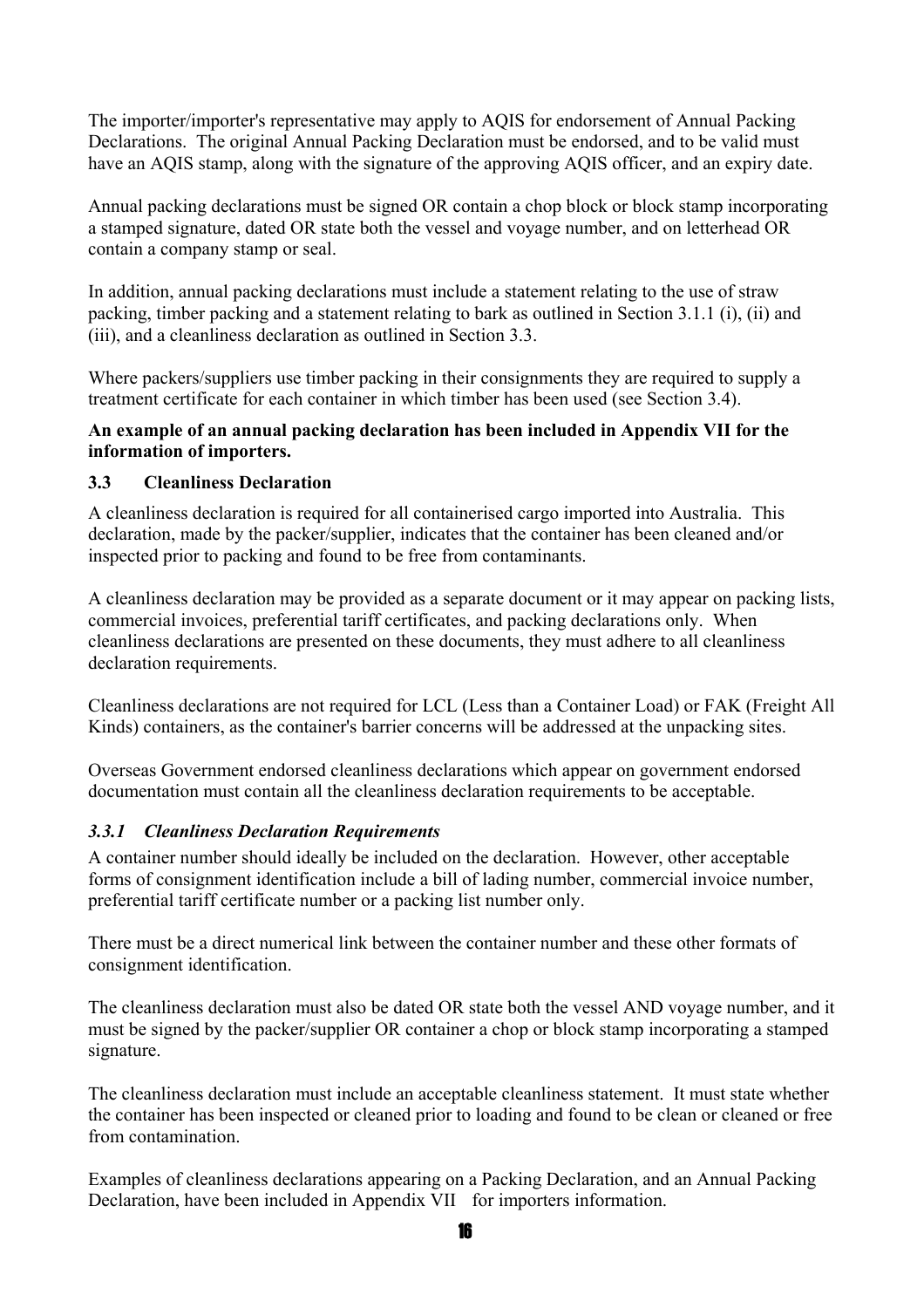The importer/importer's representative may apply to AQIS for endorsement of Annual Packing Declarations. The original Annual Packing Declaration must be endorsed, and to be valid must have an AQIS stamp, along with the signature of the approving AQIS officer, and an expiry date.

Annual packing declarations must be signed OR contain a chop block or block stamp incorporating a stamped signature, dated OR state both the vessel and voyage number, and on letterhead OR contain a company stamp or seal.

In addition, annual packing declarations must include a statement relating to the use of straw packing, timber packing and a statement relating to bark as outlined in Section 3.1.1 (i), (ii) and (iii), and a cleanliness declaration as outlined in Section 3.3.

Where packers/suppliers use timber packing in their consignments they are required to supply a treatment certificate for each container in which timber has been used (see Section 3.4).

**An example of an annual packing declaration has been included in Appendix VII for the information of importers.**

### 3.3 Cleanliness Declaration

A cleanliness declaration is required for all containerised cargo imported into Australia. This declaration, made by the packer/supplier, indicates that the container has been cleaned and/or inspected prior to packing and found to be free from contaminants.

A cleanliness declaration may be provided as a separate document or it may appear on packing lists, commercial invoices, preferential tariff certificates, and packing declarations only. When cleanliness declarations are presented on these documents, they must adhere to all cleanliness declaration requirements.

Cleanliness declarations are not required for LCL (Less than a Container Load) or FAK (Freight All Kinds) containers, as the container's barrier concerns will be addressed at the unpacking sites.

Overseas Government endorsed cleanliness declarations which appear on government endorsed documentation must contain all the cleanliness declaration requirements to be acceptable.

#### *3.3.1 Cleanliness Declaration Requirements*

A container number should ideally be included on the declaration. However, other acceptable forms of consignment identification include a bill of lading number, commercial invoice number, preferential tariff certificate number or a packing list number only.

There must be a direct numerical link between the container number and these other formats of consignment identification.

The cleanliness declaration must also be dated OR state both the vessel AND voyage number, and it must be signed by the packer/supplier OR container a chop or block stamp incorporating a stamped signature.

The cleanliness declaration must include an acceptable cleanliness statement. It must state whether the container has been inspected or cleaned prior to loading and found to be clean or cleaned or free from contamination.

Examples of cleanliness declarations appearing on a Packing Declaration, and an Annual Packing Declaration, have been included in Appendix VII for importers information.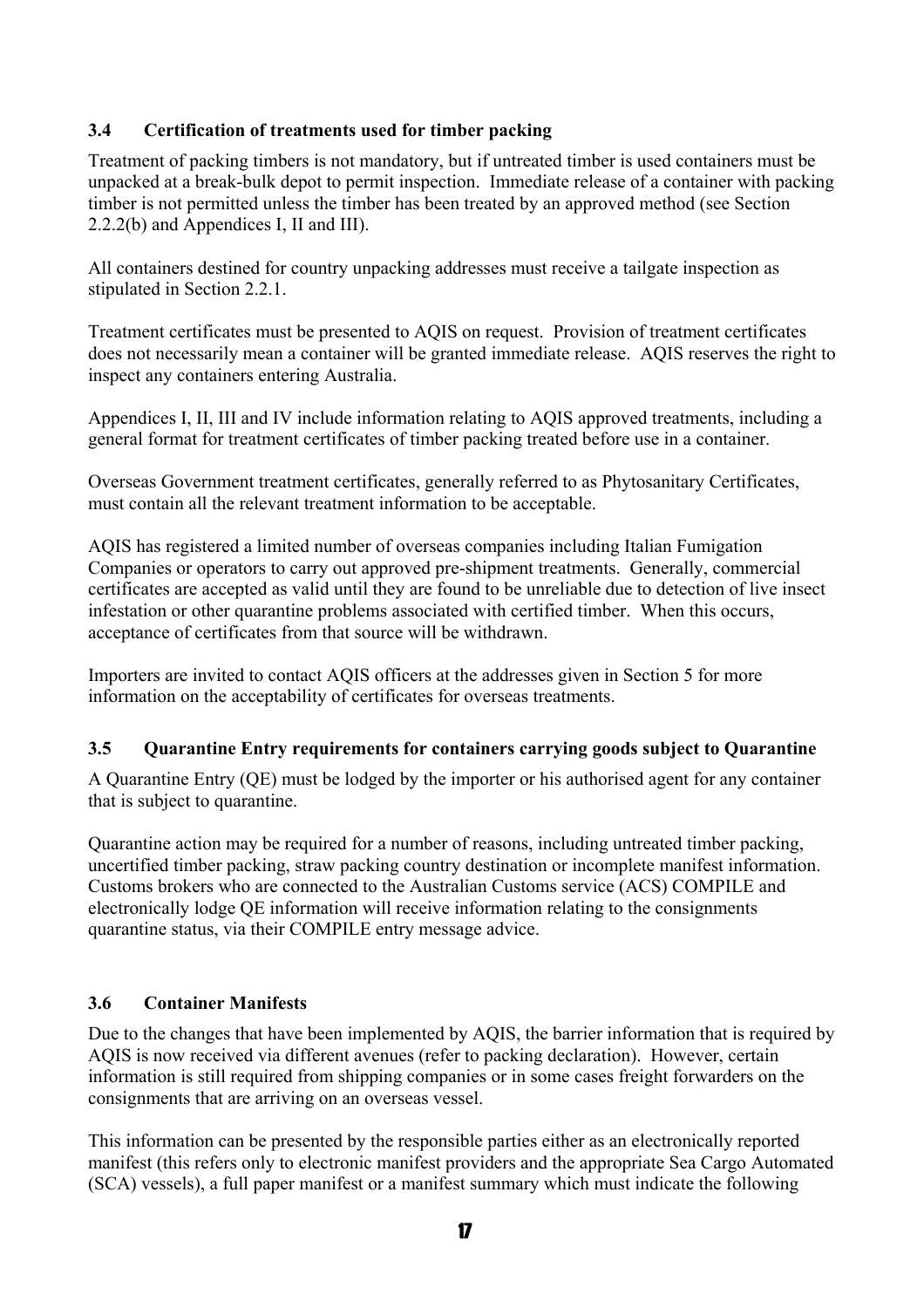### 3.4 Certification of treatments used for timber packing

Treatment of packing timbers is not mandatory, but if untreated timber is used containers must be unpacked at a break-bulk depot to permit inspection. Immediate release of a container with packing timber is not permitted unless the timber has been treated by an approved method (see Section 2.2.2(b) and Appendices I, II and III).

All containers destined for country unpacking addresses must receive a tailgate inspection as stipulated in Section 2.2.1.

Treatment certificates must be presented to AQIS on request. Provision of treatment certificates does not necessarily mean a container will be granted immediate release. AQIS reserves the right to inspect any containers entering Australia.

Appendices I, II, III and IV include information relating to AQIS approved treatments, including a general format for treatment certificates of timber packing treated before use in a container.

Overseas Government treatment certificates, generally referred to as Phytosanitary Certificates, must contain all the relevant treatment information to be acceptable.

AQIS has registered a limited number of overseas companies including Italian Fumigation Companies or operators to carry out approved pre-shipment treatments. Generally, commercial certificates are accepted as valid until they are found to be unreliable due to detection of live insect infestation or other quarantine problems associated with certified timber. When this occurs, acceptance of certificates from that source will be withdrawn.

Importers are invited to contact AQIS officers at the addresses given in Section 5 for more information on the acceptability of certificates for overseas treatments.

### 3.5 Quarantine Entry requirements for containers carrying goods subject to Quarantine

A Quarantine Entry (QE) must be lodged by the importer or his authorised agent for any container that is subject to quarantine.

Quarantine action may be required for a number of reasons, including untreated timber packing, uncertified timber packing, straw packing country destination or incomplete manifest information. Customs brokers who are connected to the Australian Customs service (ACS) COMPILE and electronically lodge QE information will receive information relating to the consignments quarantine status, via their COMPILE entry message advice.

### 3.6 Container Manifests

Due to the changes that have been implemented by AQIS, the barrier information that is required by AQIS is now received via different avenues (refer to packing declaration). However, certain information is still required from shipping companies or in some cases freight forwarders on the consignments that are arriving on an overseas vessel.

This information can be presented by the responsible parties either as an electronically reported manifest (this refers only to electronic manifest providers and the appropriate Sea Cargo Automated (SCA) vessels), a full paper manifest or a manifest summary which must indicate the following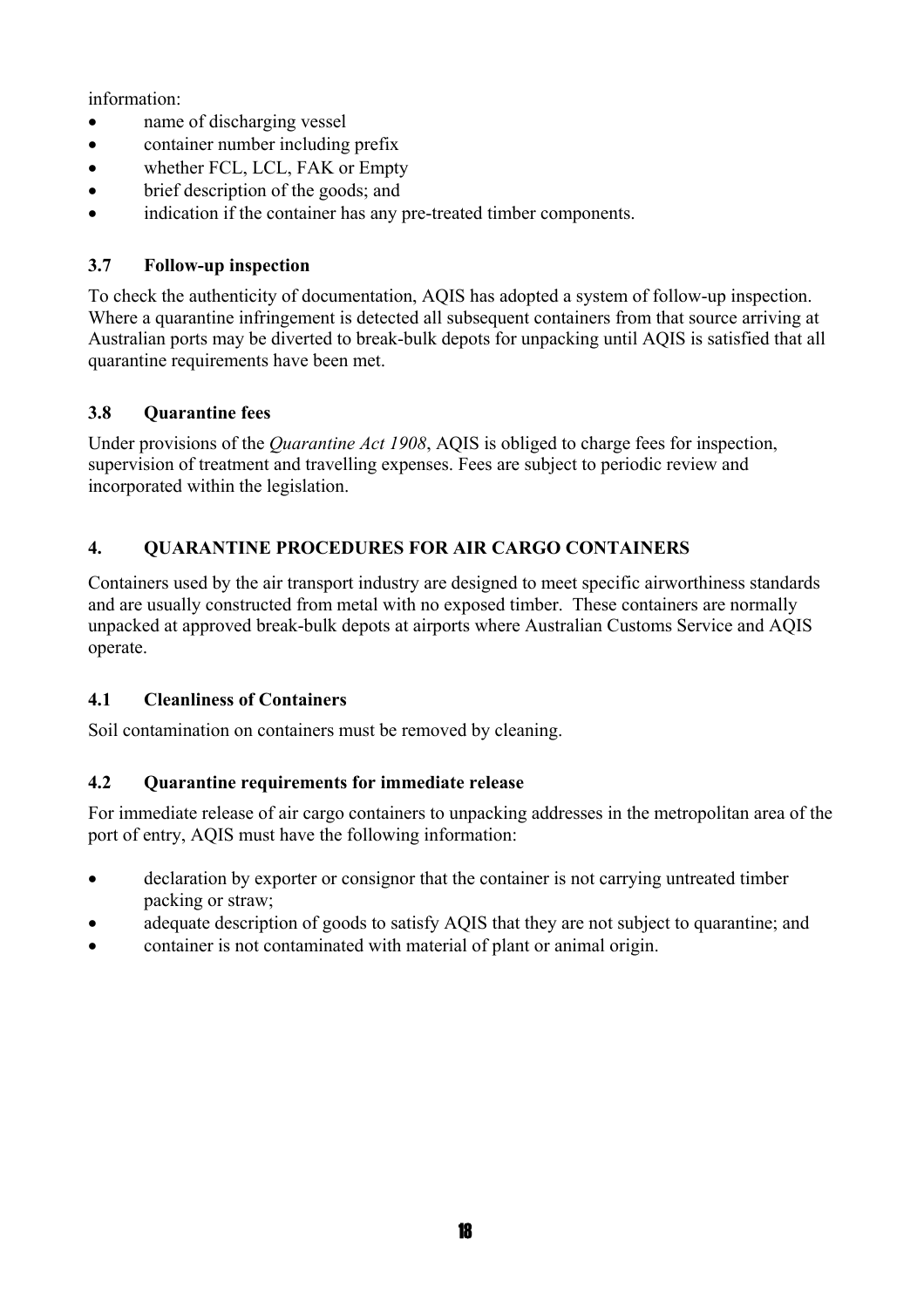information:

- name of discharging vessel
- container number including prefix
- whether FCL, LCL, FAK or Empty
- brief description of the goods; and
- indication if the container has any pre-treated timber components.

### 3.7 Follow-up inspection

To check the authenticity of documentation, AQIS has adopted a system of follow-up inspection. Where a quarantine infringement is detected all subsequent containers from that source arriving at Australian ports may be diverted to break-bulk depots for unpacking until AQIS is satisfied that all quarantine requirements have been met.

### 3.8 Quarantine fees

Under provisions of the *Quarantine Act 1908*, AQIS is obliged to charge fees for inspection, supervision of treatment and travelling expenses. Fees are subject to periodic review and incorporated within the legislation.

## 4. QUARANTINE PROCEDURES FOR AIR CARGO CONTAINERS

Containers used by the air transport industry are designed to meet specific airworthiness standards and are usually constructed from metal with no exposed timber. These containers are normally unpacked at approved break-bulk depots at airports where Australian Customs Service and AQIS operate.

### 4.1 Cleanliness of Containers

Soil contamination on containers must be removed by cleaning.

### 4.2 Quarantine requirements for immediate release

For immediate release of air cargo containers to unpacking addresses in the metropolitan area of the port of entry, AQIS must have the following information:

- declaration by exporter or consignor that the container is not carrying untreated timber packing or straw;
- adequate description of goods to satisfy AQIS that they are not subject to quarantine; and
- container is not contaminated with material of plant or animal origin.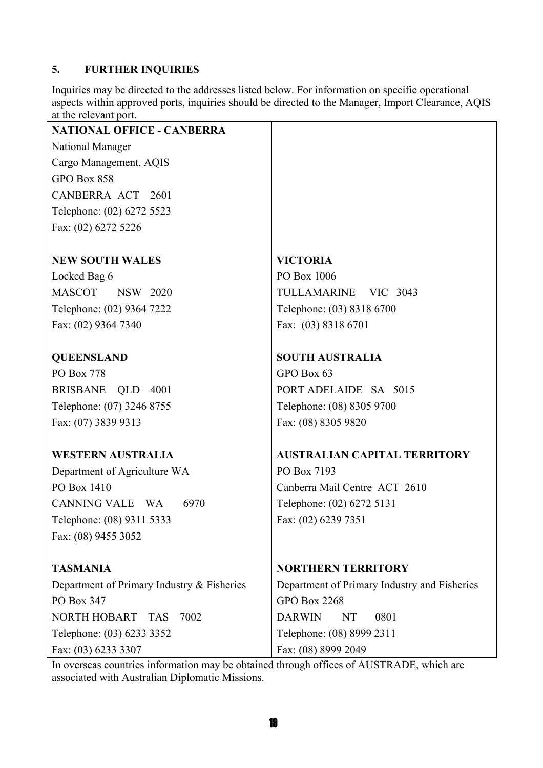## 5. FURTHER INQUIRIES

Inquiries may be directed to the addresses listed below. For information on specific operational aspects within approved ports, inquiries should be directed to the Manager, Import Clearance, AQIS at the relevant port.

| | |
|---|---|
| **NATIONAL OFFICE - CANBERRA**<br>National Manager<br>Cargo Management, AQIS<br>GPO Box 858<br>CANBERRA ACT 2601<br>Telephone: (02) 6272 5523<br>Fax: (02) 6272 5226 | |
| **NEW SOUTH WALES**<br>Locked Bag 6<br>MASCOT NSW 2020<br>Telephone: (02) 9364 7222<br>Fax: (02) 9364 7340 | **VICTORIA**<br>PO Box 1006<br>TULLAMARINE VIC 3043<br>Telephone: (03) 8318 6700<br>Fax: (03) 8318 6701 |
| **QUEENSLAND**<br>PO Box 778<br>BRISBANE QLD 4001<br>Telephone: (07) 3246 8755<br>Fax: (07) 3839 9313 | **SOUTH AUSTRALIA**<br>GPO Box 63<br>PORT ADELAIDE SA 5015<br>Telephone: (08) 8305 9700<br>Fax: (08) 8305 9820 |
| **WESTERN AUSTRALIA**<br>Department of Agriculture WA<br>PO Box 1410<br>CANNING VALE WA 6970<br>Telephone: (08) 9311 5333<br>Fax: (08) 9455 3052 | **AUSTRALIAN CAPITAL TERRITORY**<br>PO Box 7193<br>Canberra Mail Centre ACT 2610<br>Telephone: (02) 6272 5131<br>Fax: (02) 6239 7351 |
| **TASMANIA**<br>Department of Primary Industry & Fisheries<br>PO Box 347<br>NORTH HOBART TAS 7002<br>Telephone: (03) 6233 3352<br>Fax: (03) 6233 3307 | **NORTHERN TERRITORY**<br>Department of Primary Industry and Fisheries<br>GPO Box 2268<br>DARWIN NT 0801<br>Telephone: (08) 8999 2311<br>Fax: (08) 8999 2049 |

In overseas countries information may be obtained through offices of AUSTRADE, which are associated with Australian Diplomatic Missions.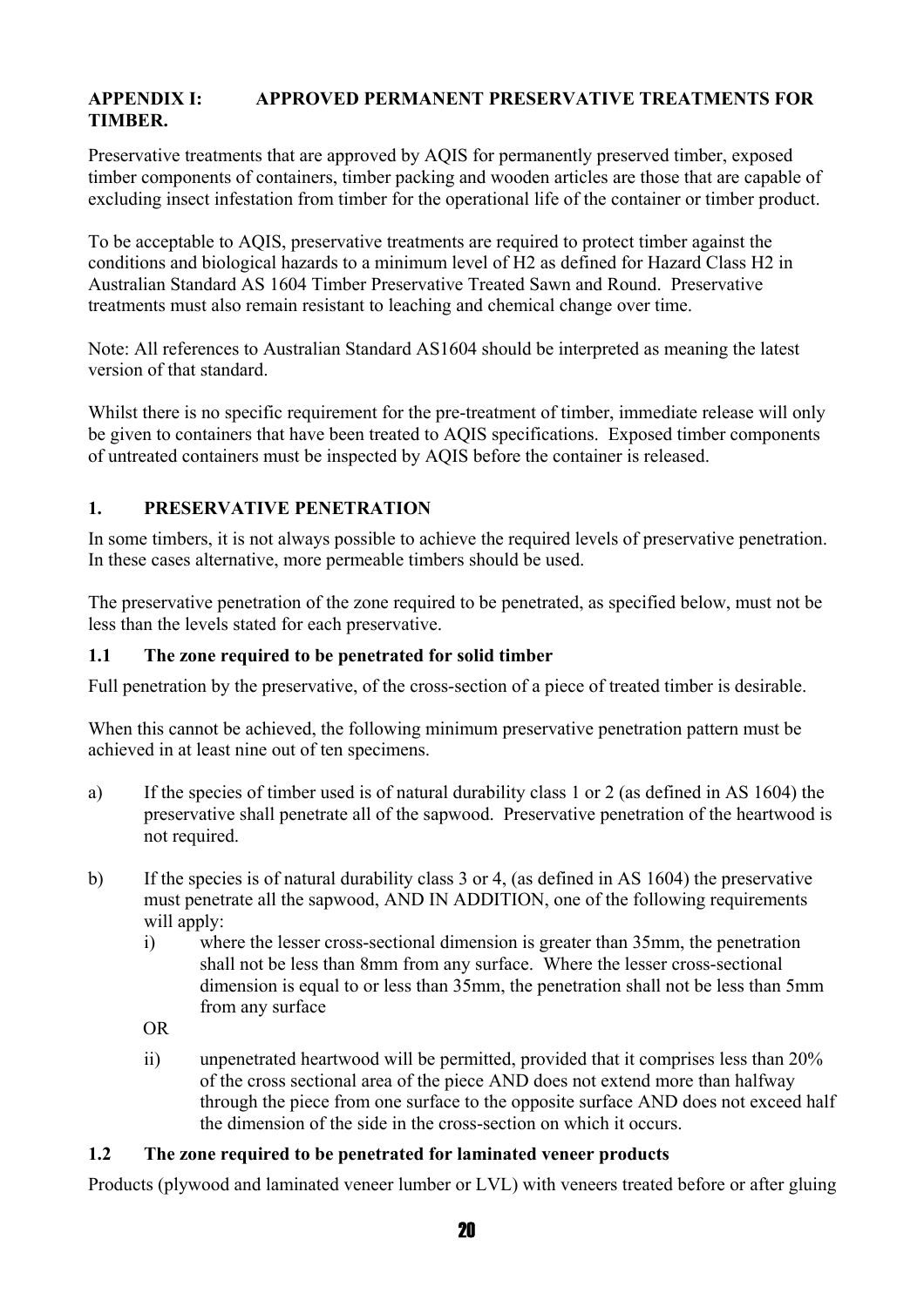# APPENDIX I: APPROVED PERMANENT PRESERVATIVE TREATMENTS FOR TIMBER.

Preservative treatments that are approved by AQIS for permanently preserved timber, exposed timber components of containers, timber packing and wooden articles are those that are capable of excluding insect infestation from timber for the operational life of the container or timber product.

To be acceptable to AQIS, preservative treatments are required to protect timber against the conditions and biological hazards to a minimum level of H2 as defined for Hazard Class H2 in Australian Standard AS 1604 Timber Preservative Treated Sawn and Round. Preservative treatments must also remain resistant to leaching and chemical change over time.

Note: All references to Australian Standard AS1604 should be interpreted as meaning the latest version of that standard.

Whilst there is no specific requirement for the pre-treatment of timber, immediate release will only be given to containers that have been treated to AQIS specifications. Exposed timber components of untreated containers must be inspected by AQIS before the container is released.

## 1. PRESERVATIVE PENETRATION

In some timbers, it is not always possible to achieve the required levels of preservative penetration. In these cases alternative, more permeable timbers should be used.

The preservative penetration of the zone required to be penetrated, as specified below, must not be less than the levels stated for each preservative.

### 1.1 The zone required to be penetrated for solid timber

Full penetration by the preservative, of the cross-section of a piece of treated timber is desirable.

When this cannot be achieved, the following minimum preservative penetration pattern must be achieved in at least nine out of ten specimens.

a) If the species of timber used is of natural durability class 1 or 2 (as defined in AS 1604) the preservative shall penetrate all of the sapwood. Preservative penetration of the heartwood is not required.

b) If the species is of natural durability class 3 or 4, (as defined in AS 1604) the preservative must penetrate all the sapwood, AND IN ADDITION, one of the following requirements will apply:

   i) where the lesser cross-sectional dimension is greater than 35mm, the penetration shall not be less than 8mm from any surface. Where the lesser cross-sectional dimension is equal to or less than 35mm, the penetration shall not be less than 5mm from any surface

   OR

   ii) unpenetrated heartwood will be permitted, provided that it comprises less than 20% of the cross sectional area of the piece AND does not extend more than halfway through the piece from one surface to the opposite surface AND does not exceed half the dimension of the side in the cross-section on which it occurs.

### 1.2 The zone required to be penetrated for laminated veneer products

Products (plywood and laminated veneer lumber or LVL) with veneers treated before or after gluing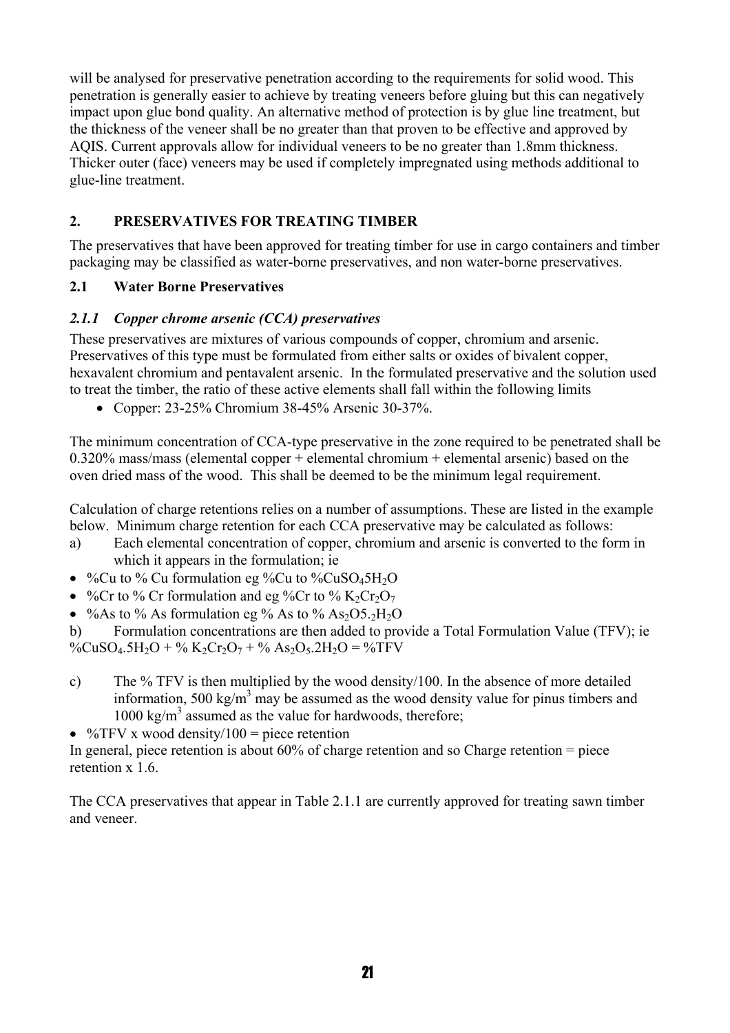will be analysed for preservative penetration according to the requirements for solid wood. This penetration is generally easier to achieve by treating veneers before gluing but this can negatively impact upon glue bond quality. An alternative method of protection is by glue line treatment, but the thickness of the veneer shall be no greater than that proven to be effective and approved by AQIS. Current approvals allow for individual veneers to be no greater than 1.8mm thickness. Thicker outer (face) veneers may be used if completely impregnated using methods additional to glue-line treatment.

## 2. PRESERVATIVES FOR TREATING TIMBER

The preservatives that have been approved for treating timber for use in cargo containers and timber packaging may be classified as water-borne preservatives, and non water-borne preservatives.

### 2.1 Water Borne Preservatives

#### *2.1.1 Copper chrome arsenic (CCA) preservatives*

These preservatives are mixtures of various compounds of copper, chromium and arsenic. Preservatives of this type must be formulated from either salts or oxides of bivalent copper, hexavalent chromium and pentavalent arsenic. In the formulated preservative and the solution used to treat the timber, the ratio of these active elements shall fall within the following limits

- Copper: 23-25% Chromium 38-45% Arsenic 30-37%.

The minimum concentration of CCA-type preservative in the zone required to be penetrated shall be 0.320% mass/mass (elemental copper + elemental chromium + elemental arsenic) based on the oven dried mass of the wood. This shall be deemed to be the minimum legal requirement.

Calculation of charge retentions relies on a number of assumptions. These are listed in the example below. Minimum charge retention for each CCA preservative may be calculated as follows:

a) Each elemental concentration of copper, chromium and arsenic is converted to the form in which it appears in the formulation; ie

- %Cu to % Cu formulation eg %Cu to %$CuSO_4 5H_2O$
- %Cr to % Cr formulation and eg %Cr to % $K_2Cr_2O_7$
- %As to % As formulation eg % As to % $As_2O5._2H_2O$

b) Formulation concentrations are then added to provide a Total Formulation Value (TFV); ie %$CuSO_4.5H_2O$ + % $K_2Cr_2O_7$ + % $As_2O_5.2H_2O$ = %TFV

c) The % TFV is then multiplied by the wood density/100. In the absence of more detailed information, 500 kg/m$^3$ may be assumed as the wood density value for pinus timbers and 1000 kg/m$^3$ assumed as the value for hardwoods, therefore;

- %TFV x wood density/100 = piece retention

In general, piece retention is about 60% of charge retention and so Charge retention = piece retention x 1.6.

The CCA preservatives that appear in Table 2.1.1 are currently approved for treating sawn timber and veneer.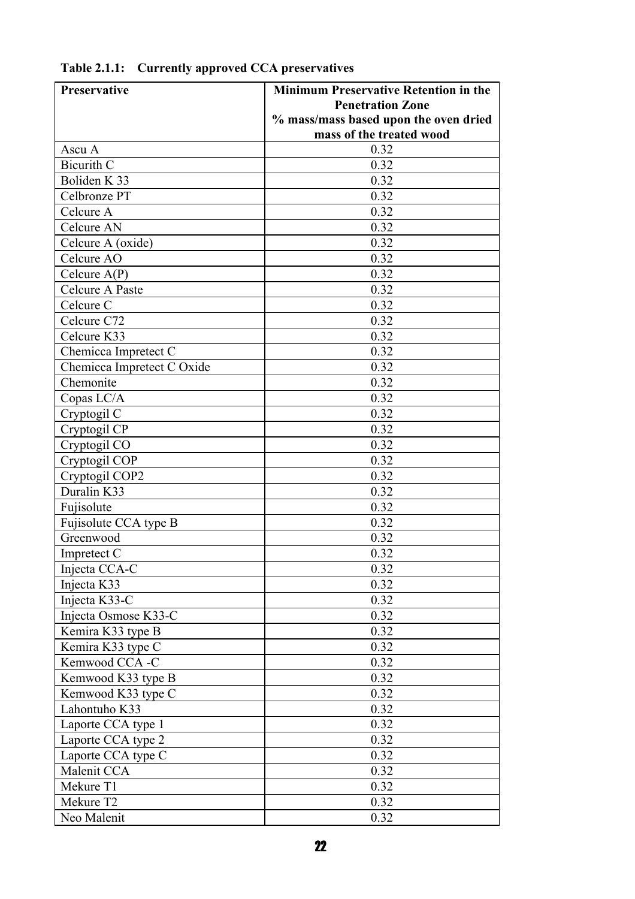**Table 2.1.1: Currently approved CCA preservatives**

| Preservative | Minimum Preservative Retention in the Penetration Zone % mass/mass based upon the oven dried mass of the treated wood |
|---|---|
| Ascu A | 0.32 |
| Bicurith C | 0.32 |
| Boliden K 33 | 0.32 |
| Celbronze PT | 0.32 |
| Celcure A | 0.32 |
| Celcure AN | 0.32 |
| Celcure A (oxide) | 0.32 |
| Celcure AO | 0.32 |
| Celcure A(P) | 0.32 |
| Celcure A Paste | 0.32 |
| Celcure C | 0.32 |
| Celcure C72 | 0.32 |
| Celcure K33 | 0.32 |
| Chemicca Impretect C | 0.32 |
| Chemicca Impretect C Oxide | 0.32 |
| Chemonite | 0.32 |
| Copas LC/A | 0.32 |
| Cryptogil C | 0.32 |
| Cryptogil CP | 0.32 |
| Cryptogil CO | 0.32 |
| Cryptogil COP | 0.32 |
| Cryptogil COP2 | 0.32 |
| Duralin K33 | 0.32 |
| Fujisolute | 0.32 |
| Fujisolute CCA type B | 0.32 |
| Greenwood | 0.32 |
| Impretect C | 0.32 |
| Injecta CCA-C | 0.32 |
| Injecta K33 | 0.32 |
| Injecta K33-C | 0.32 |
| Injecta Osmose K33-C | 0.32 |
| Kemira K33 type B | 0.32 |
| Kemira K33 type C | 0.32 |
| Kemwood CCA -C | 0.32 |
| Kemwood K33 type B | 0.32 |
| Kemwood K33 type C | 0.32 |
| Lahontuho K33 | 0.32 |
| Laporte CCA type 1 | 0.32 |
| Laporte CCA type 2 | 0.32 |
| Laporte CCA type C | 0.32 |
| Malenit CCA | 0.32 |
| Mekure T1 | 0.32 |
| Mekure T2 | 0.32 |
| Neo Malenit | 0.32 |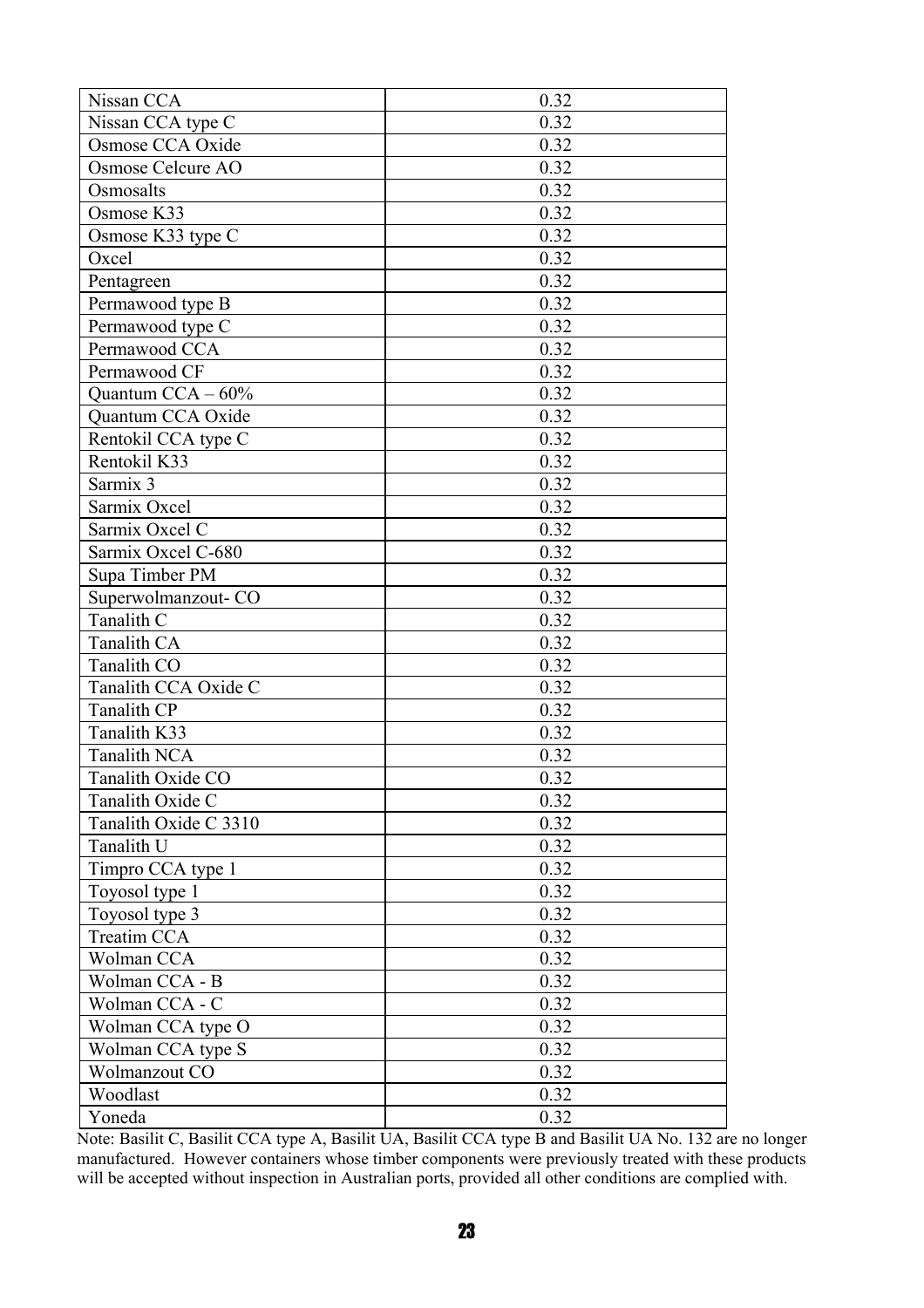| | |
|---|---|
| Nissan CCA | 0.32 |
| Nissan CCA type C | 0.32 |
| Osmose CCA Oxide | 0.32 |
| Osmose Celcure AO | 0.32 |
| Osmosalts | 0.32 |
| Osmose K33 | 0.32 |
| Osmose K33 type C | 0.32 |
| Oxcel | 0.32 |
| Pentagreen | 0.32 |
| Permawood type B | 0.32 |
| Permawood type C | 0.32 |
| Permawood CCA | 0.32 |
| Permawood CF | 0.32 |
| Quantum CCA – 60% | 0.32 |
| Quantum CCA Oxide | 0.32 |
| Rentokil CCA type C | 0.32 |
| Rentokil K33 | 0.32 |
| Sarmix 3 | 0.32 |
| Sarmix Oxcel | 0.32 |
| Sarmix Oxcel C | 0.32 |
| Sarmix Oxcel C-680 | 0.32 |
| Supa Timber PM | 0.32 |
| Superwolmanzout- CO | 0.32 |
| Tanalith C | 0.32 |
| Tanalith CA | 0.32 |
| Tanalith CO | 0.32 |
| Tanalith CCA Oxide C | 0.32 |
| Tanalith CP | 0.32 |
| Tanalith K33 | 0.32 |
| Tanalith NCA | 0.32 |
| Tanalith Oxide CO | 0.32 |
| Tanalith Oxide C | 0.32 |
| Tanalith Oxide C 3310 | 0.32 |
| Tanalith U | 0.32 |
| Timpro CCA type 1 | 0.32 |
| Toyosol type 1 | 0.32 |
| Toyosol type 3 | 0.32 |
| Treatim CCA | 0.32 |
| Wolman CCA | 0.32 |
| Wolman CCA - B | 0.32 |
| Wolman CCA - C | 0.32 |
| Wolman CCA type O | 0.32 |
| Wolman CCA type S | 0.32 |
| Wolmanzout CO | 0.32 |
| Woodlast | 0.32 |
| Yoneda | 0.32 |

Note: Basilit C, Basilit CCA type A, Basilit UA, Basilit CCA type B and Basilit UA No. 132 are no longer manufactured. However containers whose timber components were previously treated with these products will be accepted without inspection in Australian ports, provided all other conditions are complied with.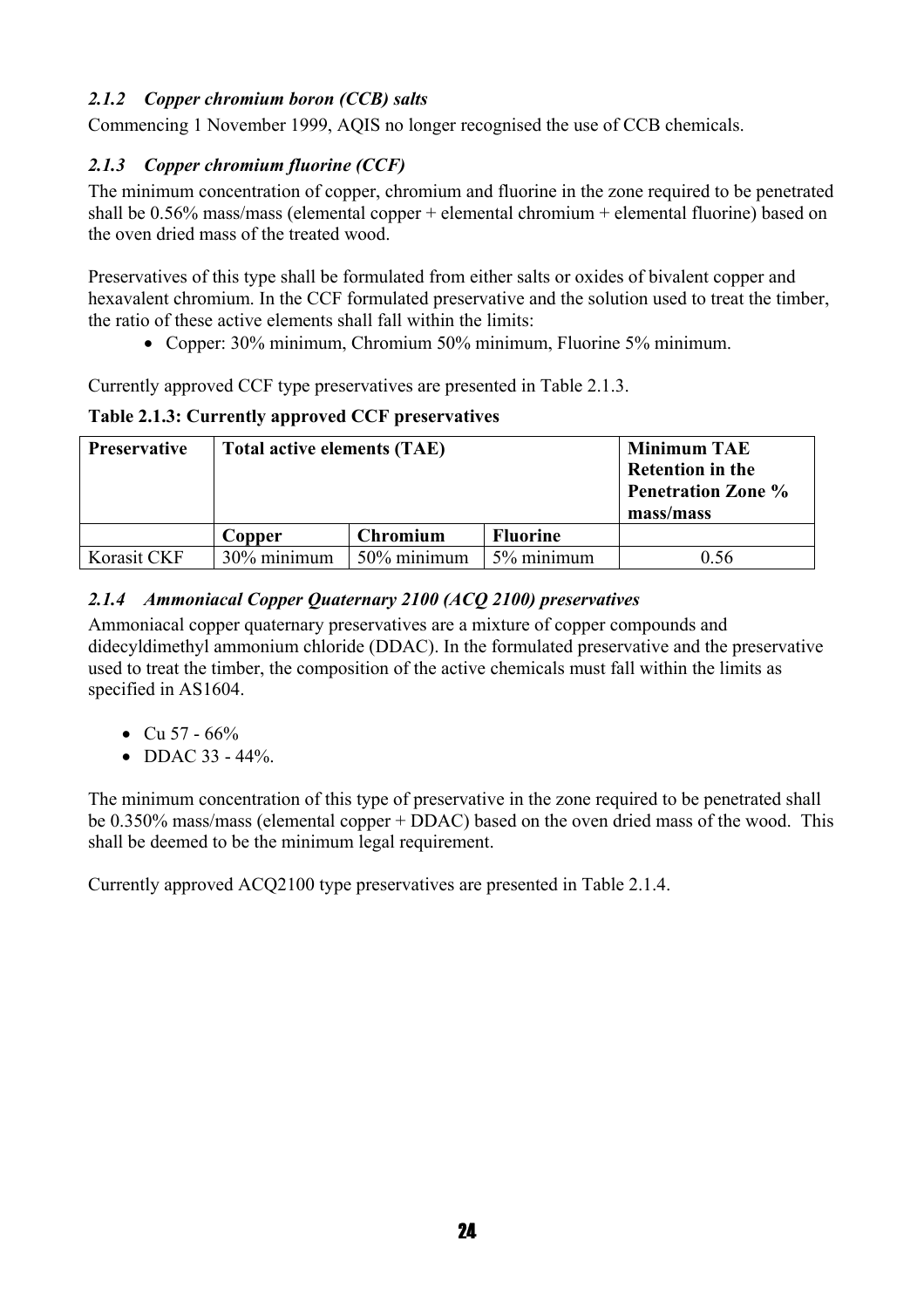### *2.1.2 Copper chromium boron (CCB) salts*

Commencing 1 November 1999, AQIS no longer recognised the use of CCB chemicals.

### *2.1.3 Copper chromium fluorine (CCF)*

The minimum concentration of copper, chromium and fluorine in the zone required to be penetrated shall be 0.56% mass/mass (elemental copper + elemental chromium + elemental fluorine) based on the oven dried mass of the treated wood.

Preservatives of this type shall be formulated from either salts or oxides of bivalent copper and hexavalent chromium. In the CCF formulated preservative and the solution used to treat the timber, the ratio of these active elements shall fall within the limits:

- Copper: 30% minimum, Chromium 50% minimum, Fluorine 5% minimum.

Currently approved CCF type preservatives are presented in Table 2.1.3.

**Table 2.1.3: Currently approved CCF preservatives**

| Preservative | Total active elements (TAE) | | | Minimum TAE Retention in the Penetration Zone % mass/mass |
|---|---|---|---|---|
| | Copper | Chromium | Fluorine | |
| Korasit CKF | 30% minimum | 50% minimum | 5% minimum | 0.56 |

### *2.1.4 Ammoniacal Copper Quaternary 2100 (ACQ 2100) preservatives*

Ammoniacal copper quaternary preservatives are a mixture of copper compounds and didecyldimethyl ammonium chloride (DDAC). In the formulated preservative and the preservative used to treat the timber, the composition of the active chemicals must fall within the limits as specified in AS1604.

- Cu 57 - 66%
- DDAC 33 - 44%.

The minimum concentration of this type of preservative in the zone required to be penetrated shall be 0.350% mass/mass (elemental copper + DDAC) based on the oven dried mass of the wood. This shall be deemed to be the minimum legal requirement.

Currently approved ACQ2100 type preservatives are presented in Table 2.1.4.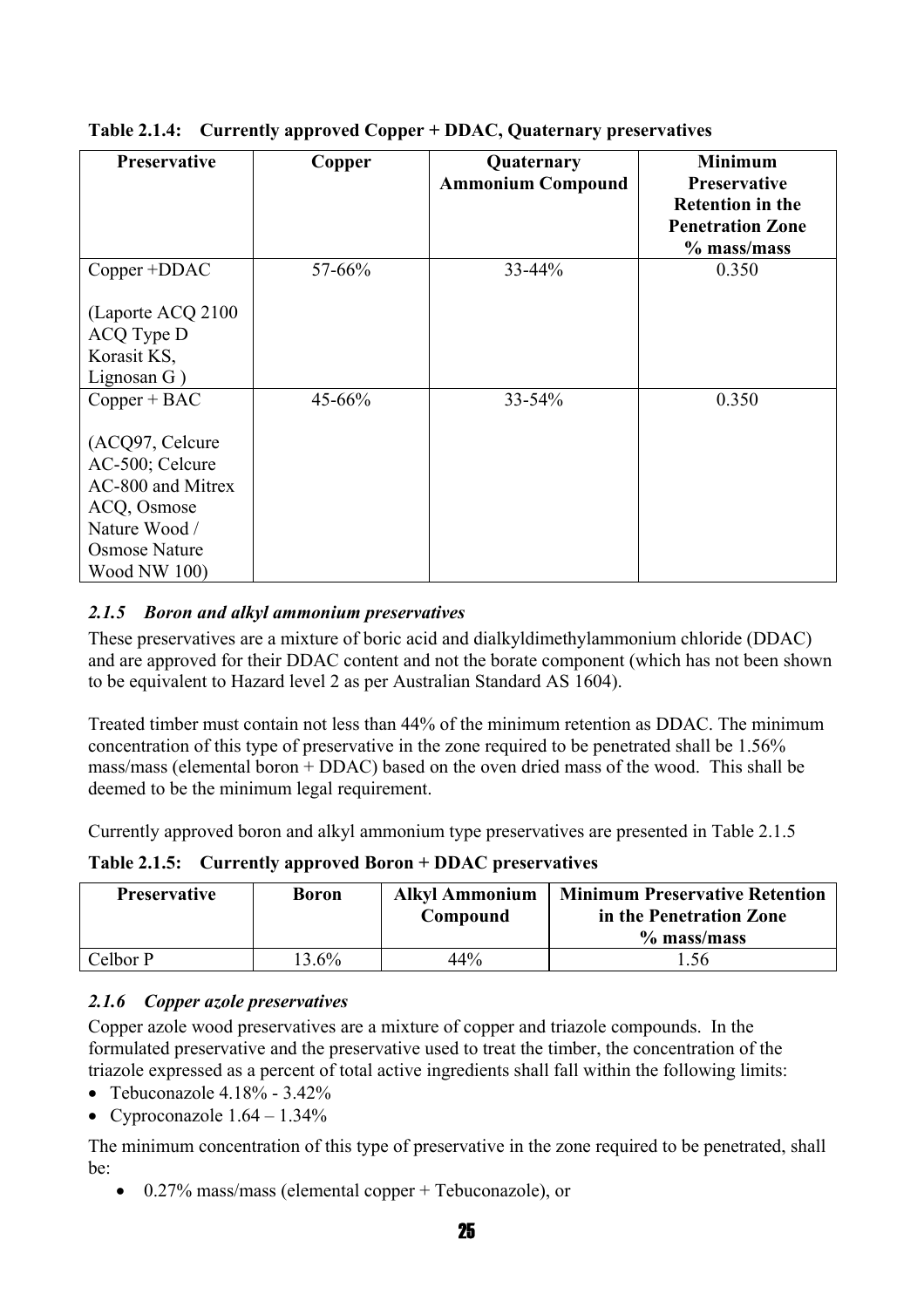**Table 2.1.4: Currently approved Copper + DDAC, Quaternary preservatives**

| Preservative | Copper | Quaternary Ammonium Compound | Minimum Preservative Retention in the Penetration Zone % mass/mass |
|---|---|---|---|
| Copper +DDAC<br><br>(Laporte ACQ 2100 ACQ Type D Korasit KS, Lignosan G ) | 57-66% | 33-44% | 0.350 |
| Copper + BAC<br><br>(ACQ97, Celcure AC-500; Celcure AC-800 and Mitrex ACQ, Osmose Nature Wood / Osmose Nature Wood NW 100) | 45-66% | 33-54% | 0.350 |

### *2.1.5 Boron and alkyl ammonium preservatives*

These preservatives are a mixture of boric acid and dialkyldimethylammonium chloride (DDAC) and are approved for their DDAC content and not the borate component (which has not been shown to be equivalent to Hazard level 2 as per Australian Standard AS 1604).

Treated timber must contain not less than 44% of the minimum retention as DDAC. The minimum concentration of this type of preservative in the zone required to be penetrated shall be 1.56% mass/mass (elemental boron + DDAC) based on the oven dried mass of the wood. This shall be deemed to be the minimum legal requirement.

Currently approved boron and alkyl ammonium type preservatives are presented in Table 2.1.5

**Table 2.1.5: Currently approved Boron + DDAC preservatives**

| Preservative | Boron | Alkyl Ammonium Compound | Minimum Preservative Retention in the Penetration Zone % mass/mass |
|---|---|---|---|
| Celbor P | 13.6% | 44% | 1.56 |

### *2.1.6 Copper azole preservatives*

Copper azole wood preservatives are a mixture of copper and triazole compounds. In the formulated preservative and the preservative used to treat the timber, the concentration of the triazole expressed as a percent of total active ingredients shall fall within the following limits:

- Tebuconazole 4.18% - 3.42%
- Cyproconazole 1.64 – 1.34%

The minimum concentration of this type of preservative in the zone required to be penetrated, shall be:

- 0.27% mass/mass (elemental copper + Tebuconazole), or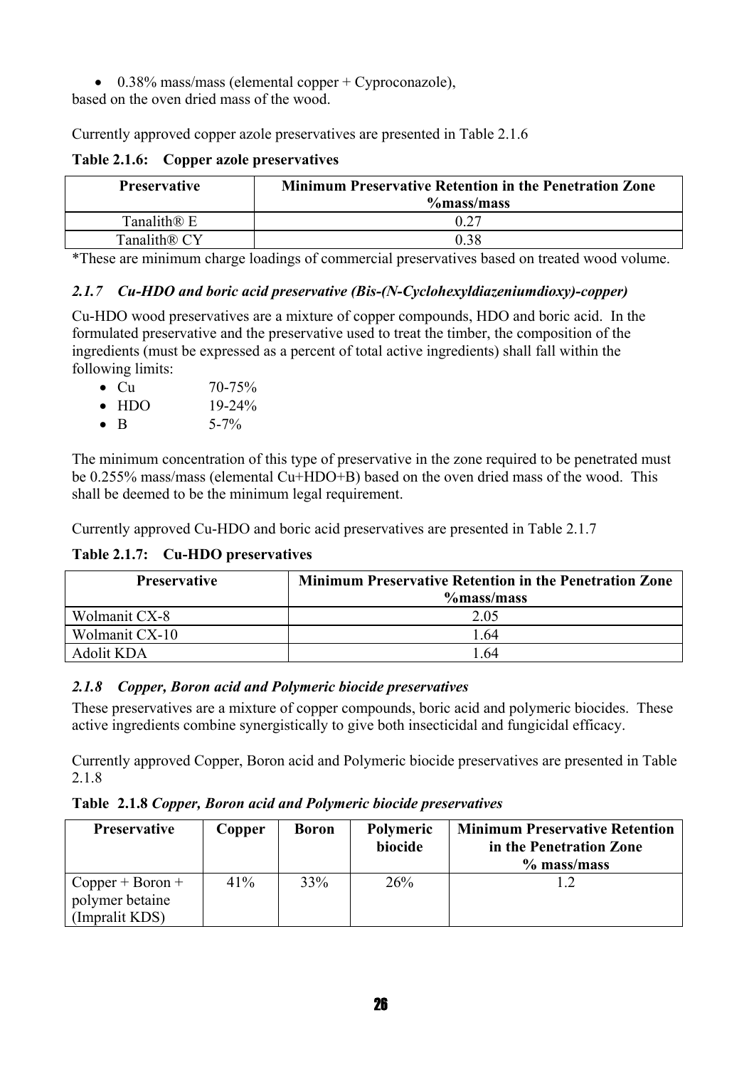- 0.38% mass/mass (elemental copper + Cyproconazole),

based on the oven dried mass of the wood.

Currently approved copper azole preservatives are presented in Table 2.1.6

**Table 2.1.6: Copper azole preservatives**

| Preservative | Minimum Preservative Retention in the Penetration Zone %mass/mass |
|---|---|
| Tanalith® E | 0.27 |
| Tanalith® CY | 0.38 |

*These are minimum charge loadings of commercial preservatives based on treated wood volume.

### *2.1.7 Cu-HDO and boric acid preservative (Bis-(N-Cyclohexyldiazeniumdioxy)-copper)*

Cu-HDO wood preservatives are a mixture of copper compounds, HDO and boric acid. In the formulated preservative and the preservative used to treat the timber, the composition of the ingredients (must be expressed as a percent of total active ingredients) shall fall within the following limits:

- Cu 70-75%
- HDO 19-24%
- B 5-7%

The minimum concentration of this type of preservative in the zone required to be penetrated must be 0.255% mass/mass (elemental Cu+HDO+B) based on the oven dried mass of the wood. This shall be deemed to be the minimum legal requirement.

Currently approved Cu-HDO and boric acid preservatives are presented in Table 2.1.7

**Table 2.1.7: Cu-HDO preservatives**

| Preservative | Minimum Preservative Retention in the Penetration Zone %mass/mass |
|---|---|
| Wolmanit CX-8 | 2.05 |
| Wolmanit CX-10 | 1.64 |
| Adolit KDA | 1.64 |

### *2.1.8 Copper, Boron acid and Polymeric biocide preservatives*

These preservatives are a mixture of copper compounds, boric acid and polymeric biocides. These active ingredients combine synergistically to give both insecticidal and fungicidal efficacy.

Currently approved Copper, Boron acid and Polymeric biocide preservatives are presented in Table 2.1.8

**Table 2.1.8** ***Copper, Boron acid and Polymeric biocide preservatives***

| Preservative | Copper | Boron | Polymeric biocide | Minimum Preservative Retention in the Penetration Zone % mass/mass |
|---|---|---|---|---|
| Copper + Boron + polymer betaine (Impralit KDS) | 41% | 33% | 26% | 1.2 |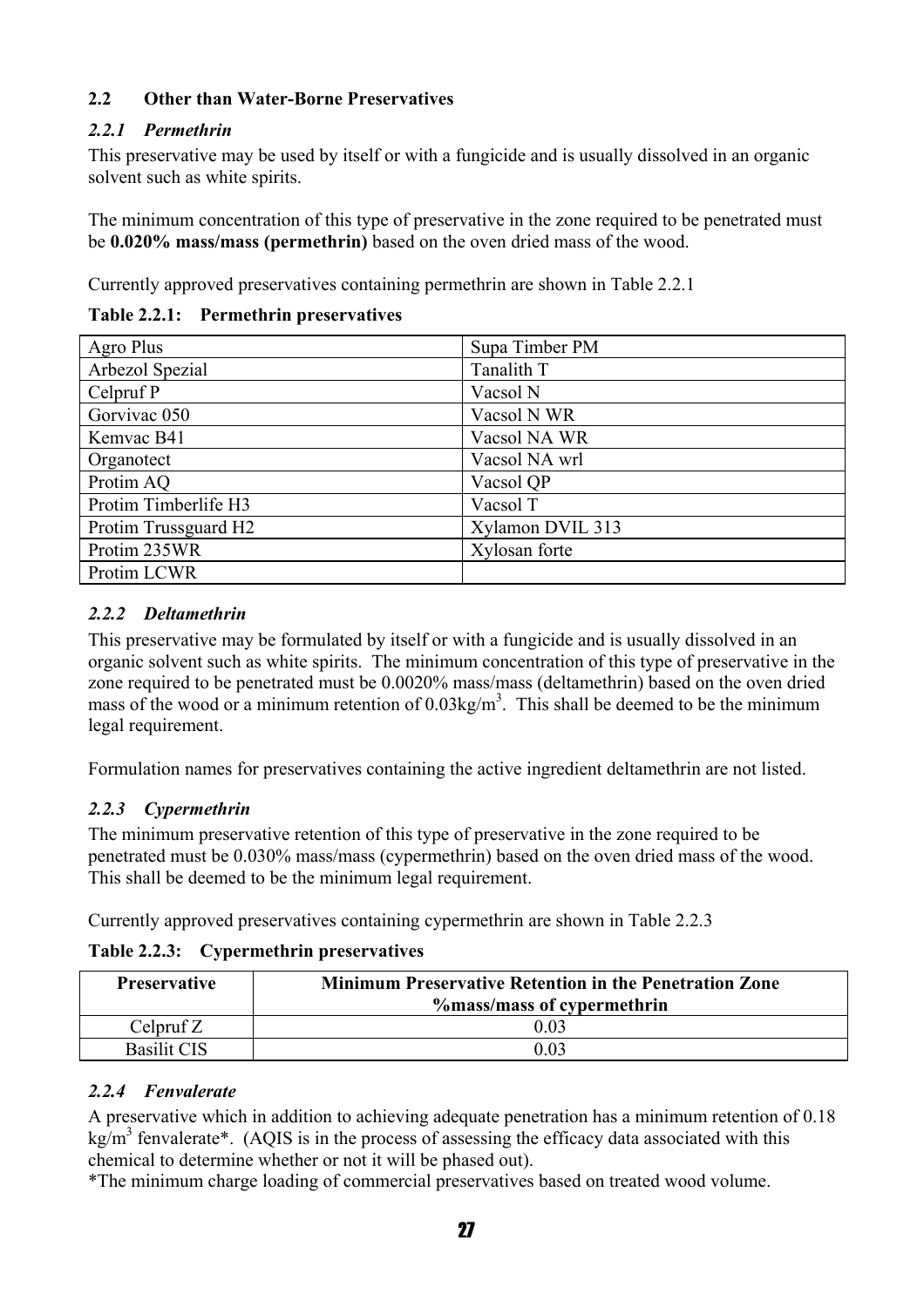## 2.2 Other than Water-Borne Preservatives

### *2.2.1 Permethrin*

This preservative may be used by itself or with a fungicide and is usually dissolved in an organic solvent such as white spirits.

The minimum concentration of this type of preservative in the zone required to be penetrated must be **0.020% mass/mass (permethrin)** based on the oven dried mass of the wood.

Currently approved preservatives containing permethrin are shown in Table 2.2.1

**Table 2.2.1: Permethrin preservatives**

| | |
|---|---|
| Agro Plus | Supa Timber PM |
| Arbezol Spezial | Tanalith T |
| Celpruf P | Vacsol N |
| Gorvivac 050 | Vacsol N WR |
| Kemvac B41 | Vacsol NA WR |
| Organotect | Vacsol NA wrl |
| Protim AQ | Vacsol QP |
| Protim Timberlife H3 | Vacsol T |
| Protim Trussguard H2 | Xylamon DVIL 313 |
| Protim 235WR | Xylosan forte |
| Protim LCWR | |

### *2.2.2 Deltamethrin*

This preservative may be formulated by itself or with a fungicide and is usually dissolved in an organic solvent such as white spirits. The minimum concentration of this type of preservative in the zone required to be penetrated must be 0.0020% mass/mass (deltamethrin) based on the oven dried mass of the wood or a minimum retention of 0.03kg/m$^3$. This shall be deemed to be the minimum legal requirement.

Formulation names for preservatives containing the active ingredient deltamethrin are not listed.

### *2.2.3 Cypermethrin*

The minimum preservative retention of this type of preservative in the zone required to be penetrated must be 0.030% mass/mass (cypermethrin) based on the oven dried mass of the wood. This shall be deemed to be the minimum legal requirement.

Currently approved preservatives containing cypermethrin are shown in Table 2.2.3

**Table 2.2.3: Cypermethrin preservatives**

| Preservative | Minimum Preservative Retention in the Penetration Zone %mass/mass of cypermethrin |
|---|---|
| Celpruf Z | 0.03 |
| Basilit CIS | 0.03 |

### *2.2.4 Fenvalerate*

A preservative which in addition to achieving adequate penetration has a minimum retention of 0.18 kg/m$^3$ fenvalerate*. (AQIS is in the process of assessing the efficacy data associated with this chemical to determine whether or not it will be phased out).

*The minimum charge loading of commercial preservatives based on treated wood volume.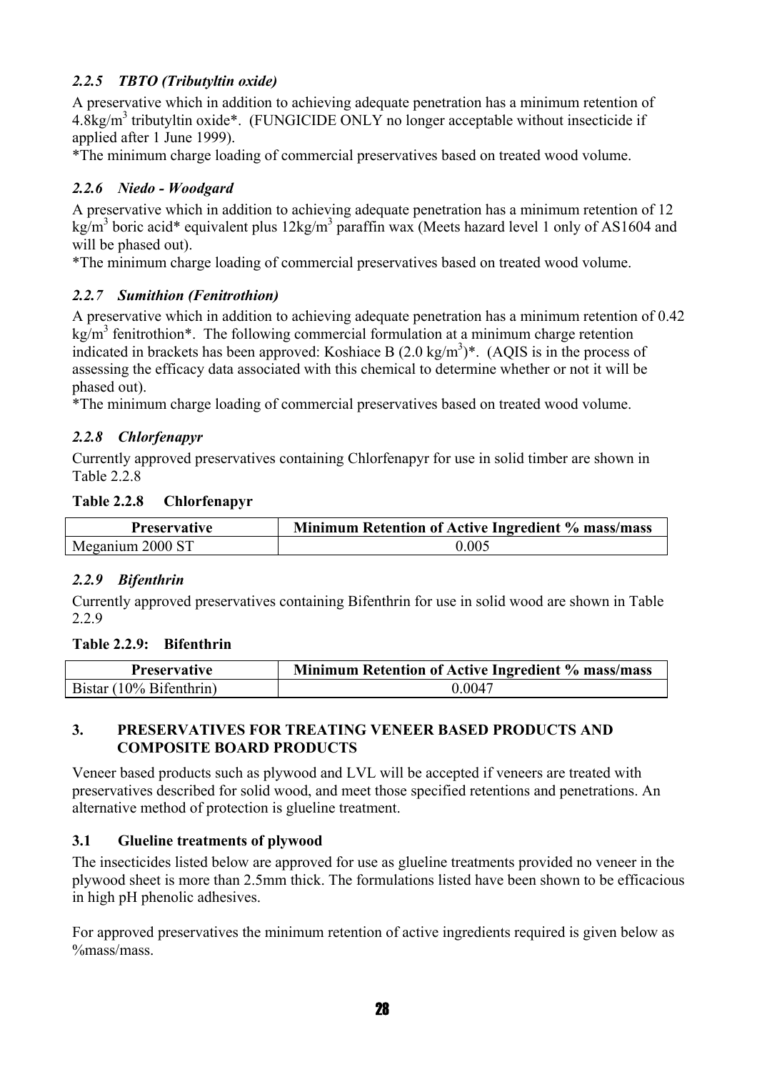### *2.2.5 TBTO (Tributyltin oxide)*

A preservative which in addition to achieving adequate penetration has a minimum retention of 4.8kg/m$^3$ tributyltin oxide*. (FUNGICIDE ONLY no longer acceptable without insecticide if applied after 1 June 1999).

*The minimum charge loading of commercial preservatives based on treated wood volume.

### *2.2.6 Niedo - Woodgard*

A preservative which in addition to achieving adequate penetration has a minimum retention of 12 kg/m$^3$ boric acid* equivalent plus 12kg/m$^3$ paraffin wax (Meets hazard level 1 only of AS1604 and will be phased out).

*The minimum charge loading of commercial preservatives based on treated wood volume.

### *2.2.7 Sumithion (Fenitrothion)*

A preservative which in addition to achieving adequate penetration has a minimum retention of 0.42 kg/m$^3$ fenitrothion*. The following commercial formulation at a minimum charge retention indicated in brackets has been approved: Koshiace B (2.0 kg/m$^3$)*. (AQIS is in the process of assessing the efficacy data associated with this chemical to determine whether or not it will be phased out).

*The minimum charge loading of commercial preservatives based on treated wood volume.

### *2.2.8 Chlorfenapyr*

Currently approved preservatives containing Chlorfenapyr for use in solid timber are shown in Table 2.2.8

**Table 2.2.8 Chlorfenapyr**

| Preservative | Minimum Retention of Active Ingredient % mass/mass |
|---|---|
| Meganium 2000 ST | 0.005 |

### *2.2.9 Bifenthrin*

Currently approved preservatives containing Bifenthrin for use in solid wood are shown in Table 2.2.9

**Table 2.2.9: Bifenthrin**

| Preservative | Minimum Retention of Active Ingredient % mass/mass |
|---|---|
| Bistar (10% Bifenthrin) | 0.0047 |

## 3. PRESERVATIVES FOR TREATING VENEER BASED PRODUCTS AND COMPOSITE BOARD PRODUCTS

Veneer based products such as plywood and LVL will be accepted if veneers are treated with preservatives described for solid wood, and meet those specified retentions and penetrations. An alternative method of protection is glueline treatment.

### 3.1 Glueline treatments of plywood

The insecticides listed below are approved for use as glueline treatments provided no veneer in the plywood sheet is more than 2.5mm thick. The formulations listed have been shown to be efficacious in high pH phenolic adhesives.

For approved preservatives the minimum retention of active ingredients required is given below as %mass/mass.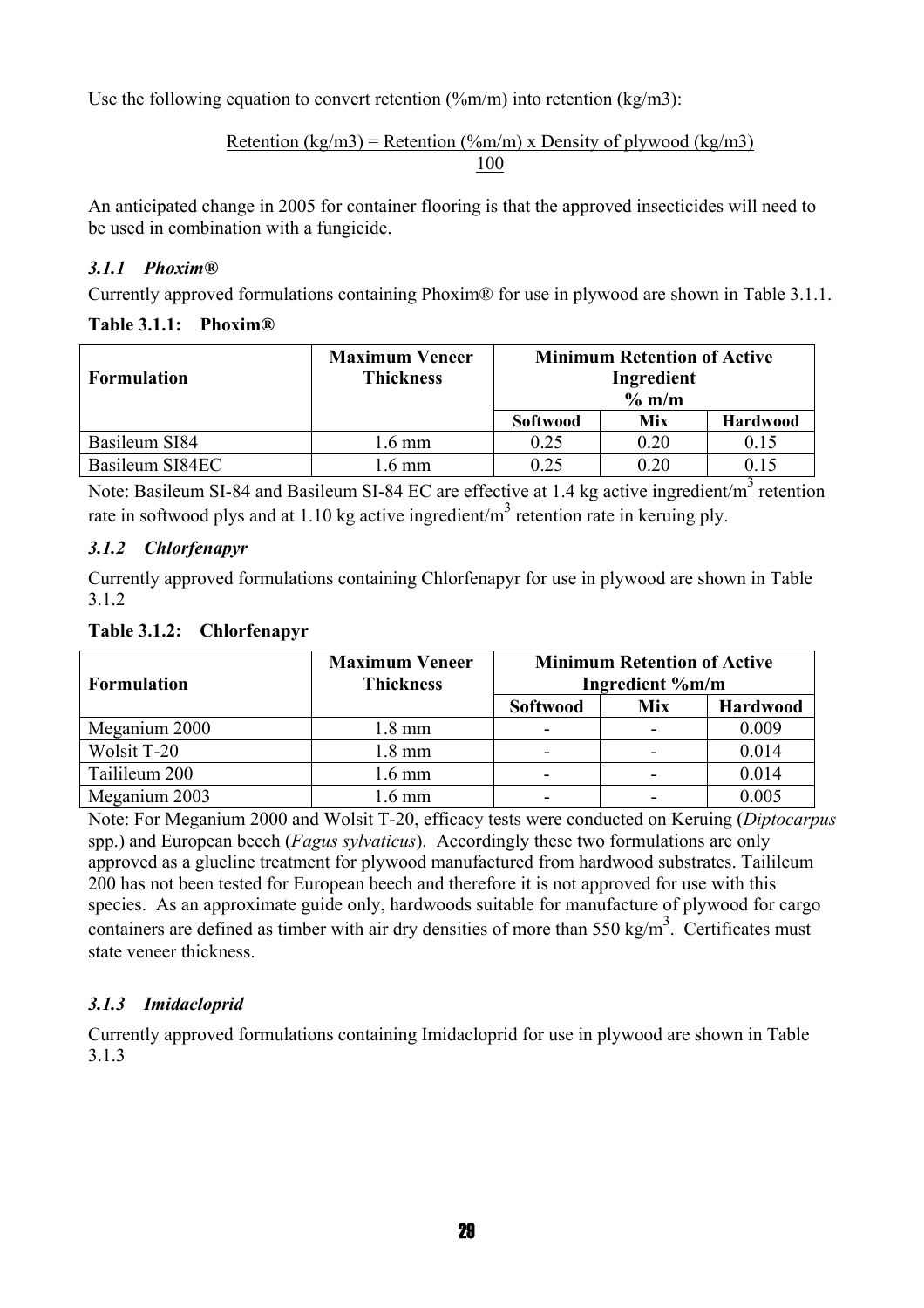Use the following equation to convert retention (%m/m) into retention (kg/m3):

$$\text{Retention (kg/m3)} = \frac{\text{Retention (\%m/m)} \times \text{Density of plywood (kg/m3)}}{100}$$

An anticipated change in 2005 for container flooring is that the approved insecticides will need to be used in combination with a fungicide.

### *3.1.1 Phoxim®*

Currently approved formulations containing Phoxim® for use in plywood are shown in Table 3.1.1.

**Table 3.1.1: Phoxim®**

| Formulation | Maximum Veneer Thickness | Minimum Retention of Active Ingredient % m/m | | |
|---|---|---|---|---|
| | | Softwood | Mix | Hardwood |
| Basileum SI84 | 1.6 mm | 0.25 | 0.20 | 0.15 |
| Basileum SI84EC | 1.6 mm | 0.25 | 0.20 | 0.15 |

Note: Basileum SI-84 and Basileum SI-84 EC are effective at 1.4 kg active ingredient/$m^3$ retention rate in softwood plys and at 1.10 kg active ingredient/$m^3$ retention rate in keruing ply.

### *3.1.2 Chlorfenapyr*

Currently approved formulations containing Chlorfenapyr for use in plywood are shown in Table 3.1.2

**Table 3.1.2: Chlorfenapyr**

| Formulation | Maximum Veneer Thickness | Minimum Retention of Active Ingredient %m/m | | |
|---|---|---|---|---|
| | | Softwood | Mix | Hardwood |
| Meganium 2000 | 1.8 mm | - | - | 0.009 |
| Wolsit T-20 | 1.8 mm | - | - | 0.014 |
| Tailileum 200 | 1.6 mm | - | - | 0.014 |
| Meganium 2003 | 1.6 mm | - | - | 0.005 |

Note: For Meganium 2000 and Wolsit T-20, efficacy tests were conducted on Keruing (*Diptocarpus* spp.) and European beech (*Fagus sylvaticus*). Accordingly these two formulations are only approved as a glueline treatment for plywood manufactured from hardwood substrates. Tailileum 200 has not been tested for European beech and therefore it is not approved for use with this species. As an approximate guide only, hardwoods suitable for manufacture of plywood for cargo containers are defined as timber with air dry densities of more than 550 kg/$m^3$. Certificates must state veneer thickness.

### *3.1.3 Imidacloprid*

Currently approved formulations containing Imidacloprid for use in plywood are shown in Table 3.1.3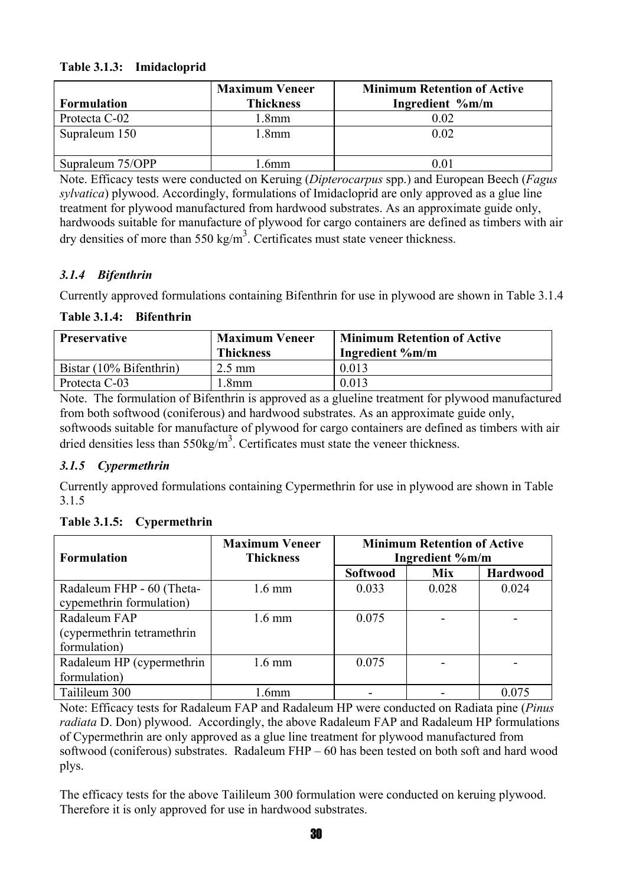**Table 3.1.3: Imidacloprid**

| Formulation | Maximum Veneer Thickness | Minimum Retention of Active Ingredient %m/m |
|---|---|---|
| Protecta C-02 | 1.8mm | 0.02 |
| Supraleum 150 | 1.8mm | 0.02 |
| Supraleum 75/OPP | 1.6mm | 0.01 |

Note. Efficacy tests were conducted on Keruing (*Dipterocarpus* spp.) and European Beech (*Fagus sylvatica*) plywood. Accordingly, formulations of Imidacloprid are only approved as a glue line treatment for plywood manufactured from hardwood substrates. As an approximate guide only, hardwoods suitable for manufacture of plywood for cargo containers are defined as timbers with air dry densities of more than 550 $kg/m^3$. Certificates must state veneer thickness.

### *3.1.4 Bifenthrin*

Currently approved formulations containing Bifenthrin for use in plywood are shown in Table 3.1.4

**Table 3.1.4: Bifenthrin**

| Preservative | Maximum Veneer Thickness | Minimum Retention of Active Ingredient %m/m |
|---|---|---|
| Bistar (10% Bifenthrin) | 2.5 mm | 0.013 |
| Protecta C-03 | 1.8mm | 0.013 |

Note. The formulation of Bifenthrin is approved as a glueline treatment for plywood manufactured from both softwood (coniferous) and hardwood substrates. As an approximate guide only, softwoods suitable for manufacture of plywood for cargo containers are defined as timbers with air dried densities less than 550$kg/m^3$. Certificates must state the veneer thickness.

### *3.1.5 Cypermethrin*

Currently approved formulations containing Cypermethrin for use in plywood are shown in Table 3.1.5

**Table 3.1.5: Cypermethrin**

| Formulation | Maximum Veneer Thickness | Minimum Retention of Active Ingredient %m/m | | |
|---|---|---|---|---|
| | | Softwood | Mix | Hardwood |
| Radaleum FHP - 60 (Theta-cypemethrin formulation) | 1.6 mm | 0.033 | 0.028 | 0.024 |
| Radaleum FAP (cypermethrin tetramethrin formulation) | 1.6 mm | 0.075 | - | - |
| Radaleum HP (cypermethrin formulation) | 1.6 mm | 0.075 | - | - |
| Taileum 300 | 1.6mm | - | - | 0.075 |

Note: Efficacy tests for Radaleum FAP and Radaleum HP were conducted on Radiata pine (*Pinus radiata* D. Don) plywood. Accordingly, the above Radaleum FAP and Radaleum HP formulations of Cypermethrin are only approved as a glue line treatment for plywood manufactured from softwood (coniferous) substrates. Radaleum FHP – 60 has been tested on both soft and hard wood plys.

The efficacy tests for the above Taileum 300 formulation were conducted on keruing plywood. Therefore it is only approved for use in hardwood substrates.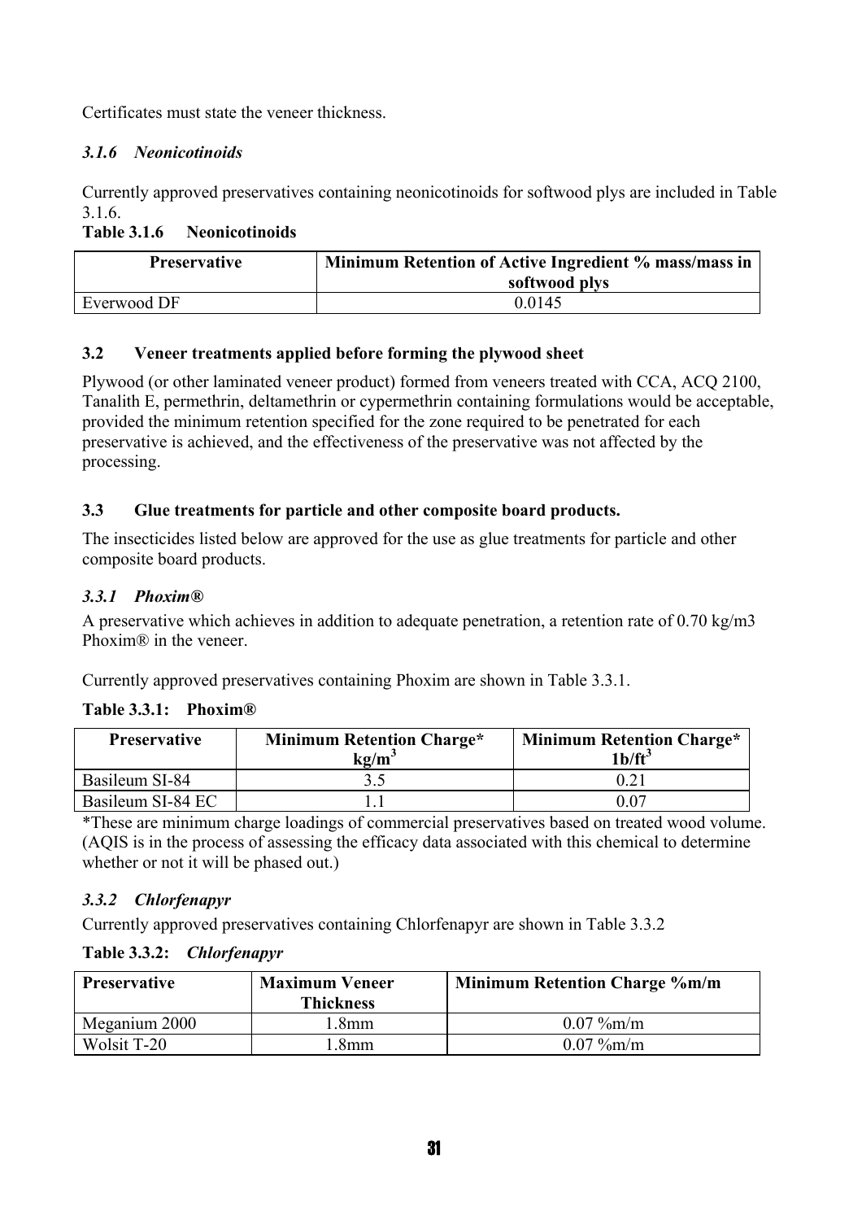Certificates must state the veneer thickness.

### *3.1.6 Neonicotinoids*

Currently approved preservatives containing neonicotinoids for softwood plys are included in Table 3.1.6.

**Table 3.1.6 Neonicotinoids**

| Preservative | Minimum Retention of Active Ingredient % mass/mass in softwood plys |
|---|---|
| Everwood DF | 0.0145 |

## 3.2 Veneer treatments applied before forming the plywood sheet

Plywood (or other laminated veneer product) formed from veneers treated with CCA, ACQ 2100, Tanalith E, permethrin, deltamethrin or cypermethrin containing formulations would be acceptable, provided the minimum retention specified for the zone required to be penetrated for each preservative is achieved, and the effectiveness of the preservative was not affected by the processing.

## 3.3 Glue treatments for particle and other composite board products.

The insecticides listed below are approved for the use as glue treatments for particle and other composite board products.

### *3.3.1 Phoxim®*

A preservative which achieves in addition to adequate penetration, a retention rate of 0.70 kg/m3 Phoxim® in the veneer.

Currently approved preservatives containing Phoxim are shown in Table 3.3.1.

**Table 3.3.1: Phoxim®**

| Preservative | Minimum Retention Charge* $kg/m^3$ | Minimum Retention Charge* $1b/ft^3$ |
|---|---|---|
| Basileum SI-84 | 3.5 | 0.21 |
| Basileum SI-84 EC | 1.1 | 0.07 |

*These are minimum charge loadings of commercial preservatives based on treated wood volume. (AQIS is in the process of assessing the efficacy data associated with this chemical to determine whether or not it will be phased out.)

### *3.3.2 Chlorfenapyr*

Currently approved preservatives containing Chlorfenapyr are shown in Table 3.3.2

**Table 3.3.2:** ***Chlorfenapyr***

| Preservative | Maximum Veneer Thickness | Minimum Retention Charge %m/m |
|---|---|---|
| Meganium 2000 | 1.8mm | 0.07 %m/m |
| Wolsit T-20 | 1.8mm | 0.07 %m/m |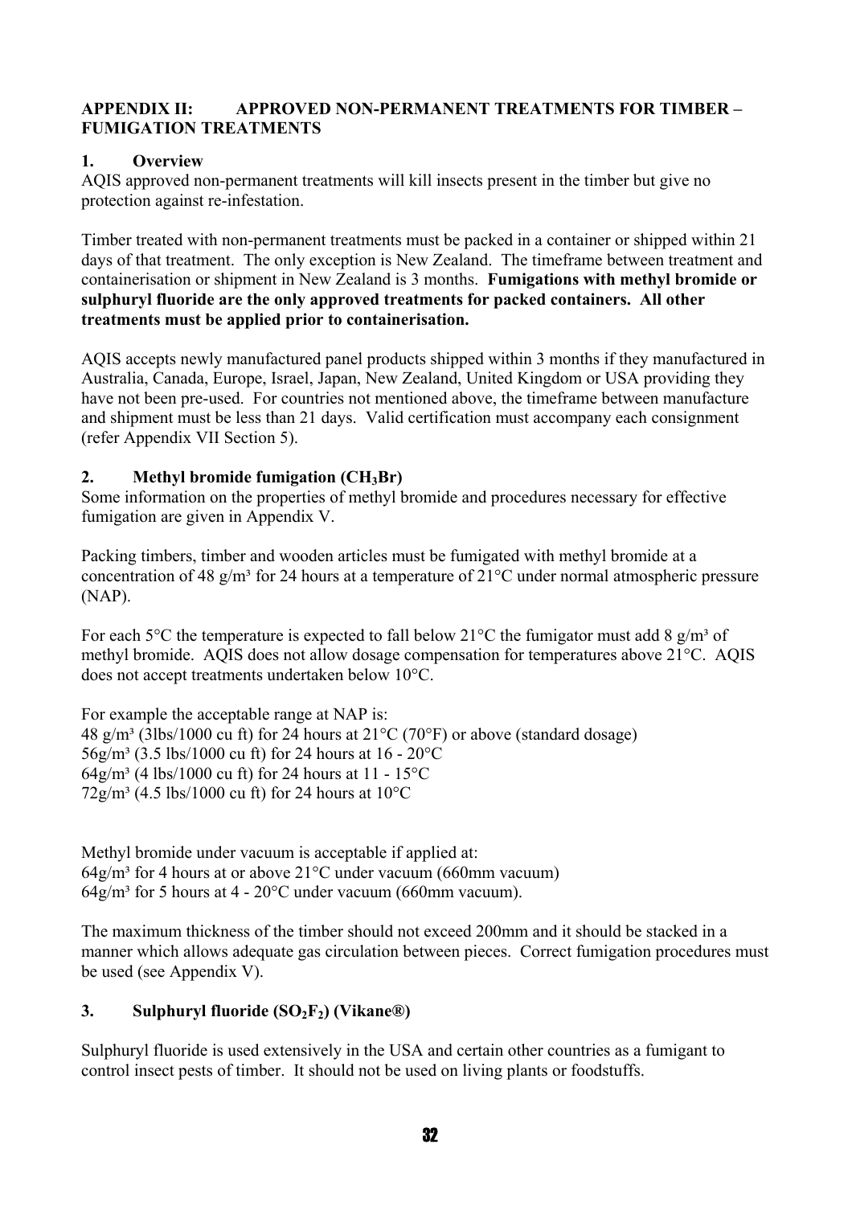## APPENDIX II: APPROVED NON-PERMANENT TREATMENTS FOR TIMBER – FUMIGATION TREATMENTS

### 1. Overview

AQIS approved non-permanent treatments will kill insects present in the timber but give no protection against re-infestation.

Timber treated with non-permanent treatments must be packed in a container or shipped within 21 days of that treatment. The only exception is New Zealand. The timeframe between treatment and containerisation or shipment in New Zealand is 3 months. **Fumigations with methyl bromide or sulphuryl fluoride are the only approved treatments for packed containers. All other treatments must be applied prior to containerisation.**

AQIS accepts newly manufactured panel products shipped within 3 months if they manufactured in Australia, Canada, Europe, Israel, Japan, New Zealand, United Kingdom or USA providing they have not been pre-used. For countries not mentioned above, the timeframe between manufacture and shipment must be less than 21 days. Valid certification must accompany each consignment (refer Appendix VII Section 5).

### 2. Methyl bromide fumigation ($CH_3Br$)

Some information on the properties of methyl bromide and procedures necessary for effective fumigation are given in Appendix V.

Packing timbers, timber and wooden articles must be fumigated with methyl bromide at a concentration of 48 g/m³ for 24 hours at a temperature of 21°C under normal atmospheric pressure (NAP).

For each 5°C the temperature is expected to fall below 21°C the fumigator must add 8 g/m³ of methyl bromide. AQIS does not allow dosage compensation for temperatures above 21°C. AQIS does not accept treatments undertaken below 10°C.

For example the acceptable range at NAP is:
48 g/m³ (3lbs/1000 cu ft) for 24 hours at 21°C (70°F) or above (standard dosage)
56g/m³ (3.5 lbs/1000 cu ft) for 24 hours at 16 - 20°C
64g/m³ (4 lbs/1000 cu ft) for 24 hours at 11 - 15°C
72g/m³ (4.5 lbs/1000 cu ft) for 24 hours at 10°C

Methyl bromide under vacuum is acceptable if applied at:
64g/m³ for 4 hours at or above 21°C under vacuum (660mm vacuum)
64g/m³ for 5 hours at 4 - 20°C under vacuum (660mm vacuum).

The maximum thickness of the timber should not exceed 200mm and it should be stacked in a manner which allows adequate gas circulation between pieces. Correct fumigation procedures must be used (see Appendix V).

### 3. Sulphuryl fluoride ($SO_2F_2$) (Vikane®)

Sulphuryl fluoride is used extensively in the USA and certain other countries as a fumigant to control insect pests of timber. It should not be used on living plants or foodstuffs.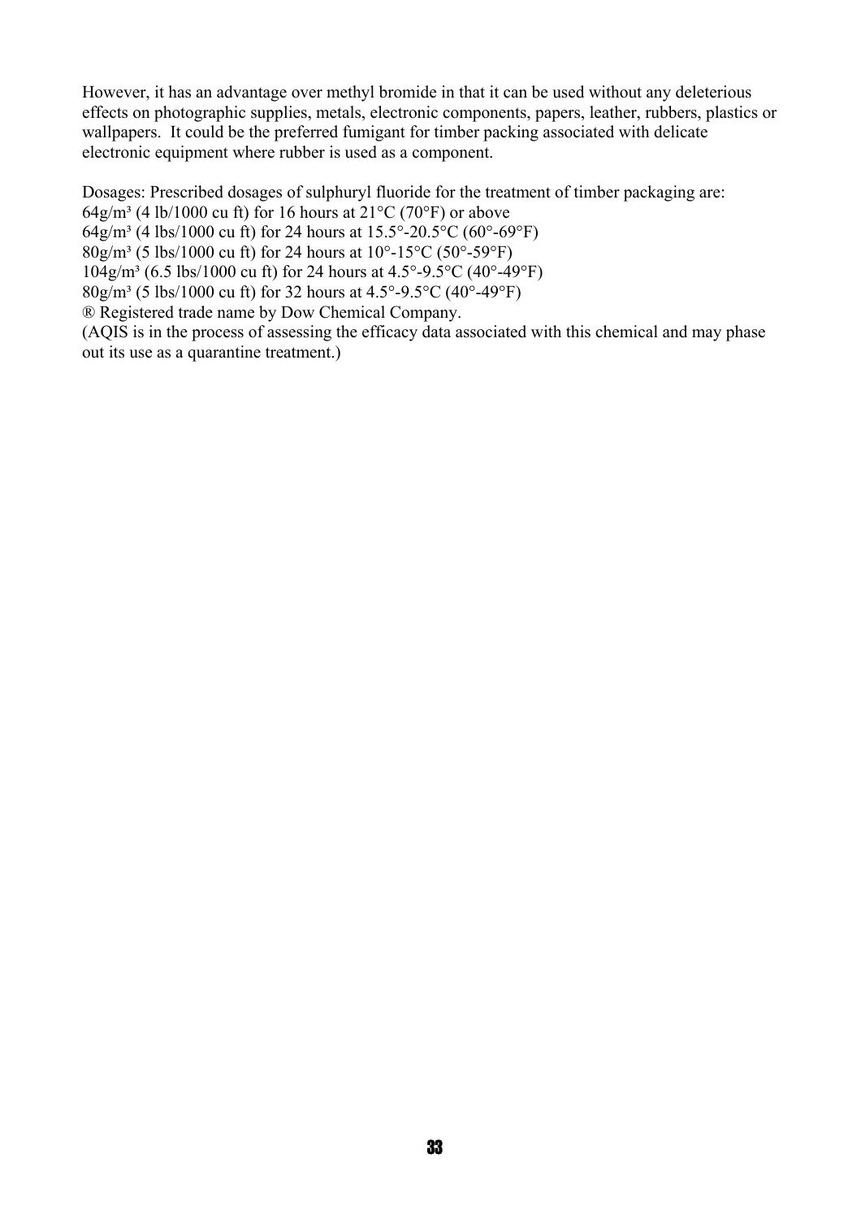However, it has an advantage over methyl bromide in that it can be used without any deleterious effects on photographic supplies, metals, electronic components, papers, leather, rubbers, plastics or wallpapers. It could be the preferred fumigant for timber packing associated with delicate electronic equipment where rubber is used as a component.

Dosages: Prescribed dosages of sulphuryl fluoride for the treatment of timber packaging are:  
64g/m³ (4 lb/1000 cu ft) for 16 hours at 21°C (70°F) or above  
64g/m³ (4 lbs/1000 cu ft) for 24 hours at 15.5°-20.5°C (60°-69°F)  
80g/m³ (5 lbs/1000 cu ft) for 24 hours at 10°-15°C (50°-59°F)  
104g/m³ (6.5 lbs/1000 cu ft) for 24 hours at 4.5°-9.5°C (40°-49°F)  
80g/m³ (5 lbs/1000 cu ft) for 32 hours at 4.5°-9.5°C (40°-49°F)  
® Registered trade name by Dow Chemical Company.  
(AQIS is in the process of assessing the efficacy data associated with this chemical and may phase out its use as a quarantine treatment.)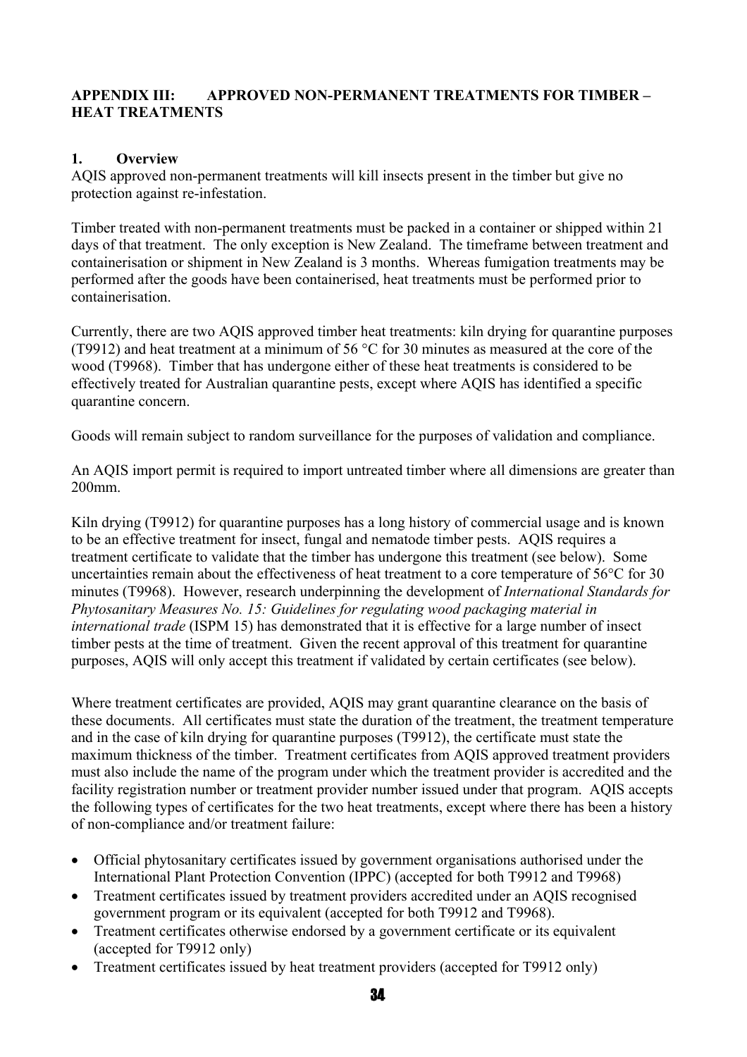## APPENDIX III: APPROVED NON-PERMANENT TREATMENTS FOR TIMBER – HEAT TREATMENTS

### 1. Overview

AQIS approved non-permanent treatments will kill insects present in the timber but give no protection against re-infestation.

Timber treated with non-permanent treatments must be packed in a container or shipped within 21 days of that treatment. The only exception is New Zealand. The timeframe between treatment and containerisation or shipment in New Zealand is 3 months. Whereas fumigation treatments may be performed after the goods have been containerised, heat treatments must be performed prior to containerisation.

Currently, there are two AQIS approved timber heat treatments: kiln drying for quarantine purposes (T9912) and heat treatment at a minimum of 56 °C for 30 minutes as measured at the core of the wood (T9968). Timber that has undergone either of these heat treatments is considered to be effectively treated for Australian quarantine pests, except where AQIS has identified a specific quarantine concern.

Goods will remain subject to random surveillance for the purposes of validation and compliance.

An AQIS import permit is required to import untreated timber where all dimensions are greater than 200mm.

Kiln drying (T9912) for quarantine purposes has a long history of commercial usage and is known to be an effective treatment for insect, fungal and nematode timber pests. AQIS requires a treatment certificate to validate that the timber has undergone this treatment (see below). Some uncertainties remain about the effectiveness of heat treatment to a core temperature of 56°C for 30 minutes (T9968). However, research underpinning the development of *International Standards for Phytosanitary Measures No. 15: Guidelines for regulating wood packaging material in international trade* (ISPM 15) has demonstrated that it is effective for a large number of insect timber pests at the time of treatment. Given the recent approval of this treatment for quarantine purposes, AQIS will only accept this treatment if validated by certain certificates (see below).

Where treatment certificates are provided, AQIS may grant quarantine clearance on the basis of these documents. All certificates must state the duration of the treatment, the treatment temperature and in the case of kiln drying for quarantine purposes (T9912), the certificate must state the maximum thickness of the timber. Treatment certificates from AQIS approved treatment providers must also include the name of the program under which the treatment provider is accredited and the facility registration number or treatment provider number issued under that program. AQIS accepts the following types of certificates for the two heat treatments, except where there has been a history of non-compliance and/or treatment failure:

- Official phytosanitary certificates issued by government organisations authorised under the International Plant Protection Convention (IPPC) (accepted for both T9912 and T9968)
- Treatment certificates issued by treatment providers accredited under an AQIS recognised government program or its equivalent (accepted for both T9912 and T9968).
- Treatment certificates otherwise endorsed by a government certificate or its equivalent (accepted for T9912 only)
- Treatment certificates issued by heat treatment providers (accepted for T9912 only)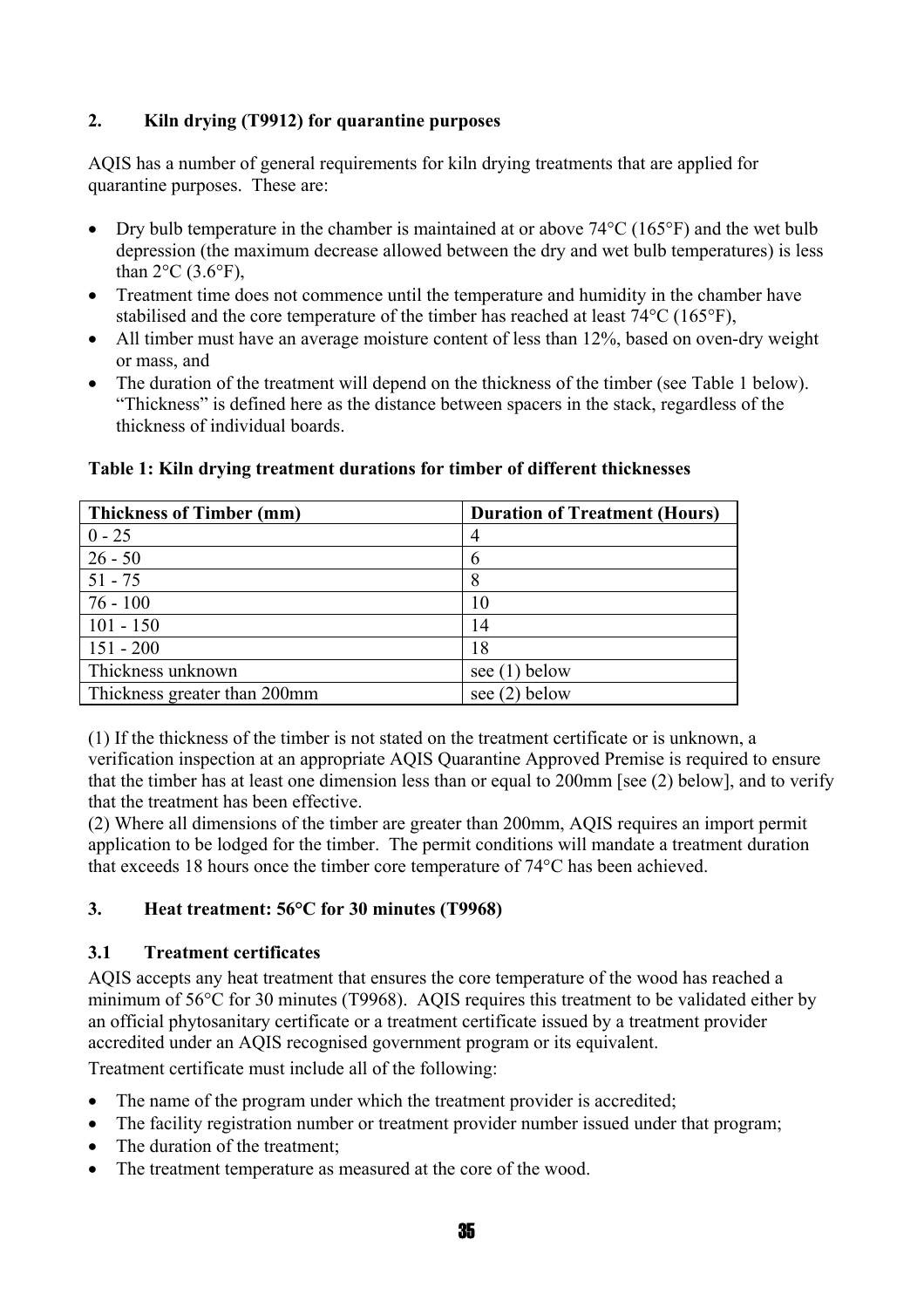## 2. Kiln drying (T9912) for quarantine purposes

AQIS has a number of general requirements for kiln drying treatments that are applied for quarantine purposes. These are:

- Dry bulb temperature in the chamber is maintained at or above 74°C (165°F) and the wet bulb depression (the maximum decrease allowed between the dry and wet bulb temperatures) is less than 2°C (3.6°F),
- Treatment time does not commence until the temperature and humidity in the chamber have stabilised and the core temperature of the timber has reached at least 74°C (165°F),
- All timber must have an average moisture content of less than 12%, based on oven-dry weight or mass, and
- The duration of the treatment will depend on the thickness of the timber (see Table 1 below). "Thickness" is defined here as the distance between spacers in the stack, regardless of the thickness of individual boards.

**Table 1: Kiln drying treatment durations for timber of different thicknesses**

| Thickness of Timber (mm) | Duration of Treatment (Hours) |
|---|---|
| 0 - 25 | 4 |
| 26 - 50 | 6 |
| 51 - 75 | 8 |
| 76 - 100 | 10 |
| 101 - 150 | 14 |
| 151 - 200 | 18 |
| Thickness unknown | see (1) below |
| Thickness greater than 200mm | see (2) below |

(1) If the thickness of the timber is not stated on the treatment certificate or is unknown, a verification inspection at an appropriate AQIS Quarantine Approved Premise is required to ensure that the timber has at least one dimension less than or equal to 200mm [see (2) below], and to verify that the treatment has been effective.

(2) Where all dimensions of the timber are greater than 200mm, AQIS requires an import permit application to be lodged for the timber. The permit conditions will mandate a treatment duration that exceeds 18 hours once the timber core temperature of 74°C has been achieved.

## 3. Heat treatment: 56°C for 30 minutes (T9968)

### 3.1 Treatment certificates

AQIS accepts any heat treatment that ensures the core temperature of the wood has reached a minimum of 56°C for 30 minutes (T9968). AQIS requires this treatment to be validated either by an official phytosanitary certificate or a treatment certificate issued by a treatment provider accredited under an AQIS recognised government program or its equivalent.

Treatment certificate must include all of the following:

- The name of the program under which the treatment provider is accredited;
- The facility registration number or treatment provider number issued under that program;
- The duration of the treatment;
- The treatment temperature as measured at the core of the wood.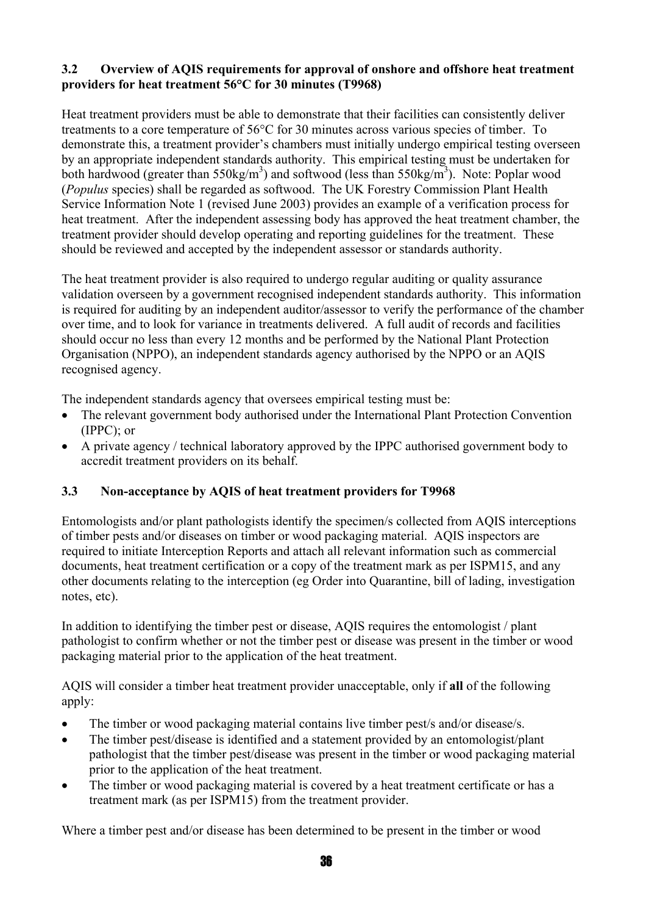### 3.2 Overview of AQIS requirements for approval of onshore and offshore heat treatment providers for heat treatment 56°C for 30 minutes (T9968)

Heat treatment providers must be able to demonstrate that their facilities can consistently deliver treatments to a core temperature of 56°C for 30 minutes across various species of timber. To demonstrate this, a treatment provider's chambers must initially undergo empirical testing overseen by an appropriate independent standards authority. This empirical testing must be undertaken for both hardwood (greater than $550kg/m^3$) and softwood (less than $550kg/m^3$). Note: Poplar wood (*Populus* species) shall be regarded as softwood. The UK Forestry Commission Plant Health Service Information Note 1 (revised June 2003) provides an example of a verification process for heat treatment. After the independent assessing body has approved the heat treatment chamber, the treatment provider should develop operating and reporting guidelines for the treatment. These should be reviewed and accepted by the independent assessor or standards authority.

The heat treatment provider is also required to undergo regular auditing or quality assurance validation overseen by a government recognised independent standards authority. This information is required for auditing by an independent auditor/assessor to verify the performance of the chamber over time, and to look for variance in treatments delivered. A full audit of records and facilities should occur no less than every 12 months and be performed by the National Plant Protection Organisation (NPPO), an independent standards agency authorised by the NPPO or an AQIS recognised agency.

The independent standards agency that oversees empirical testing must be:

- The relevant government body authorised under the International Plant Protection Convention (IPPC); or
- A private agency / technical laboratory approved by the IPPC authorised government body to accredit treatment providers on its behalf.

### 3.3 Non-acceptance by AQIS of heat treatment providers for T9968

Entomologists and/or plant pathologists identify the specimen/s collected from AQIS interceptions of timber pests and/or diseases on timber or wood packaging material. AQIS inspectors are required to initiate Interception Reports and attach all relevant information such as commercial documents, heat treatment certification or a copy of the treatment mark as per ISPM15, and any other documents relating to the interception (eg Order into Quarantine, bill of lading, investigation notes, etc).

In addition to identifying the timber pest or disease, AQIS requires the entomologist / plant pathologist to confirm whether or not the timber pest or disease was present in the timber or wood packaging material prior to the application of the heat treatment.

AQIS will consider a timber heat treatment provider unacceptable, only if **all** of the following apply:

- The timber or wood packaging material contains live timber pest/s and/or disease/s.
- The timber pest/disease is identified and a statement provided by an entomologist/plant pathologist that the timber pest/disease was present in the timber or wood packaging material prior to the application of the heat treatment.
- The timber or wood packaging material is covered by a heat treatment certificate or has a treatment mark (as per ISPM15) from the treatment provider.

Where a timber pest and/or disease has been determined to be present in the timber or wood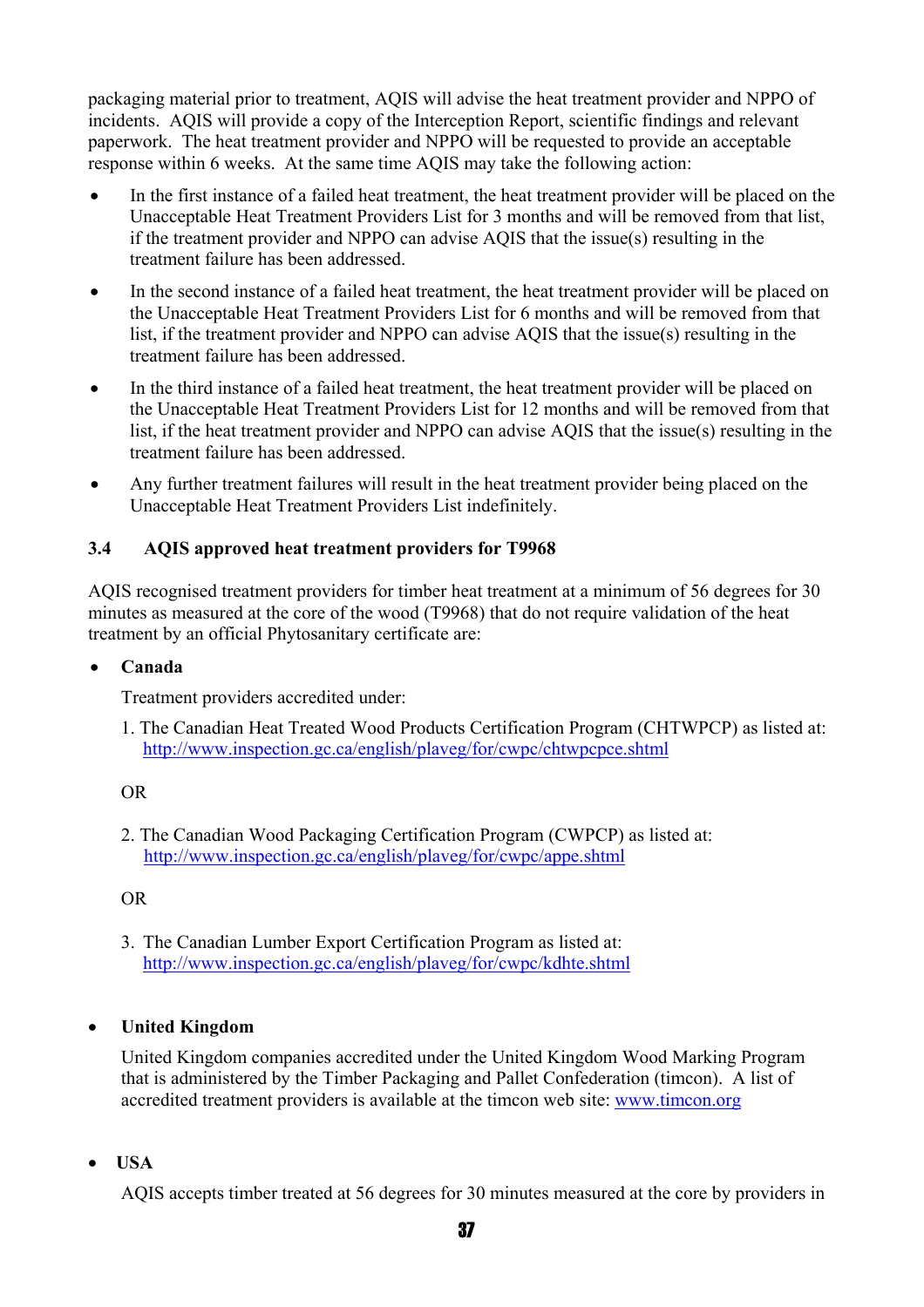packaging material prior to treatment, AQIS will advise the heat treatment provider and NPPO of incidents. AQIS will provide a copy of the Interception Report, scientific findings and relevant paperwork. The heat treatment provider and NPPO will be requested to provide an acceptable response within 6 weeks. At the same time AQIS may take the following action:

- In the first instance of a failed heat treatment, the heat treatment provider will be placed on the Unacceptable Heat Treatment Providers List for 3 months and will be removed from that list, if the treatment provider and NPPO can advise AQIS that the issue(s) resulting in the treatment failure has been addressed.
- In the second instance of a failed heat treatment, the heat treatment provider will be placed on the Unacceptable Heat Treatment Providers List for 6 months and will be removed from that list, if the treatment provider and NPPO can advise AQIS that the issue(s) resulting in the treatment failure has been addressed.
- In the third instance of a failed heat treatment, the heat treatment provider will be placed on the Unacceptable Heat Treatment Providers List for 12 months and will be removed from that list, if the heat treatment provider and NPPO can advise AQIS that the issue(s) resulting in the treatment failure has been addressed.
- Any further treatment failures will result in the heat treatment provider being placed on the Unacceptable Heat Treatment Providers List indefinitely.

### 3.4 AQIS approved heat treatment providers for T9968

AQIS recognised treatment providers for timber heat treatment at a minimum of 56 degrees for 30 minutes as measured at the core of the wood (T9968) that do not require validation of the heat treatment by an official Phytosanitary certificate are:

- **Canada**

  Treatment providers accredited under:

  1. The Canadian Heat Treated Wood Products Certification Program (CHTWPCP) as listed at: http://www.inspection.gc.ca/english/plaveg/for/cwpc/chtwpcpce.shtml

  OR

  2. The Canadian Wood Packaging Certification Program (CWPCP) as listed at: http://www.inspection.gc.ca/english/plaveg/for/cwpc/appe.shtml

  OR

  3. The Canadian Lumber Export Certification Program as listed at: http://www.inspection.gc.ca/english/plaveg/for/cwpc/kdhte.shtml

- **United Kingdom**

  United Kingdom companies accredited under the United Kingdom Wood Marking Program that is administered by the Timber Packaging and Pallet Confederation (timcon). A list of accredited treatment providers is available at the timcon web site: www.timcon.org

- **USA**

  AQIS accepts timber treated at 56 degrees for 30 minutes measured at the core by providers in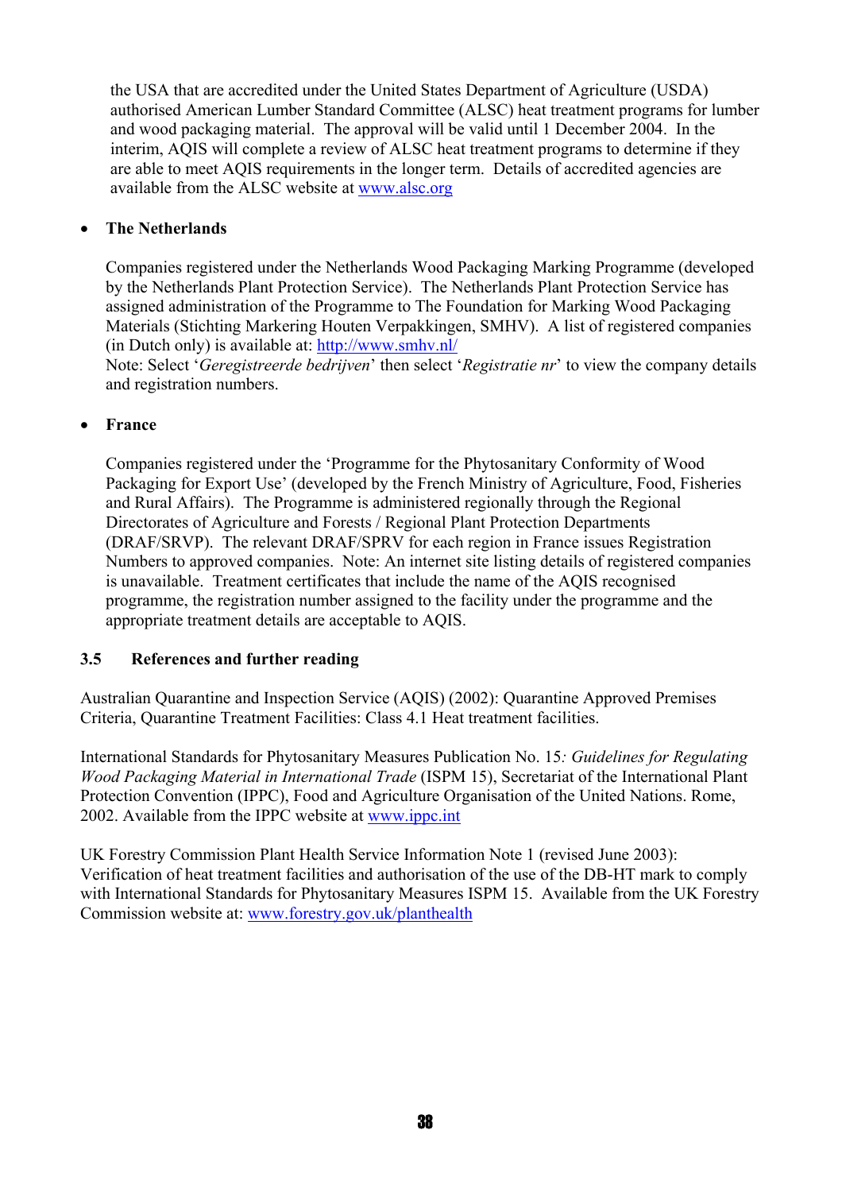the USA that are accredited under the United States Department of Agriculture (USDA) authorised American Lumber Standard Committee (ALSC) heat treatment programs for lumber and wood packaging material. The approval will be valid until 1 December 2004. In the interim, AQIS will complete a review of ALSC heat treatment programs to determine if they are able to meet AQIS requirements in the longer term. Details of accredited agencies are available from the ALSC website at www.alsc.org

- **The Netherlands**

  Companies registered under the Netherlands Wood Packaging Marking Programme (developed by the Netherlands Plant Protection Service). The Netherlands Plant Protection Service has assigned administration of the Programme to The Foundation for Marking Wood Packaging Materials (Stichting Markering Houten Verpakkingen, SMHV). A list of registered companies (in Dutch only) is available at: http://www.smhv.nl/
  Note: Select '*Geregistreerde bedrijven*' then select '*Registratie nr*' to view the company details and registration numbers.

- **France**

  Companies registered under the 'Programme for the Phytosanitary Conformity of Wood Packaging for Export Use' (developed by the French Ministry of Agriculture, Food, Fisheries and Rural Affairs). The Programme is administered regionally through the Regional Directorates of Agriculture and Forests / Regional Plant Protection Departments (DRAF/SRVP). The relevant DRAF/SPRV for each region in France issues Registration Numbers to approved companies. Note: An internet site listing details of registered companies is unavailable. Treatment certificates that include the name of the AQIS recognised programme, the registration number assigned to the facility under the programme and the appropriate treatment details are acceptable to AQIS.

### 3.5 References and further reading

Australian Quarantine and Inspection Service (AQIS) (2002): Quarantine Approved Premises Criteria, Quarantine Treatment Facilities: Class 4.1 Heat treatment facilities.

International Standards for Phytosanitary Measures Publication No. 15*: Guidelines for Regulating Wood Packaging Material in International Trade* (ISPM 15), Secretariat of the International Plant Protection Convention (IPPC), Food and Agriculture Organisation of the United Nations. Rome, 2002. Available from the IPPC website at www.ippc.int

UK Forestry Commission Plant Health Service Information Note 1 (revised June 2003): Verification of heat treatment facilities and authorisation of the use of the DB-HT mark to comply with International Standards for Phytosanitary Measures ISPM 15. Available from the UK Forestry Commission website at: www.forestry.gov.uk/planthealth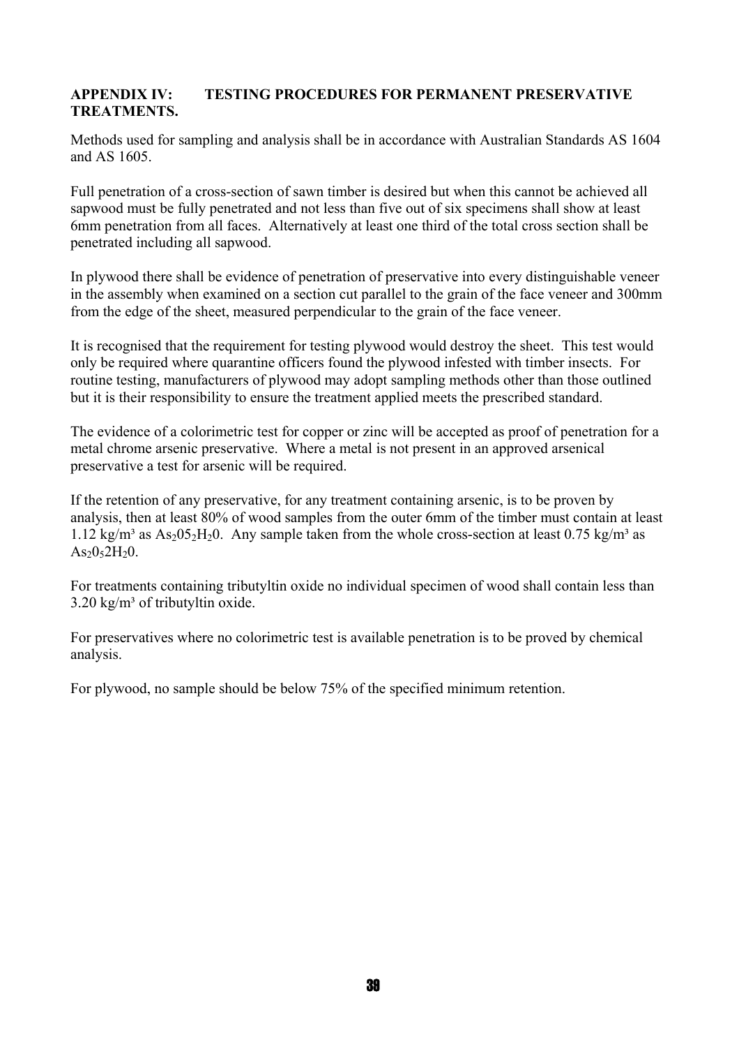## APPENDIX IV: TESTING PROCEDURES FOR PERMANENT PRESERVATIVE TREATMENTS.

Methods used for sampling and analysis shall be in accordance with Australian Standards AS 1604 and AS 1605.

Full penetration of a cross-section of sawn timber is desired but when this cannot be achieved all sapwood must be fully penetrated and not less than five out of six specimens shall show at least 6mm penetration from all faces. Alternatively at least one third of the total cross section shall be penetrated including all sapwood.

In plywood there shall be evidence of penetration of preservative into every distinguishable veneer in the assembly when examined on a section cut parallel to the grain of the face veneer and 300mm from the edge of the sheet, measured perpendicular to the grain of the face veneer.

It is recognised that the requirement for testing plywood would destroy the sheet. This test would only be required where quarantine officers found the plywood infested with timber insects. For routine testing, manufacturers of plywood may adopt sampling methods other than those outlined but it is their responsibility to ensure the treatment applied meets the prescribed standard.

The evidence of a colorimetric test for copper or zinc will be accepted as proof of penetration for a metal chrome arsenic preservative. Where a metal is not present in an approved arsenical preservative a test for arsenic will be required.

If the retention of any preservative, for any treatment containing arsenic, is to be proven by analysis, then at least 80% of wood samples from the outer 6mm of the timber must contain at least 1.12 kg/m³ as $As_20 5_2H_20$. Any sample taken from the whole cross-section at least 0.75 kg/m³ as $As_20_52H_20$.

For treatments containing tributyltin oxide no individual specimen of wood shall contain less than 3.20 kg/m³ of tributyltin oxide.

For preservatives where no colorimetric test is available penetration is to be proved by chemical analysis.

For plywood, no sample should be below 75% of the specified minimum retention.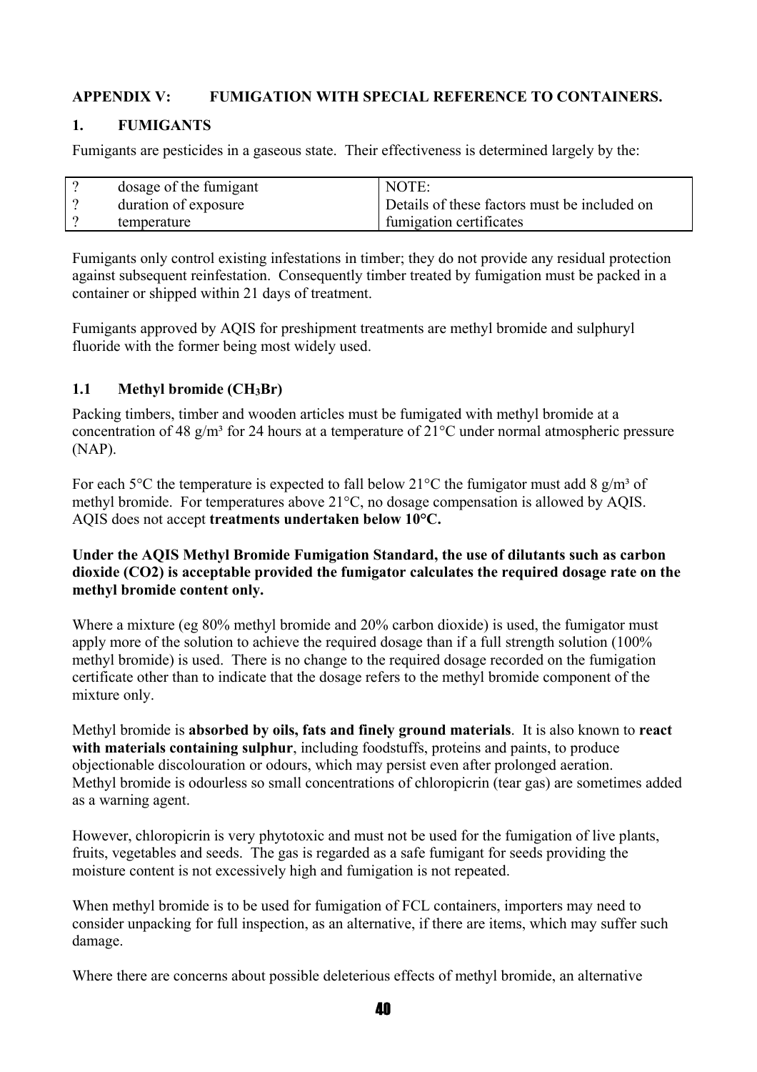## APPENDIX V: FUMIGATION WITH SPECIAL REFERENCE TO CONTAINERS.

### 1. FUMIGANTS

Fumigants are pesticides in a gaseous state. Their effectiveness is determined largely by the:

| | | |
|---|---|---|
| ? | dosage of the fumigant | NOTE: |
| ? | duration of exposure | Details of these factors must be included on |
| ? | temperature | fumigation certificates |

Fumigants only control existing infestations in timber; they do not provide any residual protection against subsequent reinfestation. Consequently timber treated by fumigation must be packed in a container or shipped within 21 days of treatment.

Fumigants approved by AQIS for preshipment treatments are methyl bromide and sulphuryl fluoride with the former being most widely used.

#### 1.1 Methyl bromide ($CH_3Br$)

Packing timbers, timber and wooden articles must be fumigated with methyl bromide at a concentration of 48 g/m³ for 24 hours at a temperature of 21°C under normal atmospheric pressure (NAP).

For each 5°C the temperature is expected to fall below 21°C the fumigator must add 8 g/m³ of methyl bromide. For temperatures above 21°C, no dosage compensation is allowed by AQIS. AQIS does not accept **treatments undertaken below 10°C.**

**Under the AQIS Methyl Bromide Fumigation Standard, the use of dilutants such as carbon dioxide (CO2) is acceptable provided the fumigator calculates the required dosage rate on the methyl bromide content only.**

Where a mixture (eg 80% methyl bromide and 20% carbon dioxide) is used, the fumigator must apply more of the solution to achieve the required dosage than if a full strength solution (100% methyl bromide) is used. There is no change to the required dosage recorded on the fumigation certificate other than to indicate that the dosage refers to the methyl bromide component of the mixture only.

Methyl bromide is **absorbed by oils, fats and finely ground materials**. It is also known to **react with materials containing sulphur**, including foodstuffs, proteins and paints, to produce objectionable discolouration or odours, which may persist even after prolonged aeration. Methyl bromide is odourless so small concentrations of chloropicrin (tear gas) are sometimes added as a warning agent.

However, chloropicrin is very phytotoxic and must not be used for the fumigation of live plants, fruits, vegetables and seeds. The gas is regarded as a safe fumigant for seeds providing the moisture content is not excessively high and fumigation is not repeated.

When methyl bromide is to be used for fumigation of FCL containers, importers may need to consider unpacking for full inspection, as an alternative, if there are items, which may suffer such damage.

Where there are concerns about possible deleterious effects of methyl bromide, an alternative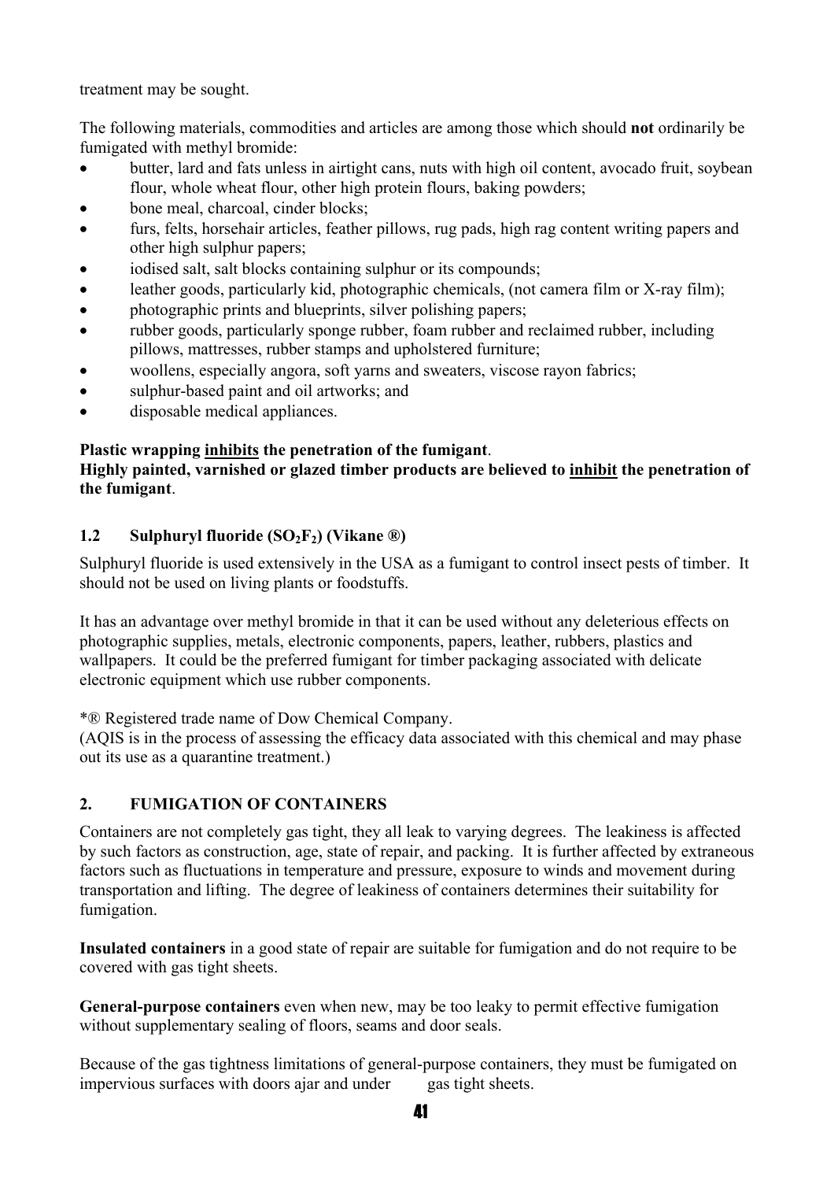treatment may be sought.

The following materials, commodities and articles are among those which should **not** ordinarily be fumigated with methyl bromide:

- butter, lard and fats unless in airtight cans, nuts with high oil content, avocado fruit, soybean flour, whole wheat flour, other high protein flours, baking powders;
- bone meal, charcoal, cinder blocks;
- furs, felts, horsehair articles, feather pillows, rug pads, high rag content writing papers and other high sulphur papers;
- iodised salt, salt blocks containing sulphur or its compounds;
- leather goods, particularly kid, photographic chemicals, (not camera film or X-ray film);
- photographic prints and blueprints, silver polishing papers;
- rubber goods, particularly sponge rubber, foam rubber and reclaimed rubber, including pillows, mattresses, rubber stamps and upholstered furniture;
- woollens, especially angora, soft yarns and sweaters, viscose rayon fabrics;
- sulphur-based paint and oil artworks; and
- disposable medical appliances.

**Plastic wrapping <u>inhibits</u> the penetration of the fumigant.**
**Highly painted, varnished or glazed timber products are believed to <u>inhibit</u> the penetration of the fumigant.**

### 1.2 Sulphuryl fluoride ($SO_2F_2$) (Vikane ®)

Sulphuryl fluoride is used extensively in the USA as a fumigant to control insect pests of timber. It should not be used on living plants or foodstuffs.

It has an advantage over methyl bromide in that it can be used without any deleterious effects on photographic supplies, metals, electronic components, papers, leather, rubbers, plastics and wallpapers. It could be the preferred fumigant for timber packaging associated with delicate electronic equipment which use rubber components.

*® Registered trade name of Dow Chemical Company.
(AQIS is in the process of assessing the efficacy data associated with this chemical and may phase out its use as a quarantine treatment.)

## 2. FUMIGATION OF CONTAINERS

Containers are not completely gas tight, they all leak to varying degrees. The leakiness is affected by such factors as construction, age, state of repair, and packing. It is further affected by extraneous factors such as fluctuations in temperature and pressure, exposure to winds and movement during transportation and lifting. The degree of leakiness of containers determines their suitability for fumigation.

**Insulated containers** in a good state of repair are suitable for fumigation and do not require to be covered with gas tight sheets.

**General-purpose containers** even when new, may be too leaky to permit effective fumigation without supplementary sealing of floors, seams and door seals.

Because of the gas tightness limitations of general-purpose containers, they must be fumigated on impervious surfaces with doors ajar and under gas tight sheets.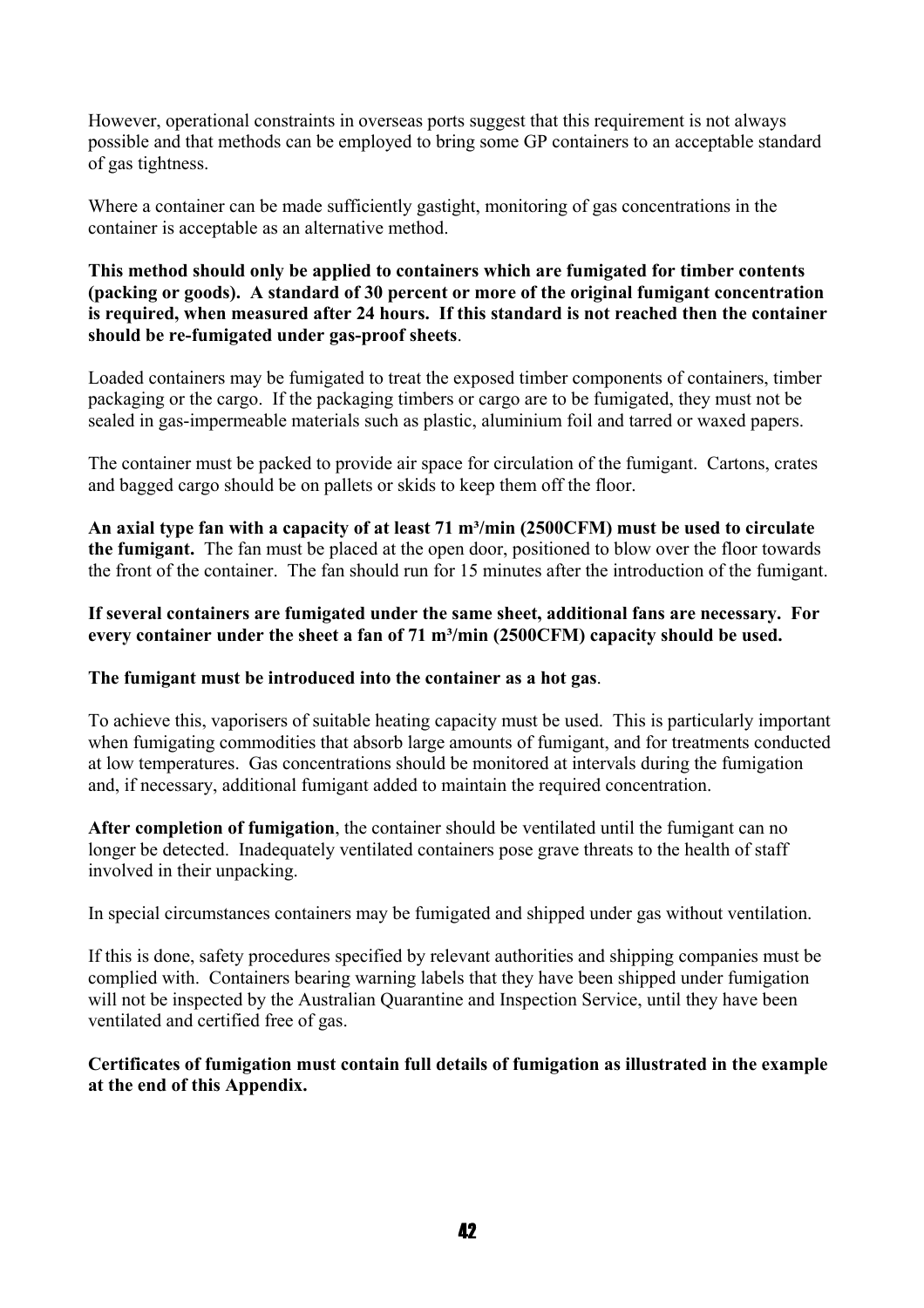However, operational constraints in overseas ports suggest that this requirement is not always possible and that methods can be employed to bring some GP containers to an acceptable standard of gas tightness.

Where a container can be made sufficiently gastight, monitoring of gas concentrations in the container is acceptable as an alternative method.

**This method should only be applied to containers which are fumigated for timber contents (packing or goods). A standard of 30 percent or more of the original fumigant concentration is required, when measured after 24 hours. If this standard is not reached then the container should be re-fumigated under gas-proof sheets**.

Loaded containers may be fumigated to treat the exposed timber components of containers, timber packaging or the cargo. If the packaging timbers or cargo are to be fumigated, they must not be sealed in gas-impermeable materials such as plastic, aluminium foil and tarred or waxed papers.

The container must be packed to provide air space for circulation of the fumigant. Cartons, crates and bagged cargo should be on pallets or skids to keep them off the floor.

**An axial type fan with a capacity of at least 71 m³/min (2500CFM) must be used to circulate the fumigant.** The fan must be placed at the open door, positioned to blow over the floor towards the front of the container. The fan should run for 15 minutes after the introduction of the fumigant.

**If several containers are fumigated under the same sheet, additional fans are necessary. For every container under the sheet a fan of 71 m³/min (2500CFM) capacity should be used.**

**The fumigant must be introduced into the container as a hot gas**.

To achieve this, vaporisers of suitable heating capacity must be used. This is particularly important when fumigating commodities that absorb large amounts of fumigant, and for treatments conducted at low temperatures. Gas concentrations should be monitored at intervals during the fumigation and, if necessary, additional fumigant added to maintain the required concentration.

**After completion of fumigation**, the container should be ventilated until the fumigant can no longer be detected. Inadequately ventilated containers pose grave threats to the health of staff involved in their unpacking.

In special circumstances containers may be fumigated and shipped under gas without ventilation.

If this is done, safety procedures specified by relevant authorities and shipping companies must be complied with. Containers bearing warning labels that they have been shipped under fumigation will not be inspected by the Australian Quarantine and Inspection Service, until they have been ventilated and certified free of gas.

**Certificates of fumigation must contain full details of fumigation as illustrated in the example at the end of this Appendix.**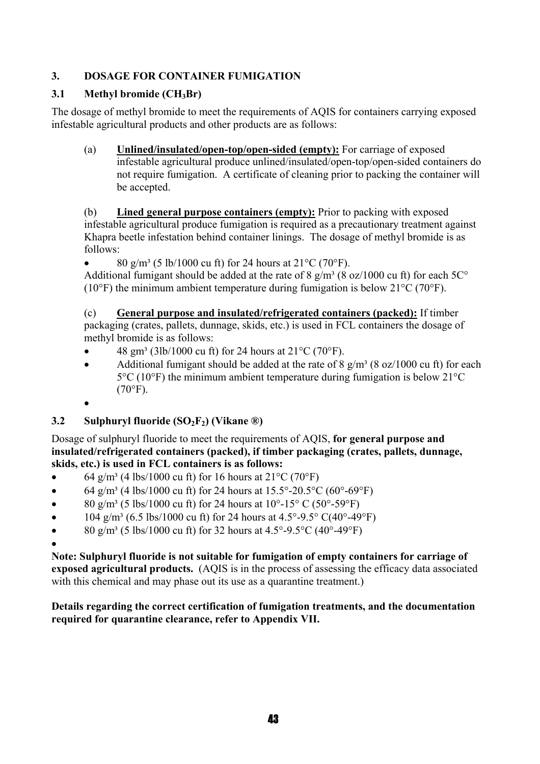## 3. DOSAGE FOR CONTAINER FUMIGATION

### 3.1 Methyl bromide ($CH_3Br$)

The dosage of methyl bromide to meet the requirements of AQIS for containers carrying exposed infestable agricultural products and other products are as follows:

(a) **Unlined/insulated/open-top/open-sided (empty):** For carriage of exposed infestable agricultural produce unlined/insulated/open-top/open-sided containers do not require fumigation. A certificate of cleaning prior to packing the container will be accepted.

(b) **Lined general purpose containers (empty):** Prior to packing with exposed infestable agricultural produce fumigation is required as a precautionary treatment against Khapra beetle infestation behind container linings. The dosage of methyl bromide is as follows:

- 80 g/m³ (5 lb/1000 cu ft) for 24 hours at 21°C (70°F).

Additional fumigant should be added at the rate of 8 g/m³ (8 oz/1000 cu ft) for each 5C° (10°F) the minimum ambient temperature during fumigation is below 21°C (70°F).

(c) **General purpose and insulated/refrigerated containers (packed):** If timber packaging (crates, pallets, dunnage, skids, etc.) is used in FCL containers the dosage of methyl bromide is as follows:

- 48 gm³ (3lb/1000 cu ft) for 24 hours at 21°C (70°F).
- Additional fumigant should be added at the rate of 8 g/m³ (8 oz/1000 cu ft) for each 5°C (10°F) the minimum ambient temperature during fumigation is below 21°C (70°F).

### 3.2 Sulphuryl fluoride ($SO_2F_2$) (Vikane ®)

Dosage of sulphuryl fluoride to meet the requirements of AQIS, **for general purpose and insulated/refrigerated containers (packed), if timber packaging (crates, pallets, dunnage, skids, etc.) is used in FCL containers is as follows:**

- 64 g/m³ (4 lbs/1000 cu ft) for 16 hours at 21°C (70°F)
- 64 g/m³ (4 lbs/1000 cu ft) for 24 hours at 15.5°-20.5°C (60°-69°F)
- 80 g/m³ (5 lbs/1000 cu ft) for 24 hours at 10°-15° C (50°-59°F)
- 104 g/m³ (6.5 lbs/1000 cu ft) for 24 hours at 4.5°-9.5° C(40°-49°F)
- 80 g/m³ (5 lbs/1000 cu ft) for 32 hours at 4.5°-9.5°C (40°-49°F)

**Note: Sulphuryl fluoride is not suitable for fumigation of empty containers for carriage of exposed agricultural products.** (AQIS is in the process of assessing the efficacy data associated with this chemical and may phase out its use as a quarantine treatment.)

**Details regarding the correct certification of fumigation treatments, and the documentation required for quarantine clearance, refer to Appendix VII.**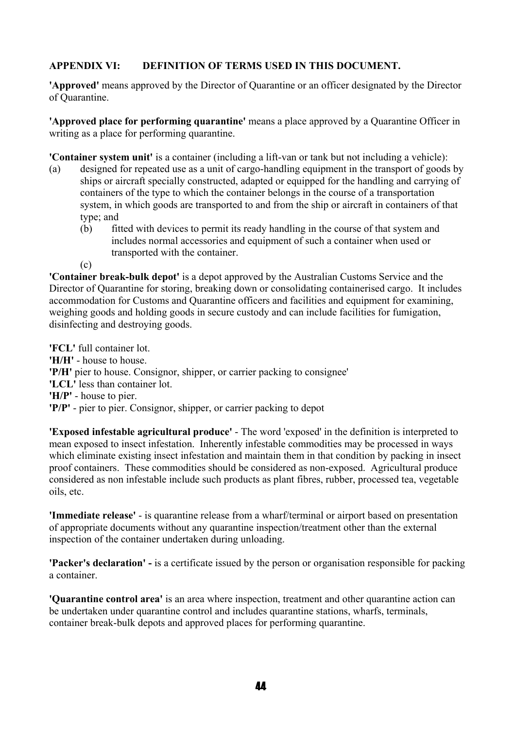## APPENDIX VI: DEFINITION OF TERMS USED IN THIS DOCUMENT.

**'Approved'** means approved by the Director of Quarantine or an officer designated by the Director of Quarantine.

**'Approved place for performing quarantine'** means a place approved by a Quarantine Officer in writing as a place for performing quarantine.

**'Container system unit'** is a container (including a lift-van or tank but not including a vehicle):

(a) designed for repeated use as a unit of cargo-handling equipment in the transport of goods by ships or aircraft specially constructed, adapted or equipped for the handling and carrying of containers of the type to which the container belongs in the course of a transportation system, in which goods are transported to and from the ship or aircraft in containers of that type; and

(b) fitted with devices to permit its ready handling in the course of that system and includes normal accessories and equipment of such a container when used or transported with the container.

(c)

**'Container break-bulk depot'** is a depot approved by the Australian Customs Service and the Director of Quarantine for storing, breaking down or consolidating containerised cargo. It includes accommodation for Customs and Quarantine officers and facilities and equipment for examining, weighing goods and holding goods in secure custody and can include facilities for fumigation, disinfecting and destroying goods.

**'FCL'** full container lot.
**'H/H'** - house to house.
**'P/H'** pier to house. Consignor, shipper, or carrier packing to consignee'
**'LCL'** less than container lot.
**'H/P'** - house to pier.
**'P/P'** - pier to pier. Consignor, shipper, or carrier packing to depot

**'Exposed infestable agricultural produce'** - The word 'exposed' in the definition is interpreted to mean exposed to insect infestation. Inherently infestable commodities may be processed in ways which eliminate existing insect infestation and maintain them in that condition by packing in insect proof containers. These commodities should be considered as non-exposed. Agricultural produce considered as non infestable include such products as plant fibres, rubber, processed tea, vegetable oils, etc.

**'Immediate release'** - is quarantine release from a wharf/terminal or airport based on presentation of appropriate documents without any quarantine inspection/treatment other than the external inspection of the container undertaken during unloading.

**'Packer's declaration' -** is a certificate issued by the person or organisation responsible for packing a container.

**'Quarantine control area'** is an area where inspection, treatment and other quarantine action can be undertaken under quarantine control and includes quarantine stations, wharfs, terminals, container break-bulk depots and approved places for performing quarantine.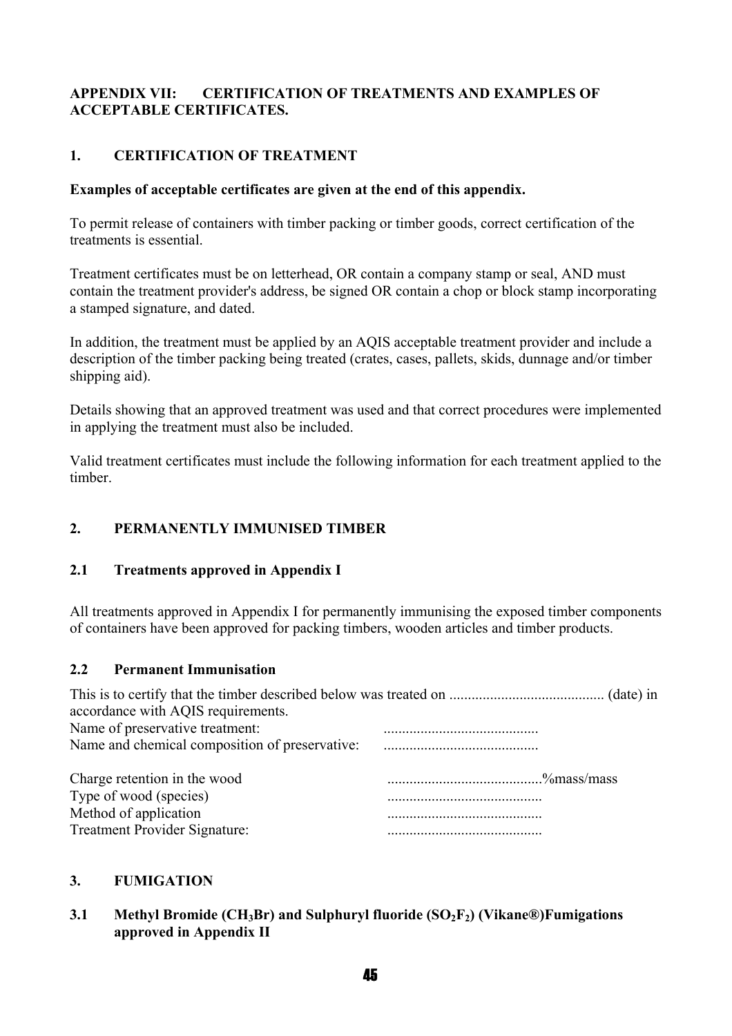## APPENDIX VII: CERTIFICATION OF TREATMENTS AND EXAMPLES OF ACCEPTABLE CERTIFICATES.

### 1. CERTIFICATION OF TREATMENT

**Examples of acceptable certificates are given at the end of this appendix.**

To permit release of containers with timber packing or timber goods, correct certification of the treatments is essential.

Treatment certificates must be on letterhead, OR contain a company stamp or seal, AND must contain the treatment provider's address, be signed OR contain a chop or block stamp incorporating a stamped signature, and dated.

In addition, the treatment must be applied by an AQIS acceptable treatment provider and include a description of the timber packing being treated (crates, cases, pallets, skids, dunnage and/or timber shipping aid).

Details showing that an approved treatment was used and that correct procedures were implemented in applying the treatment must also be included.

Valid treatment certificates must include the following information for each treatment applied to the timber.

### 2. PERMANENTLY IMMUNISED TIMBER

#### 2.1 Treatments approved in Appendix I

All treatments approved in Appendix I for permanently immunising the exposed timber components of containers have been approved for packing timbers, wooden articles and timber products.

#### 2.2 Permanent Immunisation

This is to certify that the timber described below was treated on .......................................... (date) in accordance with AQIS requirements.

Name of preservative treatment: ..........................................
Name and chemical composition of preservative: ..........................................

Charge retention in the wood ..........................................%mass/mass
Type of wood (species) ..........................................
Method of application ..........................................
Treatment Provider Signature: ..........................................

### 3. FUMIGATION

#### 3.1 Methyl Bromide ($CH_3Br$) and Sulphuryl fluoride ($SO_2F_2$) (Vikane®)Fumigations approved in Appendix II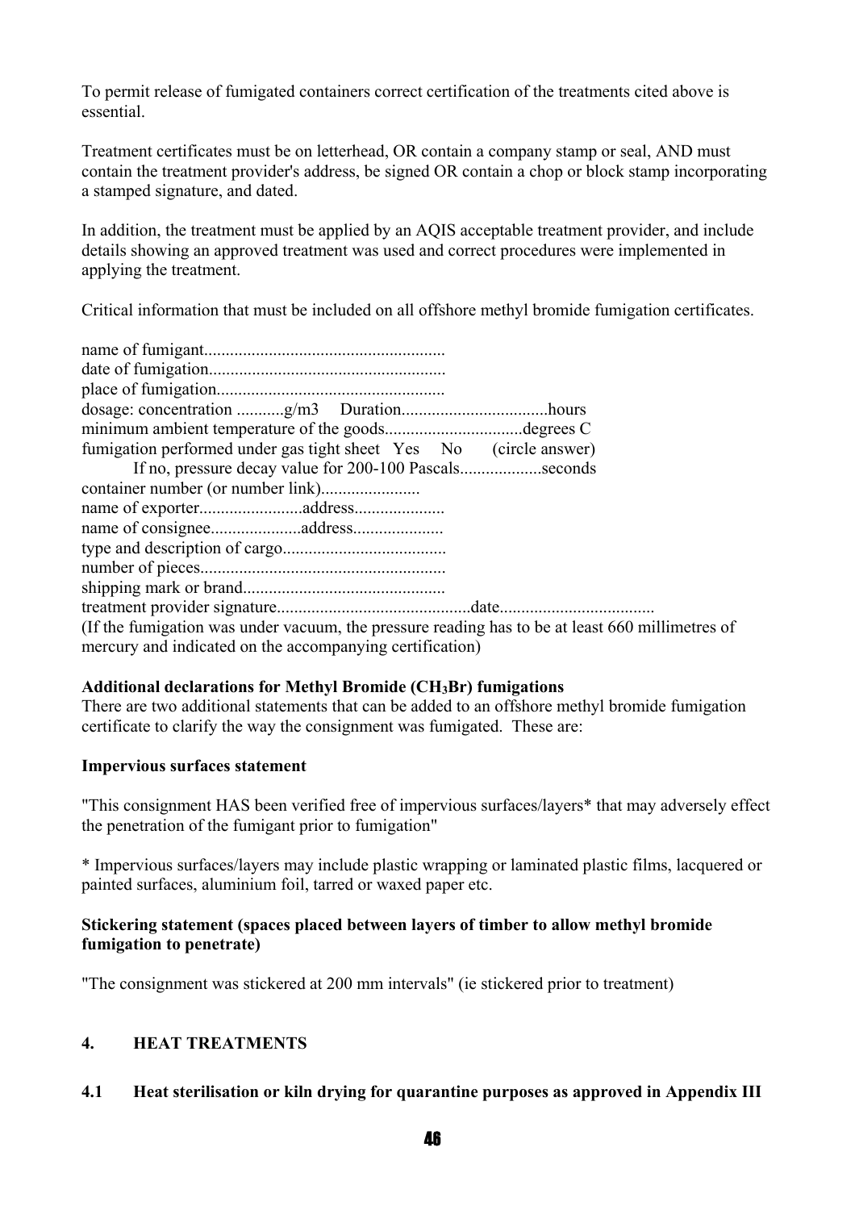To permit release of fumigated containers correct certification of the treatments cited above is essential.

Treatment certificates must be on letterhead, OR contain a company stamp or seal, AND must contain the treatment provider's address, be signed OR contain a chop or block stamp incorporating a stamped signature, and dated.

In addition, the treatment must be applied by an AQIS acceptable treatment provider, and include details showing an approved treatment was used and correct procedures were implemented in applying the treatment.

Critical information that must be included on all offshore methyl bromide fumigation certificates.

name of fumigant.......................................................
date of fumigation......................................................
place of fumigation....................................................
dosage: concentration ...........g/m3    Duration..................................hours
minimum ambient temperature of the goods................................degrees C
fumigation performed under gas tight sheet   Yes     No      (circle answer)
    If no, pressure decay value for 200-100 Pascals...................seconds
container number (or number link).......................
name of exporter........................address....................
name of consignee.....................address....................
type and description of cargo......................................
number of pieces.........................................................
shipping mark or brand..............................................
treatment provider signature............................................date...................................
(If the fumigation was under vacuum, the pressure reading has to be at least 660 millimetres of mercury and indicated on the accompanying certification)

**Additional declarations for Methyl Bromide ($CH_3Br$) fumigations**
There are two additional statements that can be added to an offshore methyl bromide fumigation certificate to clarify the way the consignment was fumigated. These are:

**Impervious surfaces statement**

"This consignment HAS been verified free of impervious surfaces/layers* that may adversely effect the penetration of the fumigant prior to fumigation"

* Impervious surfaces/layers may include plastic wrapping or laminated plastic films, lacquered or painted surfaces, aluminium foil, tarred or waxed paper etc.

**Stickering statement (spaces placed between layers of timber to allow methyl bromide fumigation to penetrate)**

"The consignment was stickered at 200 mm intervals" (ie stickered prior to treatment)

## 4. HEAT TREATMENTS

### 4.1 Heat sterilisation or kiln drying for quarantine purposes as approved in Appendix III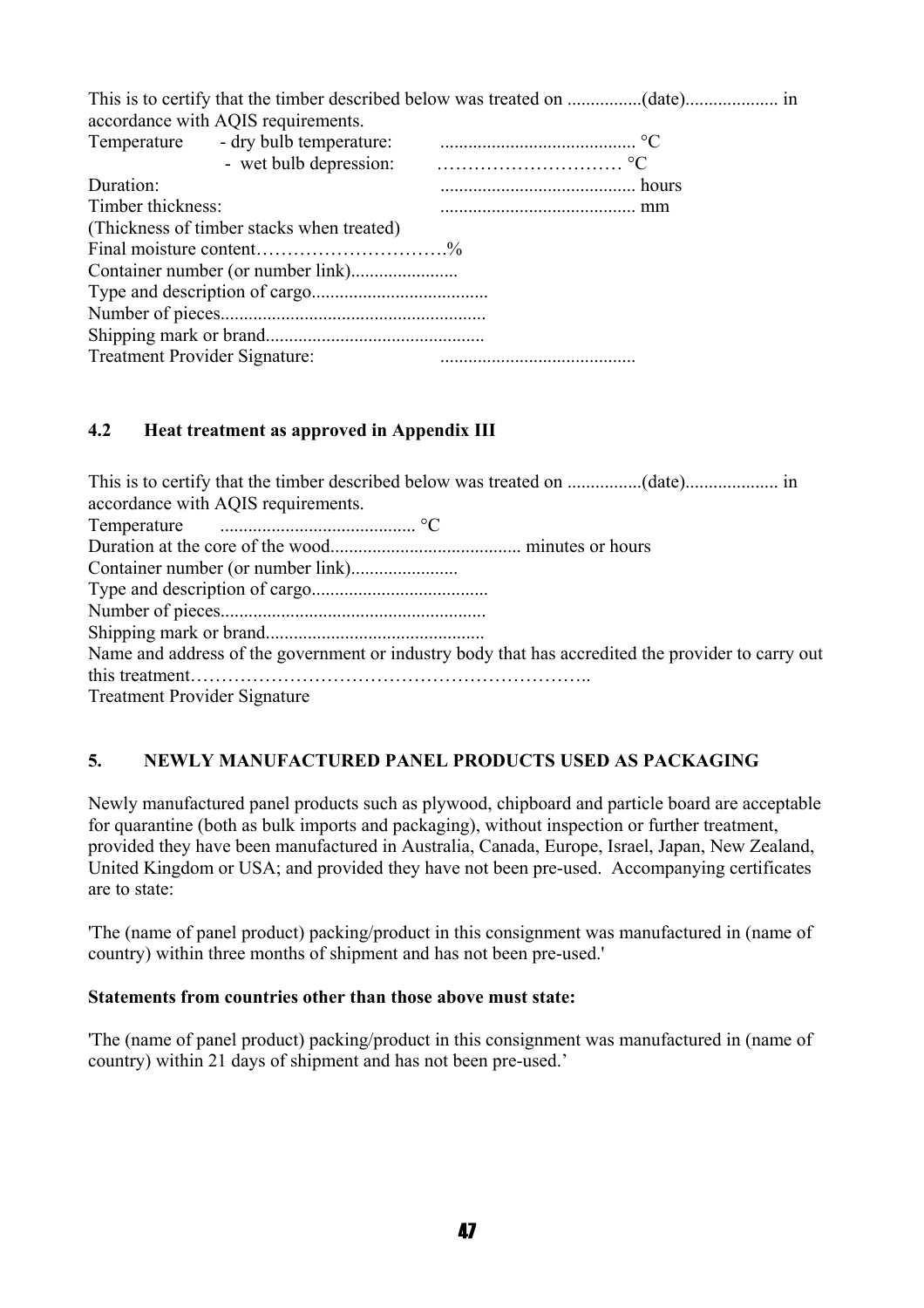This is to certify that the timber described below was treated on ................(date).................... in accordance with AQIS requirements.

Temperature - dry bulb temperature: .......................................... °C

- wet bulb depression: ………………………… °C

Duration: .......................................... hours

Timber thickness: .......................................... mm

(Thickness of timber stacks when treated)

Final moisture content………………………….%

Container number (or number link).......................

Type and description of cargo......................................

Number of pieces.........................................................

Shipping mark or brand...............................................

Treatment Provider Signature: ..........................................

#### 4.2 Heat treatment as approved in Appendix III

This is to certify that the timber described below was treated on ................(date).................... in accordance with AQIS requirements.

Temperature .......................................... °C

Duration at the core of the wood......................................... minutes or hours

Container number (or number link).......................

Type and description of cargo......................................

Number of pieces.........................................................

Shipping mark or brand...............................................

Name and address of the government or industry body that has accredited the provider to carry out this treatment……………………………………………………..

Treatment Provider Signature

### 5. NEWLY MANUFACTURED PANEL PRODUCTS USED AS PACKAGING

Newly manufactured panel products such as plywood, chipboard and particle board are acceptable for quarantine (both as bulk imports and packaging), without inspection or further treatment, provided they have been manufactured in Australia, Canada, Europe, Israel, Japan, New Zealand, United Kingdom or USA; and provided they have not been pre-used. Accompanying certificates are to state:

'The (name of panel product) packing/product in this consignment was manufactured in (name of country) within three months of shipment and has not been pre-used.'

**Statements from countries other than those above must state:**

'The (name of panel product) packing/product in this consignment was manufactured in (name of country) within 21 days of shipment and has not been pre-used.'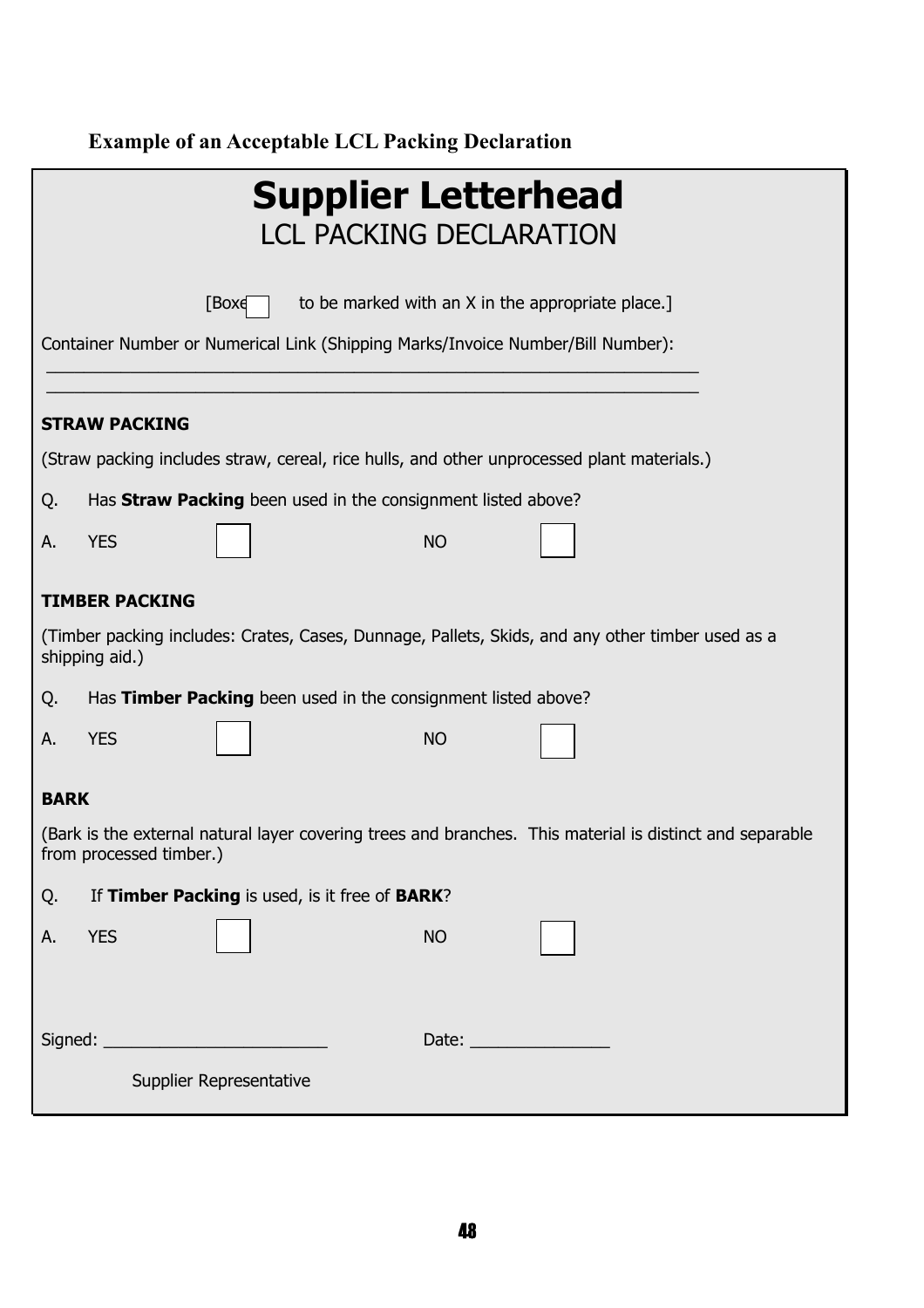**Example of an Acceptable LCL Packing Declaration**

# Supplier Letterhead

## LCL PACKING DECLARATION

[Boxes ☐ to be marked with an X in the appropriate place.]

Container Number or Numerical Link (Shipping Marks/Invoice Number/Bill Number):

\_\_\_\_\_\_\_\_\_\_\_\_\_\_\_\_\_\_\_\_\_\_\_\_\_\_\_\_\_\_\_\_\_\_\_\_\_\_\_\_\_\_\_\_\_\_\_\_\_\_\_\_\_\_\_\_\_\_\_\_\_\_\_\_\_\_

\_\_\_\_\_\_\_\_\_\_\_\_\_\_\_\_\_\_\_\_\_\_\_\_\_\_\_\_\_\_\_\_\_\_\_\_\_\_\_\_\_\_\_\_\_\_\_\_\_\_\_\_\_\_\_\_\_\_\_\_\_\_\_\_\_\_

**STRAW PACKING**

(Straw packing includes straw, cereal, rice hulls, and other unprocessed plant materials.)

Q. Has **Straw Packing** been used in the consignment listed above?

A. YES ☐ NO ☐

**TIMBER PACKING**

(Timber packing includes: Crates, Cases, Dunnage, Pallets, Skids, and any other timber used as a shipping aid.)

Q. Has **Timber Packing** been used in the consignment listed above?

A. YES ☐ NO ☐

**BARK**

(Bark is the external natural layer covering trees and branches. This material is distinct and separable from processed timber.)

Q. If **Timber Packing** is used, is it free of **BARK**?

A. YES ☐ NO ☐

Signed: \_\_\_\_\_\_\_\_\_\_\_\_\_\_\_\_\_\_\_\_\_\_\_\_ Date: \_\_\_\_\_\_\_\_\_\_\_\_\_\_\_

Supplier Representative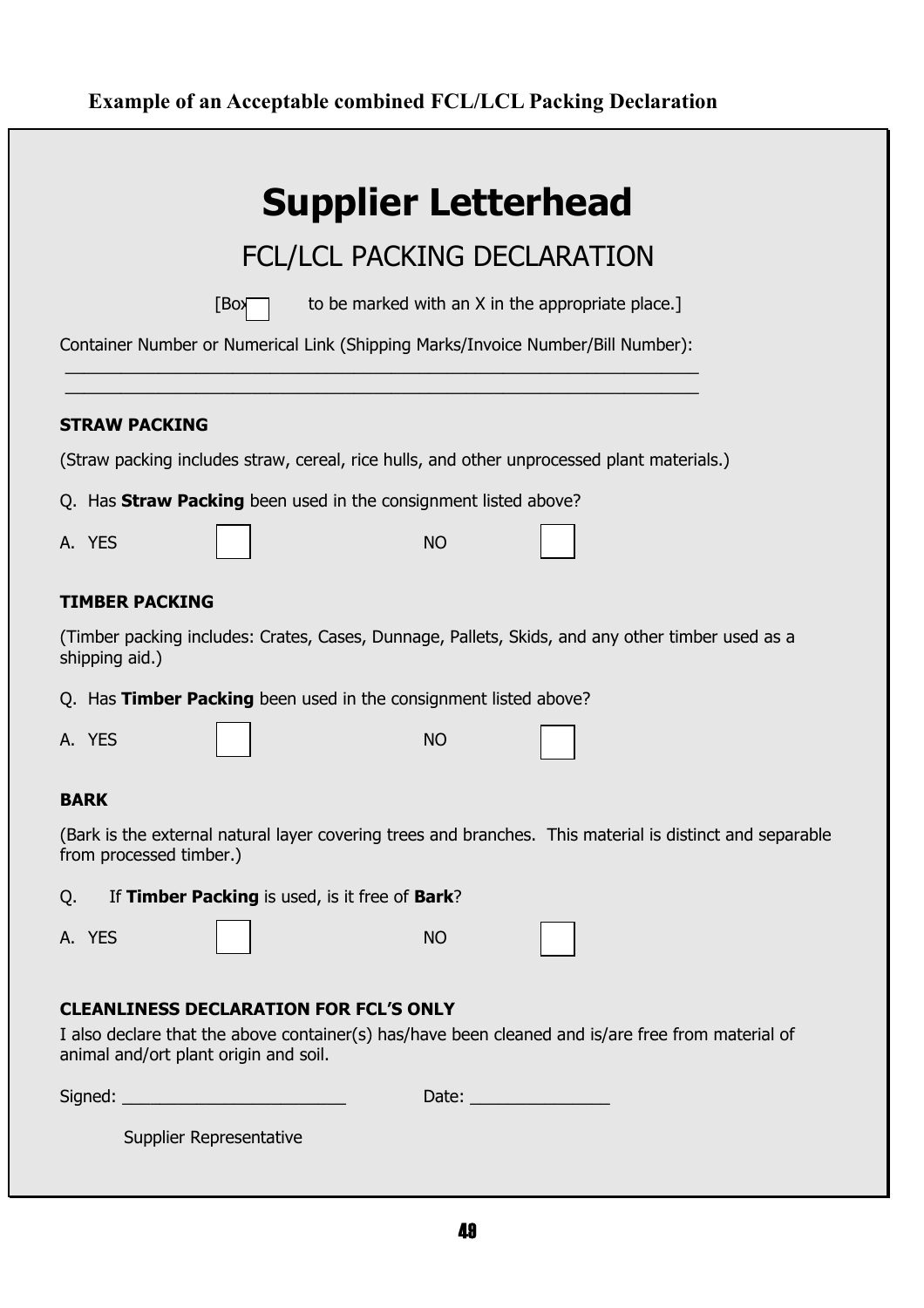**Example of an Acceptable combined FCL/LCL Packing Declaration**

# Supplier Letterhead

## FCL/LCL PACKING DECLARATION

[Box ☐ to be marked with an X in the appropriate place.]

Container Number or Numerical Link (Shipping Marks/Invoice Number/Bill Number):

\_\_\_\_\_\_\_\_\_\_\_\_\_\_\_\_\_\_\_\_\_\_\_\_\_\_\_\_\_\_\_\_\_\_\_\_\_\_\_\_\_\_\_\_\_\_\_\_\_\_\_\_\_\_\_\_\_\_\_\_\_\_\_\_\_\_

\_\_\_\_\_\_\_\_\_\_\_\_\_\_\_\_\_\_\_\_\_\_\_\_\_\_\_\_\_\_\_\_\_\_\_\_\_\_\_\_\_\_\_\_\_\_\_\_\_\_\_\_\_\_\_\_\_\_\_\_\_\_\_\_\_\_

**STRAW PACKING**

(Straw packing includes straw, cereal, rice hulls, and other unprocessed plant materials.)

Q. Has **Straw Packing** been used in the consignment listed above?

A. YES ☐ NO ☐

**TIMBER PACKING**

(Timber packing includes: Crates, Cases, Dunnage, Pallets, Skids, and any other timber used as a shipping aid.)

Q. Has **Timber Packing** been used in the consignment listed above?

A. YES ☐ NO ☐

**BARK**

(Bark is the external natural layer covering trees and branches. This material is distinct and separable from processed timber.)

Q. If **Timber Packing** is used, is it free of **Bark**?

A. YES ☐ NO ☐

**CLEANLINESS DECLARATION FOR FCL'S ONLY**

I also declare that the above container(s) has/have been cleaned and is/are free from material of animal and/ort plant origin and soil.

Signed: \_\_\_\_\_\_\_\_\_\_\_\_\_\_\_\_\_\_\_\_\_\_\_\_ Date: \_\_\_\_\_\_\_\_\_\_\_\_\_\_\_

Supplier Representative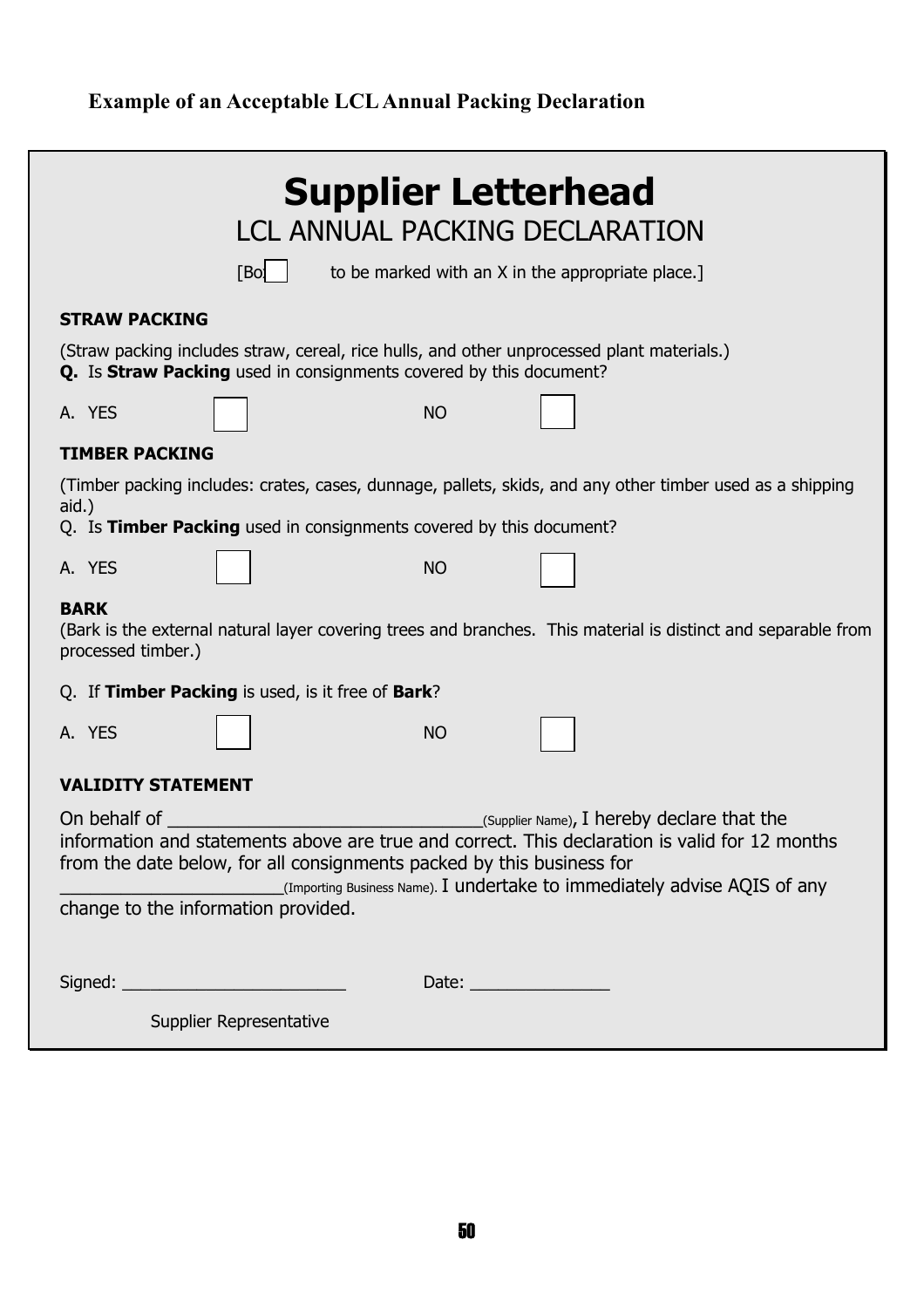**Example of an Acceptable LCL Annual Packing Declaration**

# Supplier Letterhead

## LCL ANNUAL PACKING DECLARATION

[Box ☐ to be marked with an X in the appropriate place.]

**STRAW PACKING**

(Straw packing includes straw, cereal, rice hulls, and other unprocessed plant materials.)
**Q.** Is **Straw Packing** used in consignments covered by this document?

A. YES ☐ NO ☐

**TIMBER PACKING**

(Timber packing includes: crates, cases, dunnage, pallets, skids, and any other timber used as a shipping aid.)
Q. Is **Timber Packing** used in consignments covered by this document?

A. YES ☐ NO ☐

**BARK**
(Bark is the external natural layer covering trees and branches. This material is distinct and separable from processed timber.)

Q. If **Timber Packing** is used, is it free of **Bark**?

A. YES ☐ NO ☐

**VALIDITY STATEMENT**

On behalf of ______________________________(Supplier Name), I hereby declare that the information and statements above are true and correct. This declaration is valid for 12 months from the date below, for all consignments packed by this business for ______________________(Importing Business Name). I undertake to immediately advise AQIS of any change to the information provided.

Signed: ________________________ Date: ______________

Supplier Representative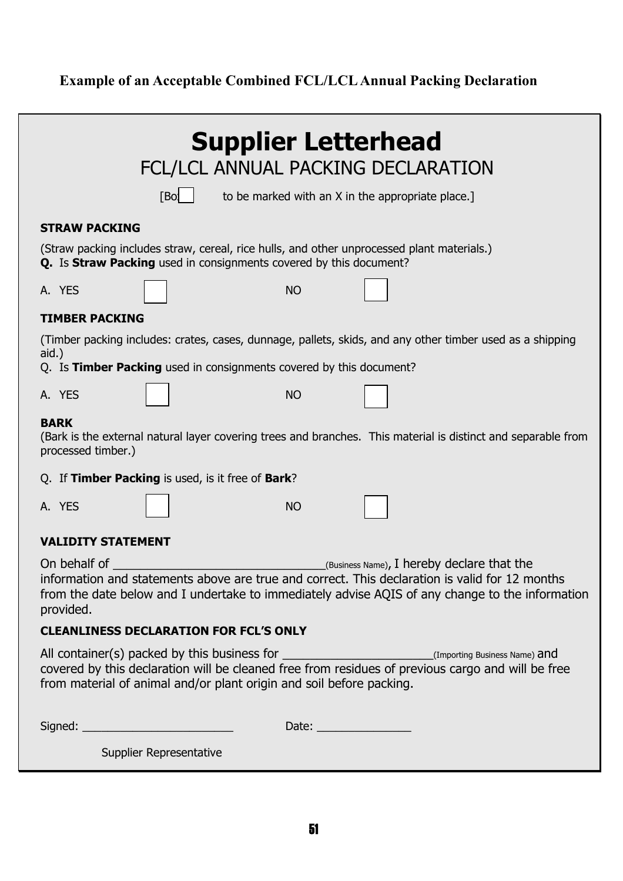# Example of an Acceptable Combined FCL/LCL Annual Packing Declaration

## Supplier Letterhead

### FCL/LCL ANNUAL PACKING DECLARATION

[Box ☐ to be marked with an X in the appropriate place.]

**STRAW PACKING**

(Straw packing includes straw, cereal, rice hulls, and other unprocessed plant materials.)
**Q.** Is **Straw Packing** used in consignments covered by this document?

A. YES ☐ NO ☐

**TIMBER PACKING**

(Timber packing includes: crates, cases, dunnage, pallets, skids, and any other timber used as a shipping aid.)
Q. Is **Timber Packing** used in consignments covered by this document?

A. YES ☐ NO ☐

**BARK**
(Bark is the external natural layer covering trees and branches. This material is distinct and separable from processed timber.)

Q. If **Timber Packing** is used, is it free of **Bark**?

A. YES ☐ NO ☐

**VALIDITY STATEMENT**

On behalf of ________________________________(Business Name), I hereby declare that the information and statements above are true and correct. This declaration is valid for 12 months from the date below and I undertake to immediately advise AQIS of any change to the information provided.

**CLEANLINESS DECLARATION FOR FCL'S ONLY**

All container(s) packed by this business for ______________________(Importing Business Name) and covered by this declaration will be cleaned free from residues of previous cargo and will be free from material of animal and/or plant origin and soil before packing.

Signed: ________________________ Date: _______________

Supplier Representative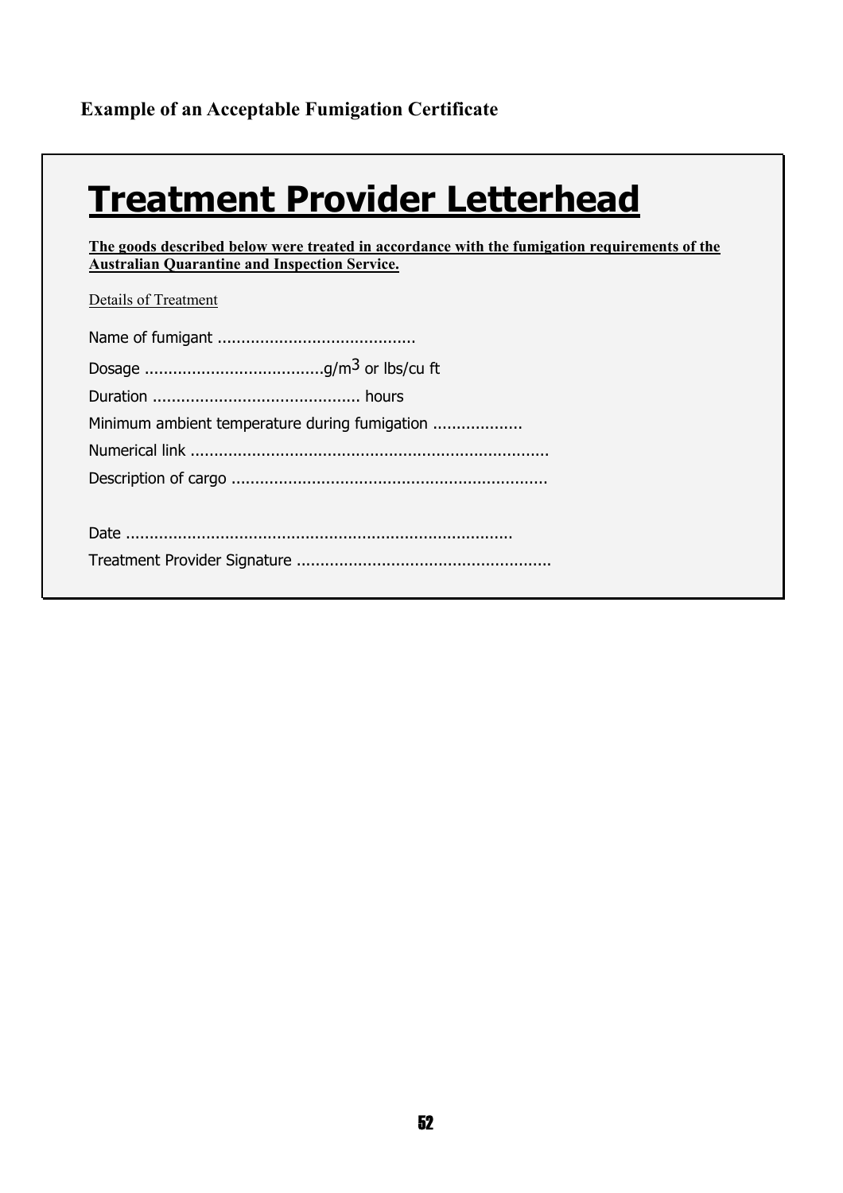**Example of an Acceptable Fumigation Certificate**

# Treatment Provider Letterhead

**The goods described below were treated in accordance with the fumigation requirements of the Australian Quarantine and Inspection Service.**

Details of Treatment

Name of fumigant ..........................................

Dosage ......................................g/m$^3$ or lbs/cu ft

Duration ............................................ hours

Minimum ambient temperature during fumigation ...................

Numerical link ...........................................................................

Description of cargo ..................................................................

Date ................................................................................

Treatment Provider Signature .....................................................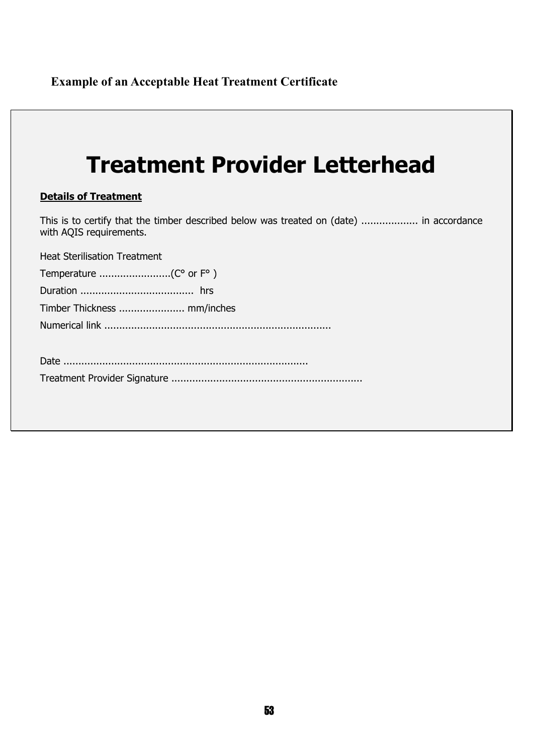### Example of an Acceptable Heat Treatment Certificate

# Treatment Provider Letterhead

**Details of Treatment**

This is to certify that the timber described below was treated on (date) ................... in accordance with AQIS requirements.

Heat Sterilisation Treatment

Temperature ........................(C° or F° )

Duration ...................................... hrs

Timber Thickness ...................... mm/inches

Numerical link ...........................................................................

Date ..................................................................................

Treatment Provider Signature ................................................................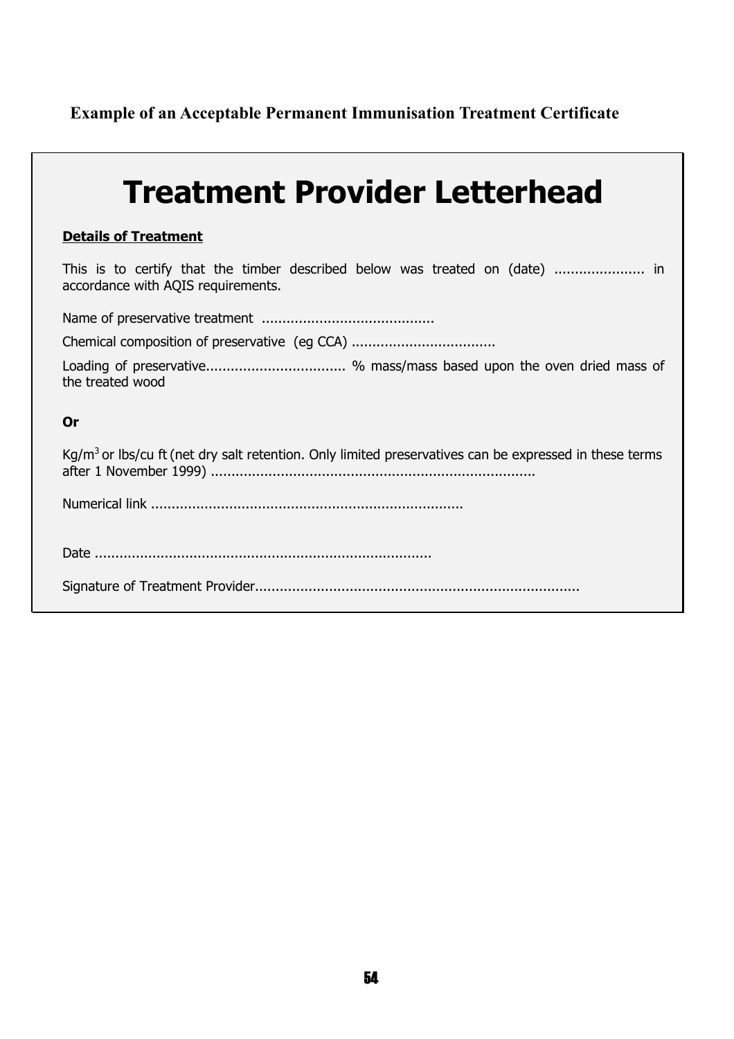**Example of an Acceptable Permanent Immunisation Treatment Certificate**

# Treatment Provider Letterhead

**Details of Treatment**

This is to certify that the timber described below was treated on (date) ...................... in accordance with AQIS requirements.

Name of preservative treatment ..........................................

Chemical composition of preservative (eg CCA) ...................................

Loading of preservative.................................. % mass/mass based upon the oven dried mass of the treated wood

**Or**

$Kg/m^3$ or lbs/cu ft (net dry salt retention. Only limited preservatives can be expressed in these terms after 1 November 1999) ..............................................................................

Numerical link ...........................................................................

Date .................................................................................

Signature of Treatment Provider..............................................................................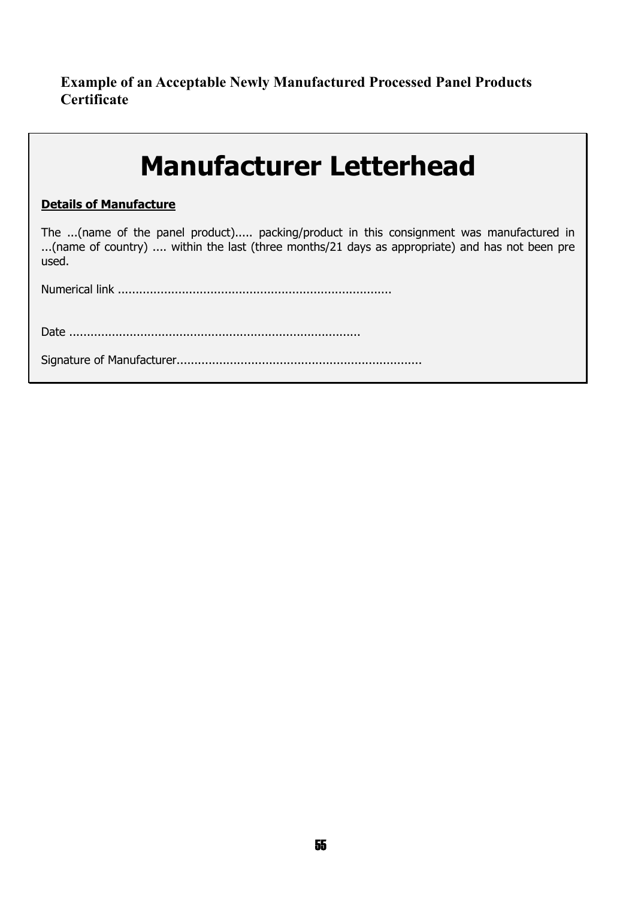**Example of an Acceptable Newly Manufactured Processed Panel Products Certificate**

# Manufacturer Letterhead

**Details of Manufacture**

The ...(name of the panel product)..... packing/product in this consignment was manufactured in ...(name of country) .... within the last (three months/21 days as appropriate) and has not been pre used.

Numerical link ...........................................................................

Date ................................................................................

Signature of Manufacturer....................................................................